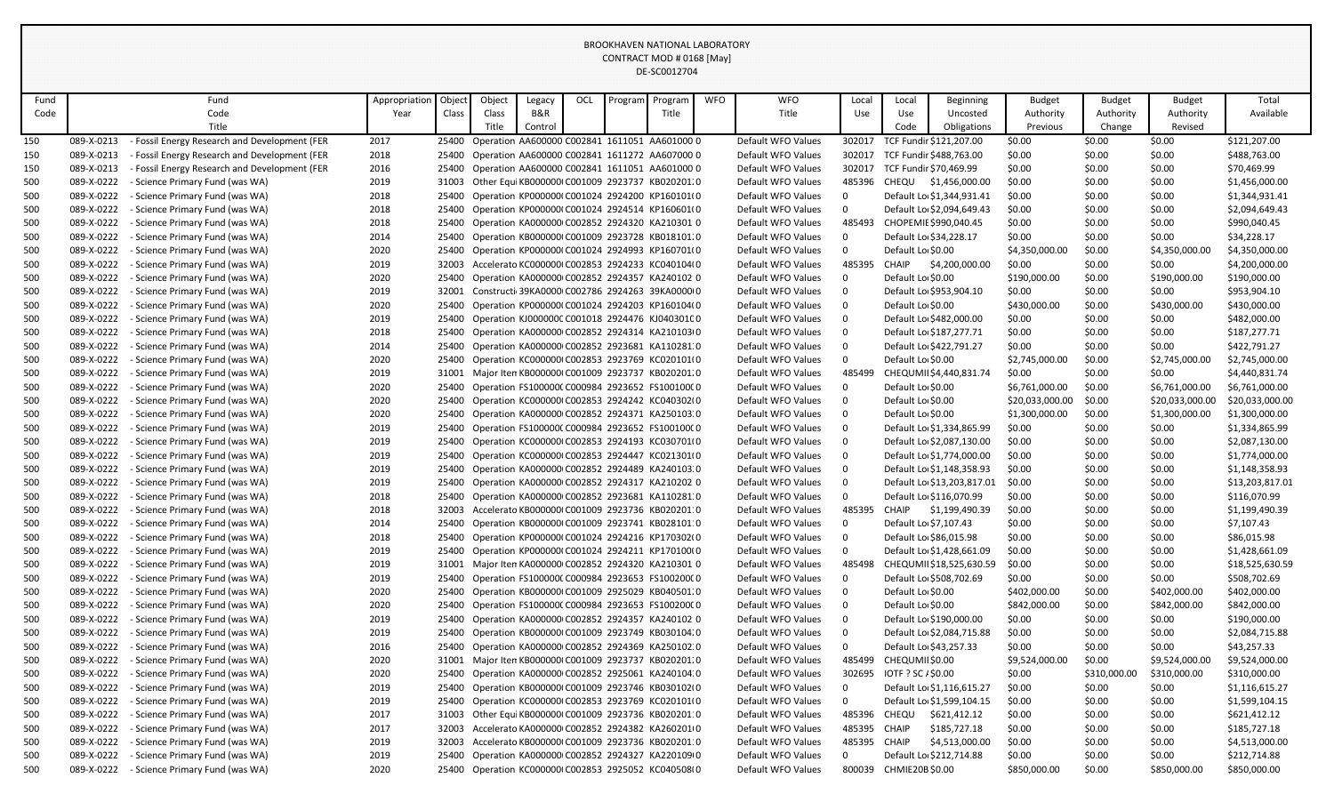# BROOKHAVEN NATIONAL LABORATORY

CONTRACT MOD # 0168 [May]

DE-SC0012704

| Fund Code | Fund Code Title | Appropriation Year | Object Class | Object Class Title | Legacy B&R Control | OCL | Program | Program Title | WFO | WFO Title | Local Use | Local Use Code | Beginning Uncosted Obligations | Budget Authority Previous | Budget Authority Change | Budget Authority Revised | Total Available |
|---|---|---|---|---|---|---|---|---|---|---|---|---|---|---|---|---|---|
| 150 | 089-X-0213 - Fossil Energy Research and Development (FER | 2017 | 25400 | Operation | AA600000 | C002841 | 1611051 | AA601000 | 0 | Default WFO Values | 302017 | TCF Fundir | $121,207.00 | $0.00 | $0.00 | $0.00 | $121,207.00 |
| 150 | 089-X-0213 - Fossil Energy Research and Development (FER | 2018 | 25400 | Operation | AA600000 | C002841 | 1611272 | AA607000 | 0 | Default WFO Values | 302017 | TCF Fundir | $488,763.00 | $0.00 | $0.00 | $0.00 | $488,763.00 |
| 150 | 089-X-0213 - Fossil Energy Research and Development (FER | 2016 | 25400 | Operation | AA600000 | C002841 | 1611051 | AA601000 | 0 | Default WFO Values | 302017 | TCF Fundir | $70,469.99 | $0.00 | $0.00 | $0.00 | $70,469.99 |
| 500 | 089-X-0222 - Science Primary Fund (was WA) | 2019 | 31003 | Other Equi | KB000000 | C001009 | 2923737 | KB020201 | 0 | Default WFO Values | 485396 | CHEQU | $1,456,000.00 | $0.00 | $0.00 | $0.00 | $1,456,000.00 |
| 500 | 089-X-0222 - Science Primary Fund (was WA) | 2018 | 25400 | Operation | KP000000 | C001024 | 2924200 | KP160101 | 0 | Default WFO Values | 0 | Default Lo | $1,344,931.41 | $0.00 | $0.00 | $0.00 | $1,344,931.41 |
| 500 | 089-X-0222 - Science Primary Fund (was WA) | 2018 | 25400 | Operation | KP000000 | C001024 | 2924514 | KP160601 | 0 | Default WFO Values | 0 | Default Lo | $2,094,649.43 | $0.00 | $0.00 | $0.00 | $2,094,649.43 |
| 500 | 089-X-0222 - Science Primary Fund (was WA) | 2018 | 25400 | Operation | KA000000 | C002852 | 2924320 | KA210301 | 0 | Default WFO Values | 485493 | CHOPEMIE | $990,040.45 | $0.00 | $0.00 | $0.00 | $990,040.45 |
| 500 | 089-X-0222 - Science Primary Fund (was WA) | 2014 | 25400 | Operation | KB000000 | C001009 | 2923728 | KB018101 | 0 | Default WFO Values | 0 | Default Lo | $34,228.17 | $0.00 | $0.00 | $0.00 | $34,228.17 |
| 500 | 089-X-0222 - Science Primary Fund (was WA) | 2020 | 25400 | Operation | KP000000 | C001024 | 2924993 | KP160701 | 0 | Default WFO Values | 0 | Default Lo | $0.00 | $4,350,000.00 | $0.00 | $4,350,000.00 | $4,350,000.00 |
| 500 | 089-X-0222 - Science Primary Fund (was WA) | 2019 | 32003 | Accelerato | KC000000 | C002853 | 2924233 | KC040104 | 0 | Default WFO Values | 485395 | CHAIP | $4,200,000.00 | $0.00 | $0.00 | $0.00 | $4,200,000.00 |
| 500 | 089-X-0222 - Science Primary Fund (was WA) | 2020 | 25400 | Operation | KA000000 | C002852 | 2924357 | KA240102 | 0 | Default WFO Values | 0 | Default Lo | $0.00 | $190,000.00 | $0.00 | $190,000.00 | $190,000.00 |
| 500 | 089-X-0222 - Science Primary Fund (was WA) | 2019 | 32001 | Constructi | 39KA0000 | C002786 | 2924263 | 39KA0000 | 0 | Default WFO Values | 0 | Default Lo | $953,904.10 | $0.00 | $0.00 | $0.00 | $953,904.10 |
| 500 | 089-X-0222 - Science Primary Fund (was WA) | 2020 | 25400 | Operation | KP000000 | C001024 | 2924203 | KP160104 | 0 | Default WFO Values | 0 | Default Lo | $0.00 | $430,000.00 | $0.00 | $430,000.00 | $430,000.00 |
| 500 | 089-X-0222 - Science Primary Fund (was WA) | 2019 | 25400 | Operation | KJ000000 | C001018 | 2924476 | KJ040301 | 0 | Default WFO Values | 0 | Default Lo | $482,000.00 | $0.00 | $0.00 | $0.00 | $482,000.00 |
| 500 | 089-X-0222 - Science Primary Fund (was WA) | 2018 | 25400 | Operation | KA000000 | C002852 | 2924314 | KA210103 | 0 | Default WFO Values | 0 | Default Lo | $187,277.71 | $0.00 | $0.00 | $0.00 | $187,277.71 |
| 500 | 089-X-0222 - Science Primary Fund (was WA) | 2014 | 25400 | Operation | KA000000 | C002852 | 2923681 | KA110281 | 0 | Default WFO Values | 0 | Default Lo | $422,791.27 | $0.00 | $0.00 | $0.00 | $422,791.27 |
| 500 | 089-X-0222 - Science Primary Fund (was WA) | 2020 | 25400 | Operation | KC000000 | C002853 | 2923769 | KC020101 | 0 | Default WFO Values | 0 | Default Lo | $0.00 | $2,745,000.00 | $0.00 | $2,745,000.00 | $2,745,000.00 |
| 500 | 089-X-0222 - Science Primary Fund (was WA) | 2019 | 31001 | Major Iten | KB000000 | C001009 | 2923737 | KB020201 | 0 | Default WFO Values | 485499 | CHEQUMII | $4,440,831.74 | $0.00 | $0.00 | $0.00 | $4,440,831.74 |
| 500 | 089-X-0222 - Science Primary Fund (was WA) | 2020 | 25400 | Operation | FS100000 | C000984 | 2923652 | FS100100 | 0 | Default WFO Values | 0 | Default Lo | $0.00 | $6,761,000.00 | $0.00 | $6,761,000.00 | $6,761,000.00 |
| 500 | 089-X-0222 - Science Primary Fund (was WA) | 2020 | 25400 | Operation | KC000000 | C002853 | 2924242 | KC040302 | 0 | Default WFO Values | 0 | Default Lo | $0.00 | $20,033,000.00 | $0.00 | $20,033,000.00 | $20,033,000.00 |
| 500 | 089-X-0222 - Science Primary Fund (was WA) | 2020 | 25400 | Operation | KA000000 | C002852 | 2924371 | KA250103 | 0 | Default WFO Values | 0 | Default Lo | $0.00 | $1,300,000.00 | $0.00 | $1,300,000.00 | $1,300,000.00 |
| 500 | 089-X-0222 - Science Primary Fund (was WA) | 2019 | 25400 | Operation | FS100000 | C000984 | 2923652 | FS100100 | 0 | Default WFO Values | 0 | Default Lo | $1,334,865.99 | $0.00 | $0.00 | $0.00 | $1,334,865.99 |
| 500 | 089-X-0222 - Science Primary Fund (was WA) | 2019 | 25400 | Operation | KC000000 | C002853 | 2924193 | KC030701 | 0 | Default WFO Values | 0 | Default Lo | $2,087,130.00 | $0.00 | $0.00 | $0.00 | $2,087,130.00 |
| 500 | 089-X-0222 - Science Primary Fund (was WA) | 2019 | 25400 | Operation | KC000000 | C002853 | 2924447 | KC021301 | 0 | Default WFO Values | 0 | Default Lo | $1,774,000.00 | $0.00 | $0.00 | $0.00 | $1,774,000.00 |
| 500 | 089-X-0222 - Science Primary Fund (was WA) | 2019 | 25400 | Operation | KA000000 | C002852 | 2924489 | KA240103 | 0 | Default WFO Values | 0 | Default Lo | $1,148,358.93 | $0.00 | $0.00 | $0.00 | $1,148,358.93 |
| 500 | 089-X-0222 - Science Primary Fund (was WA) | 2019 | 25400 | Operation | KA000000 | C002852 | 2924317 | KA210202 | 0 | Default WFO Values | 0 | Default Lo | $13,203,817.01 | $0.00 | $0.00 | $0.00 | $13,203,817.01 |
| 500 | 089-X-0222 - Science Primary Fund (was WA) | 2018 | 25400 | Operation | KA000000 | C002852 | 2923681 | KA110281 | 0 | Default WFO Values | 0 | Default Lo | $116,070.99 | $0.00 | $0.00 | $0.00 | $116,070.99 |
| 500 | 089-X-0222 - Science Primary Fund (was WA) | 2018 | 32003 | Accelerato | KB000000 | C001009 | 2923736 | KB020201 | 0 | Default WFO Values | 485395 | CHAIP | $1,199,490.39 | $0.00 | $0.00 | $0.00 | $1,199,490.39 |
| 500 | 089-X-0222 - Science Primary Fund (was WA) | 2014 | 25400 | Operation | KB000000 | C001009 | 2923741 | KB028101 | 0 | Default WFO Values | 0 | Default Lo | $7,107.43 | $0.00 | $0.00 | $0.00 | $7,107.43 |
| 500 | 089-X-0222 - Science Primary Fund (was WA) | 2018 | 25400 | Operation | KP000000 | C001024 | 2924216 | KP170302 | 0 | Default WFO Values | 0 | Default Lo | $86,015.98 | $0.00 | $0.00 | $0.00 | $86,015.98 |
| 500 | 089-X-0222 - Science Primary Fund (was WA) | 2019 | 25400 | Operation | KP000000 | C001024 | 2924211 | KP170100 | 0 | Default WFO Values | 0 | Default Lo | $1,428,661.09 | $0.00 | $0.00 | $0.00 | $1,428,661.09 |
| 500 | 089-X-0222 - Science Primary Fund (was WA) | 2019 | 31001 | Major Iten | KA000000 | C002852 | 2924320 | KA210301 | 0 | Default WFO Values | 485498 | CHEQUMII | $18,525,630.59 | $0.00 | $0.00 | $0.00 | $18,525,630.59 |
| 500 | 089-X-0222 - Science Primary Fund (was WA) | 2019 | 25400 | Operation | FS100000 | C000984 | 2923653 | FS100200 | 0 | Default WFO Values | 0 | Default Lo | $508,702.69 | $0.00 | $0.00 | $0.00 | $508,702.69 |
| 500 | 089-X-0222 - Science Primary Fund (was WA) | 2020 | 25400 | Operation | KB000000 | C001009 | 2925029 | KB040501 | 0 | Default WFO Values | 0 | Default Lo | $0.00 | $402,000.00 | $0.00 | $402,000.00 | $402,000.00 |
| 500 | 089-X-0222 - Science Primary Fund (was WA) | 2020 | 25400 | Operation | FS100000 | C000984 | 2923653 | FS100200 | 0 | Default WFO Values | 0 | Default Lo | $0.00 | $842,000.00 | $0.00 | $842,000.00 | $842,000.00 |
| 500 | 089-X-0222 - Science Primary Fund (was WA) | 2019 | 25400 | Operation | KA000000 | C002852 | 2924357 | KA240102 | 0 | Default WFO Values | 0 | Default Lo | $190,000.00 | $0.00 | $0.00 | $0.00 | $190,000.00 |
| 500 | 089-X-0222 - Science Primary Fund (was WA) | 2019 | 25400 | Operation | KB000000 | C001009 | 2923749 | KB030104 | 0 | Default WFO Values | 0 | Default Lo | $2,084,715.88 | $0.00 | $0.00 | $0.00 | $2,084,715.88 |
| 500 | 089-X-0222 - Science Primary Fund (was WA) | 2016 | 25400 | Operation | KA000000 | C002852 | 2924369 | KA250102 | 0 | Default WFO Values | 0 | Default Lo | $43,257.33 | $0.00 | $0.00 | $0.00 | $43,257.33 |
| 500 | 089-X-0222 - Science Primary Fund (was WA) | 2020 | 31001 | Major Iten | KB000000 | C001009 | 2923737 | KB020201 | 0 | Default WFO Values | 485499 | CHEQUMII | $0.00 | $9,524,000.00 | $0.00 | $9,524,000.00 | $9,524,000.00 |
| 500 | 089-X-0222 - Science Primary Fund (was WA) | 2020 | 25400 | Operation | KA000000 | C002852 | 2925061 | KA240104 | 0 | Default WFO Values | 302695 | IOTF ? SC / | $0.00 | $0.00 | $310,000.00 | $310,000.00 | $310,000.00 |
| 500 | 089-X-0222 - Science Primary Fund (was WA) | 2019 | 25400 | Operation | KB000000 | C001009 | 2923746 | KB030102 | 0 | Default WFO Values | 0 | Default Lo | $1,116,615.27 | $0.00 | $0.00 | $0.00 | $1,116,615.27 |
| 500 | 089-X-0222 - Science Primary Fund (was WA) | 2019 | 25400 | Operation | KC000000 | C002853 | 2923769 | KC020101 | 0 | Default WFO Values | 0 | Default Lo | $1,599,104.15 | $0.00 | $0.00 | $0.00 | $1,599,104.15 |
| 500 | 089-X-0222 - Science Primary Fund (was WA) | 2017 | 31003 | Other Equi | KB000000 | C001009 | 2923736 | KB020201 | 0 | Default WFO Values | 485396 | CHEQU | $621,412.12 | $0.00 | $0.00 | $0.00 | $621,412.12 |
| 500 | 089-X-0222 - Science Primary Fund (was WA) | 2017 | 32003 | Accelerato | KA000000 | C002852 | 2924382 | KA260201 | 0 | Default WFO Values | 485395 | CHAIP | $185,727.18 | $0.00 | $0.00 | $0.00 | $185,727.18 |
| 500 | 089-X-0222 - Science Primary Fund (was WA) | 2019 | 32003 | Accelerato | KB000000 | C001009 | 2923736 | KB020201 | 0 | Default WFO Values | 485395 | CHAIP | $4,513,000.00 | $0.00 | $0.00 | $0.00 | $4,513,000.00 |
| 500 | 089-X-0222 - Science Primary Fund (was WA) | 2019 | 25400 | Operation | KA000000 | C002852 | 2924327 | KA220109 | 0 | Default WFO Values | 0 | Default Lo | $212,714.88 | $0.00 | $0.00 | $0.00 | $212,714.88 |
| 500 | 089-X-0222 - Science Primary Fund (was WA) | 2020 | 25400 | Operation | KC000000 | C002853 | 2925052 | KC040508 | 0 | Default WFO Values | 800039 | CHMIE20B | $0.00 | $850,000.00 | $0.00 | $850,000.00 | $850,000.00 |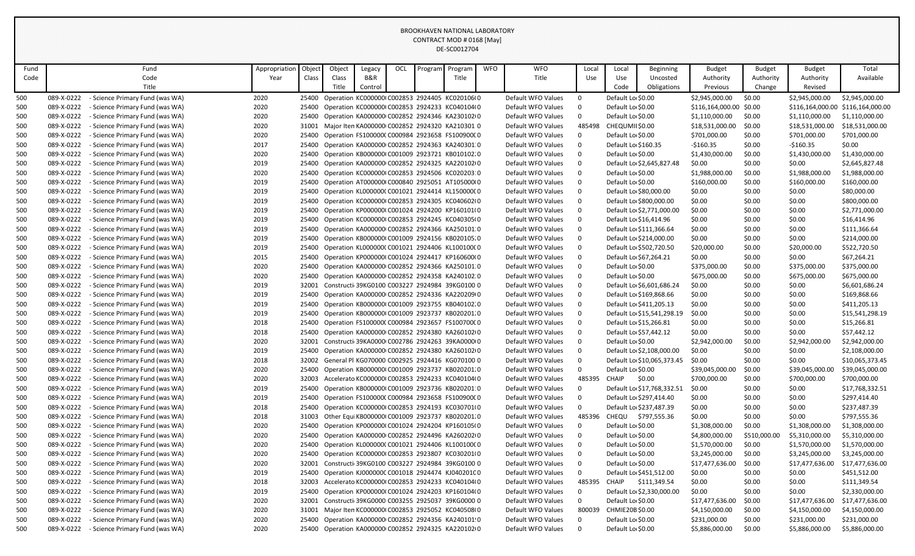BROOKHAVEN NATIONAL LABORATORY
CONTRACT MOD # 0168 [May]
DE-SC0012704

| Fund Code | Fund Code Title | Appropriation Year | Object Class | Object Class Title | Legacy B&R Control | OCL | Program | Program Title | WFO | WFO Title | Local Use | Local Use Code | Beginning Uncosted Obligations | Budget Authority Previous | Budget Authority Change | Budget Authority Revised | Total Available |
|---|---|---|---|---|---|---|---|---|---|---|---|---|---|---|---|---|---|
| 500 | 089-X-0222 - Science Primary Fund (was WA) | 2020 | 25400 | Operation | KC000000( | C002853 | 2924405 | KC020106( | 0 | Default WFO Values | 0 | Default Lo | $0.00 | $2,945,000.00 | $0.00 | $2,945,000.00 | $2,945,000.00 |
| 500 | 089-X-0222 - Science Primary Fund (was WA) | 2020 | 25400 | Operation | KC000000( | C002853 | 2924233 | KC040104( | 0 | Default WFO Values | 0 | Default Lo | $0.00 | $116,164,000.00 | $0.00 | $116,164,000.00 | $116,164,000.00 |
| 500 | 089-X-0222 - Science Primary Fund (was WA) | 2020 | 25400 | Operation | KA000000( | C002852 | 2924346 | KA230102( | 0 | Default WFO Values | 0 | Default Lo | $0.00 | $1,110,000.00 | $0.00 | $1,110,000.00 | $1,110,000.00 |
| 500 | 089-X-0222 - Science Primary Fund (was WA) | 2020 | 31001 | Major Item | KA000000( | C002852 | 2924320 | KA210301 | 0 | Default WFO Values | 485498 | CHEQUMII | $0.00 | $18,531,000.00 | $0.00 | $18,531,000.00 | $18,531,000.00 |
| 500 | 089-X-0222 - Science Primary Fund (was WA) | 2020 | 25400 | Operation | FS100000( | C000984 | 2923658 | FS100900( | 0 | Default WFO Values | 0 | Default Lo | $0.00 | $701,000.00 | $0.00 | $701,000.00 | $701,000.00 |
| 500 | 089-X-0222 - Science Primary Fund (was WA) | 2017 | 25400 | Operation | KA000000( | C002852 | 2924363 | KA240301 | 0 | Default WFO Values | 0 | Default Lo | $160.35 | -$160.35 | $0.00 | -$160.35 | $0.00 |
| 500 | 089-X-0222 - Science Primary Fund (was WA) | 2020 | 25400 | Operation | KB000000( | C001009 | 2923721 | KB010102 | 0 | Default WFO Values | 0 | Default Lo | $0.00 | $1,430,000.00 | $0.00 | $1,430,000.00 | $1,430,000.00 |
| 500 | 089-X-0222 - Science Primary Fund (was WA) | 2019 | 25400 | Operation | KA000000( | C002852 | 2924325 | KA220102( | 0 | Default WFO Values | 0 | Default Lo | $2,645,827.48 | $0.00 | $0.00 | $0.00 | $2,645,827.48 |
| 500 | 089-X-0222 - Science Primary Fund (was WA) | 2020 | 25400 | Operation | KC000000( | C002853 | 2924506 | KC020203 | 0 | Default WFO Values | 0 | Default Lo | $0.00 | $1,988,000.00 | $0.00 | $1,988,000.00 | $1,988,000.00 |
| 500 | 089-X-0222 - Science Primary Fund (was WA) | 2019 | 25400 | Operation | AT000000( | C000840 | 2925051 | AT105000( | 0 | Default WFO Values | 0 | Default Lo | $0.00 | $160,000.00 | $0.00 | $160,000.00 | $160,000.00 |
| 500 | 089-X-0222 - Science Primary Fund (was WA) | 2019 | 25400 | Operation | KL000000( | C001021 | 2924414 | KL150000( | 0 | Default WFO Values | 0 | Default Lo | $80,000.00 | $0.00 | $0.00 | $0.00 | $80,000.00 |
| 500 | 089-X-0222 - Science Primary Fund (was WA) | 2019 | 25400 | Operation | KC000000( | C002853 | 2924305 | KC040602( | 0 | Default WFO Values | 0 | Default Lo | $800,000.00 | $0.00 | $0.00 | $0.00 | $800,000.00 |
| 500 | 089-X-0222 - Science Primary Fund (was WA) | 2019 | 25400 | Operation | KP000000( | C001024 | 2924200 | KP160101( | 0 | Default WFO Values | 0 | Default Lo | $2,771,000.00 | $0.00 | $0.00 | $0.00 | $2,771,000.00 |
| 500 | 089-X-0222 - Science Primary Fund (was WA) | 2019 | 25400 | Operation | KC000000( | C002853 | 2924245 | KC040305( | 0 | Default WFO Values | 0 | Default Lo | $16,414.96 | $0.00 | $0.00 | $0.00 | $16,414.96 |
| 500 | 089-X-0222 - Science Primary Fund (was WA) | 2019 | 25400 | Operation | KA000000( | C002852 | 2924366 | KA250101 | 0 | Default WFO Values | 0 | Default Lo | $111,366.64 | $0.00 | $0.00 | $0.00 | $111,366.64 |
| 500 | 089-X-0222 - Science Primary Fund (was WA) | 2019 | 25400 | Operation | KB000000( | C001009 | 2924156 | KB020105 | 0 | Default WFO Values | 0 | Default Lo | $214,000.00 | $0.00 | $0.00 | $0.00 | $214,000.00 |
| 500 | 089-X-0222 - Science Primary Fund (was WA) | 2019 | 25400 | Operation | KL000000( | C001021 | 2924406 | KL100100( | 0 | Default WFO Values | 0 | Default Lo | $502,720.50 | $20,000.00 | $0.00 | $20,000.00 | $522,720.50 |
| 500 | 089-X-0222 - Science Primary Fund (was WA) | 2015 | 25400 | Operation | KP000000( | C001024 | 2924417 | KP160600( | 0 | Default WFO Values | 0 | Default Lo | $67,264.21 | $0.00 | $0.00 | $0.00 | $67,264.21 |
| 500 | 089-X-0222 - Science Primary Fund (was WA) | 2020 | 25400 | Operation | KA000000( | C002852 | 2924366 | KA250101 | 0 | Default WFO Values | 0 | Default Lo | $0.00 | $375,000.00 | $0.00 | $375,000.00 | $375,000.00 |
| 500 | 089-X-0222 - Science Primary Fund (was WA) | 2020 | 25400 | Operation | KA000000( | C002852 | 2924358 | KA240102 | 0 | Default WFO Values | 0 | Default Lo | $0.00 | $675,000.00 | $0.00 | $675,000.00 | $675,000.00 |
| 500 | 089-X-0222 - Science Primary Fund (was WA) | 2019 | 32001 | Constructi | 39KG0100 | C003227 | 2924984 | 39KG0100 | 0 | Default WFO Values | 0 | Default Lo | $6,601,686.24 | $0.00 | $0.00 | $0.00 | $6,601,686.24 |
| 500 | 089-X-0222 - Science Primary Fund (was WA) | 2019 | 25400 | Operation | KA000000( | C002852 | 2924336 | KA220209( | 0 | Default WFO Values | 0 | Default Lo | $169,868.66 | $0.00 | $0.00 | $0.00 | $169,868.66 |
| 500 | 089-X-0222 - Science Primary Fund (was WA) | 2019 | 25400 | Operation | KB000000( | C001009 | 2923755 | KB040102 | 0 | Default WFO Values | 0 | Default Lo | $411,205.13 | $0.00 | $0.00 | $0.00 | $411,205.13 |
| 500 | 089-X-0222 - Science Primary Fund (was WA) | 2019 | 25400 | Operation | KB000000( | C001009 | 2923737 | KB020201 | 0 | Default WFO Values | 0 | Default Lo | $15,541,298.19 | $0.00 | $0.00 | $0.00 | $15,541,298.19 |
| 500 | 089-X-0222 - Science Primary Fund (was WA) | 2018 | 25400 | Operation | FS100000( | C000984 | 2923657 | FS100700( | 0 | Default WFO Values | 0 | Default Lo | $15,266.81 | $0.00 | $0.00 | $0.00 | $15,266.81 |
| 500 | 089-X-0222 - Science Primary Fund (was WA) | 2018 | 25400 | Operation | KA000000( | C002852 | 2924380 | KA260102( | 0 | Default WFO Values | 0 | Default Lo | $57,442.12 | $0.00 | $0.00 | $0.00 | $57,442.12 |
| 500 | 089-X-0222 - Science Primary Fund (was WA) | 2020 | 32001 | Constructi | 39KA0000( | C002786 | 2924263 | 39KA0000( | 0 | Default WFO Values | 0 | Default Lo | $0.00 | $2,942,000.00 | $0.00 | $2,942,000.00 | $2,942,000.00 |
| 500 | 089-X-0222 - Science Primary Fund (was WA) | 2019 | 25400 | Operation | KA000000( | C002852 | 2924380 | KA260102( | 0 | Default WFO Values | 0 | Default Lo | $2,108,000.00 | $0.00 | $0.00 | $0.00 | $2,108,000.00 |
| 500 | 089-X-0222 - Science Primary Fund (was WA) | 2018 | 32002 | General Pl | KG070000 | C002925 | 2924416 | KG070100 | 0 | Default WFO Values | 0 | Default Lo | $10,065,373.45 | $0.00 | $0.00 | $0.00 | $10,065,373.45 |
| 500 | 089-X-0222 - Science Primary Fund (was WA) | 2020 | 25400 | Operation | KB000000( | C001009 | 2923737 | KB020201 | 0 | Default WFO Values | 0 | Default Lo | $0.00 | $39,045,000.00 | $0.00 | $39,045,000.00 | $39,045,000.00 |
| 500 | 089-X-0222 - Science Primary Fund (was WA) | 2020 | 32003 | Accelerato | KC000000( | C002853 | 2924233 | KC040104( | 0 | Default WFO Values | 485395 | CHAIP | $0.00 | $700,000.00 | $0.00 | $700,000.00 | $700,000.00 |
| 500 | 089-X-0222 - Science Primary Fund (was WA) | 2019 | 25400 | Operation | KB000000( | C001009 | 2923736 | KB020201 | 0 | Default WFO Values | 0 | Default Lo | $17,768,332.51 | $0.00 | $0.00 | $0.00 | $17,768,332.51 |
| 500 | 089-X-0222 - Science Primary Fund (was WA) | 2019 | 25400 | Operation | FS100000( | C000984 | 2923658 | FS100900( | 0 | Default WFO Values | 0 | Default Lo | $297,414.40 | $0.00 | $0.00 | $0.00 | $297,414.40 |
| 500 | 089-X-0222 - Science Primary Fund (was WA) | 2018 | 25400 | Operation | KC000000( | C002853 | 2924193 | KC030701( | 0 | Default WFO Values | 0 | Default Lo | $237,487.39 | $0.00 | $0.00 | $0.00 | $237,487.39 |
| 500 | 089-X-0222 - Science Primary Fund (was WA) | 2018 | 31003 | Other Equi | KB000000( | C001009 | 2923737 | KB020201 | 0 | Default WFO Values | 485396 | CHEQU | $797,555.36 | $0.00 | $0.00 | $0.00 | $797,555.36 |
| 500 | 089-X-0222 - Science Primary Fund (was WA) | 2020 | 25400 | Operation | KP000000( | C001024 | 2924204 | KP160105( | 0 | Default WFO Values | 0 | Default Lo | $0.00 | $1,308,000.00 | $0.00 | $1,308,000.00 | $1,308,000.00 |
| 500 | 089-X-0222 - Science Primary Fund (was WA) | 2020 | 25400 | Operation | KA000000( | C002852 | 2924496 | KA260202( | 0 | Default WFO Values | 0 | Default Lo | $0.00 | $4,800,000.00 | $510,000.00 | $5,310,000.00 | $5,310,000.00 |
| 500 | 089-X-0222 - Science Primary Fund (was WA) | 2020 | 25400 | Operation | KL000000( | C001021 | 2924406 | KL100100( | 0 | Default WFO Values | 0 | Default Lo | $0.00 | $1,570,000.00 | $0.00 | $1,570,000.00 | $1,570,000.00 |
| 500 | 089-X-0222 - Science Primary Fund (was WA) | 2020 | 25400 | Operation | KC000000( | C002853 | 2923807 | KC030201( | 0 | Default WFO Values | 0 | Default Lo | $0.00 | $3,245,000.00 | $0.00 | $3,245,000.00 | $3,245,000.00 |
| 500 | 089-X-0222 - Science Primary Fund (was WA) | 2020 | 32001 | Constructi | 39KG0100 | C003227 | 2924984 | 39KG0100 | 0 | Default WFO Values | 0 | Default Lo | $0.00 | $17,477,636.00 | $0.00 | $17,477,636.00 | $17,477,636.00 |
| 500 | 089-X-0222 - Science Primary Fund (was WA) | 2019 | 25400 | Operation | KJ000000( | C001018 | 2924474 | KJ040201C | 0 | Default WFO Values | 0 | Default Lo | $451,512.00 | $0.00 | $0.00 | $0.00 | $451,512.00 |
| 500 | 089-X-0222 - Science Primary Fund (was WA) | 2018 | 32003 | Accelerato | KC000000( | C002853 | 2924233 | KC040104( | 0 | Default WFO Values | 485395 | CHAIP | $111,349.54 | $0.00 | $0.00 | $0.00 | $111,349.54 |
| 500 | 089-X-0222 - Science Primary Fund (was WA) | 2019 | 25400 | Operation | KP000000( | C001024 | 2924203 | KP160104( | 0 | Default WFO Values | 0 | Default Lo | $2,330,000.00 | $0.00 | $0.00 | $0.00 | $2,330,000.00 |
| 500 | 089-X-0222 - Science Primary Fund (was WA) | 2020 | 32001 | Constructi | 39KG0000 | C003255 | 2925037 | 39KG0000 | 0 | Default WFO Values | 0 | Default Lo | $0.00 | $17,477,636.00 | $0.00 | $17,477,636.00 | $17,477,636.00 |
| 500 | 089-X-0222 - Science Primary Fund (was WA) | 2020 | 31001 | Major Item | KC000000( | C002853 | 2925052 | KC040508( | 0 | Default WFO Values | 800039 | CHMIE20B | $0.00 | $4,150,000.00 | $0.00 | $4,150,000.00 | $4,150,000.00 |
| 500 | 089-X-0222 - Science Primary Fund (was WA) | 2020 | 25400 | Operation | KA000000( | C002852 | 2924356 | KA240101 | 0 | Default WFO Values | 0 | Default Lo | $0.00 | $231,000.00 | $0.00 | $231,000.00 | $231,000.00 |
| 500 | 089-X-0222 - Science Primary Fund (was WA) | 2020 | 25400 | Operation | KA000000( | C002852 | 2924325 | KA220102( | 0 | Default WFO Values | 0 | Default Lo | $0.00 | $5,886,000.00 | $0.00 | $5,886,000.00 | $5,886,000.00 |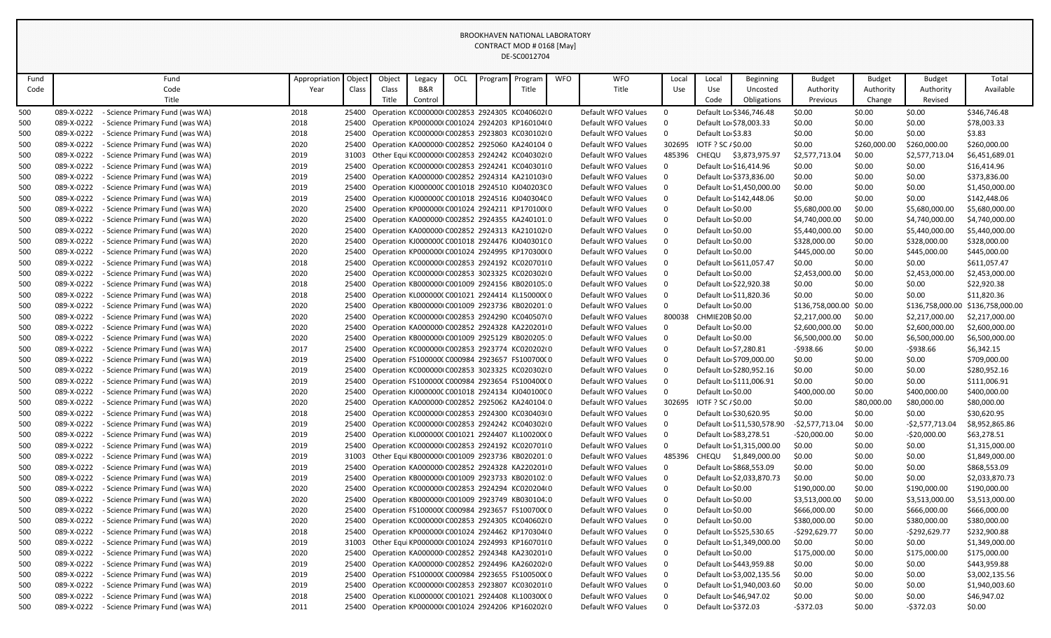BROOKHAVEN NATIONAL LABORATORY
CONTRACT MOD # 0168 [May]
DE-SC0012704

| Fund Code | Fund Code Title | Appropriation Year | Object Class | Object Class Title | Legacy B&R Control | OCL | Program | Program Title | WFO | WFO Title | Local Use | Local Use Code | Beginning Uncosted Obligations | Budget Authority Previous | Budget Authority Change | Budget Authority Revised | Total Available |
|---|---|---|---|---|---|---|---|---|---|---|---|---|---|---|---|---|---|
| 500 | 089-X-0222 - Science Primary Fund (was WA) | 2018 | 25400 | Operation | KC000000 | C002853 | 2924305 | KC040602 | 0 | Default WFO Values | 0 | Default Lo | $346,746.48 | $0.00 | $0.00 | $0.00 | $346,746.48 |
| 500 | 089-X-0222 - Science Primary Fund (was WA) | 2018 | 25400 | Operation | KP000000 | C001024 | 2924203 | KP160104 | 0 | Default WFO Values | 0 | Default Lo | $78,003.33 | $0.00 | $0.00 | $0.00 | $78,003.33 |
| 500 | 089-X-0222 - Science Primary Fund (was WA) | 2018 | 25400 | Operation | KC000000 | C002853 | 2923803 | KC030102 | 0 | Default WFO Values | 0 | Default Lo | $3.83 | $0.00 | $0.00 | $0.00 | $3.83 |
| 500 | 089-X-0222 - Science Primary Fund (was WA) | 2020 | 25400 | Operation | KA000000 | C002852 | 2925060 | KA240104 | 0 | Default WFO Values | 302695 | IOTF ? SC / | $0.00 | $0.00 | $260,000.00 | $260,000.00 | $260,000.00 |
| 500 | 089-X-0222 - Science Primary Fund (was WA) | 2019 | 31003 | Other Equi | KC000000 | C002853 | 2924242 | KC040302 | 0 | Default WFO Values | 485396 | CHEQU | $3,873,975.97 | $2,577,713.04 | $0.00 | $2,577,713.04 | $6,451,689.01 |
| 500 | 089-X-0222 - Science Primary Fund (was WA) | 2019 | 25400 | Operation | KC000000 | C002853 | 2924241 | KC040301 | 0 | Default WFO Values | 0 | Default Lo | $16,414.96 | $0.00 | $0.00 | $0.00 | $16,414.96 |
| 500 | 089-X-0222 - Science Primary Fund (was WA) | 2019 | 25400 | Operation | KA000000 | C002852 | 2924314 | KA210103 | 0 | Default WFO Values | 0 | Default Lo | $373,836.00 | $0.00 | $0.00 | $0.00 | $373,836.00 |
| 500 | 089-X-0222 - Science Primary Fund (was WA) | 2019 | 25400 | Operation | KJ000000 | C001018 | 2924510 | KJ040203 | 0 | Default WFO Values | 0 | Default Lo | $1,450,000.00 | $0.00 | $0.00 | $0.00 | $1,450,000.00 |
| 500 | 089-X-0222 - Science Primary Fund (was WA) | 2019 | 25400 | Operation | KJ000000 | C001018 | 2924516 | KJ040304 | 0 | Default WFO Values | 0 | Default Lo | $142,448.06 | $0.00 | $0.00 | $0.00 | $142,448.06 |
| 500 | 089-X-0222 - Science Primary Fund (was WA) | 2020 | 25400 | Operation | KP000000 | C001024 | 2924211 | KP170100 | 0 | Default WFO Values | 0 | Default Lo | $0.00 | $5,680,000.00 | $0.00 | $5,680,000.00 | $5,680,000.00 |
| 500 | 089-X-0222 - Science Primary Fund (was WA) | 2020 | 25400 | Operation | KA000000 | C002852 | 2924355 | KA240101 | 0 | Default WFO Values | 0 | Default Lo | $0.00 | $4,740,000.00 | $0.00 | $4,740,000.00 | $4,740,000.00 |
| 500 | 089-X-0222 - Science Primary Fund (was WA) | 2020 | 25400 | Operation | KA000000 | C002852 | 2924313 | KA210102 | 0 | Default WFO Values | 0 | Default Lo | $0.00 | $5,440,000.00 | $0.00 | $5,440,000.00 | $5,440,000.00 |
| 500 | 089-X-0222 - Science Primary Fund (was WA) | 2020 | 25400 | Operation | KJ000000 | C001018 | 2924476 | KJ040301 | 0 | Default WFO Values | 0 | Default Lo | $0.00 | $328,000.00 | $0.00 | $328,000.00 | $328,000.00 |
| 500 | 089-X-0222 - Science Primary Fund (was WA) | 2020 | 25400 | Operation | KP000000 | C001024 | 2924995 | KP170300 | 0 | Default WFO Values | 0 | Default Lo | $0.00 | $445,000.00 | $0.00 | $445,000.00 | $445,000.00 |
| 500 | 089-X-0222 - Science Primary Fund (was WA) | 2018 | 25400 | Operation | KC000000 | C002853 | 2924192 | KC020701 | 0 | Default WFO Values | 0 | Default Lo | $611,057.47 | $0.00 | $0.00 | $0.00 | $611,057.47 |
| 500 | 089-X-0222 - Science Primary Fund (was WA) | 2020 | 25400 | Operation | KC000000 | C002853 | 3023325 | KC020302 | 0 | Default WFO Values | 0 | Default Lo | $0.00 | $2,453,000.00 | $0.00 | $2,453,000.00 | $2,453,000.00 |
| 500 | 089-X-0222 - Science Primary Fund (was WA) | 2018 | 25400 | Operation | KB000000 | C001009 | 2924156 | KB020105 | 0 | Default WFO Values | 0 | Default Lo | $22,920.38 | $0.00 | $0.00 | $0.00 | $22,920.38 |
| 500 | 089-X-0222 - Science Primary Fund (was WA) | 2018 | 25400 | Operation | KL000000 | C001021 | 2924414 | KL150000 | 0 | Default WFO Values | 0 | Default Lo | $11,820.36 | $0.00 | $0.00 | $0.00 | $11,820.36 |
| 500 | 089-X-0222 - Science Primary Fund (was WA) | 2020 | 25400 | Operation | KB000000 | C001009 | 2923736 | KB020201 | 0 | Default WFO Values | 0 | Default Lo | $0.00 | $136,758,000.00 | $0.00 | $136,758,000.00 | $136,758,000.00 |
| 500 | 089-X-0222 - Science Primary Fund (was WA) | 2020 | 25400 | Operation | KC000000 | C002853 | 2924290 | KC040507 | 0 | Default WFO Values | 800038 | CHMIE20B | $0.00 | $2,217,000.00 | $0.00 | $2,217,000.00 | $2,217,000.00 |
| 500 | 089-X-0222 - Science Primary Fund (was WA) | 2020 | 25400 | Operation | KA000000 | C002852 | 2924328 | KA220201 | 0 | Default WFO Values | 0 | Default Lo | $0.00 | $2,600,000.00 | $0.00 | $2,600,000.00 | $2,600,000.00 |
| 500 | 089-X-0222 - Science Primary Fund (was WA) | 2020 | 25400 | Operation | KB000000 | C001009 | 2925129 | KB020205 | 0 | Default WFO Values | 0 | Default Lo | $0.00 | $6,500,000.00 | $0.00 | $6,500,000.00 | $6,500,000.00 |
| 500 | 089-X-0222 - Science Primary Fund (was WA) | 2017 | 25400 | Operation | KC000000 | C002853 | 2923774 | KC020202 | 0 | Default WFO Values | 0 | Default Lo | $7,280.81 | -$938.66 | $0.00 | -$938.66 | $6,342.15 |
| 500 | 089-X-0222 - Science Primary Fund (was WA) | 2019 | 25400 | Operation | FS100000 | C000984 | 2923657 | FS100700 | 0 | Default WFO Values | 0 | Default Lo | $709,000.00 | $0.00 | $0.00 | $0.00 | $709,000.00 |
| 500 | 089-X-0222 - Science Primary Fund (was WA) | 2019 | 25400 | Operation | KC000000 | C002853 | 3023325 | KC020302 | 0 | Default WFO Values | 0 | Default Lo | $280,952.16 | $0.00 | $0.00 | $0.00 | $280,952.16 |
| 500 | 089-X-0222 - Science Primary Fund (was WA) | 2019 | 25400 | Operation | FS100000 | C000984 | 2923654 | FS100400 | 0 | Default WFO Values | 0 | Default Lo | $111,006.91 | $0.00 | $0.00 | $0.00 | $111,006.91 |
| 500 | 089-X-0222 - Science Primary Fund (was WA) | 2020 | 25400 | Operation | KJ000000 | C001018 | 2924134 | KJ040100 | 0 | Default WFO Values | 0 | Default Lo | $0.00 | $400,000.00 | $0.00 | $400,000.00 | $400,000.00 |
| 500 | 089-X-0222 - Science Primary Fund (was WA) | 2020 | 25400 | Operation | KA000000 | C002852 | 2925062 | KA240104 | 0 | Default WFO Values | 302695 | IOTF ? SC / | $0.00 | $0.00 | $80,000.00 | $80,000.00 | $80,000.00 |
| 500 | 089-X-0222 - Science Primary Fund (was WA) | 2018 | 25400 | Operation | KC000000 | C002853 | 2924300 | KC030403 | 0 | Default WFO Values | 0 | Default Lo | $30,620.95 | $0.00 | $0.00 | $0.00 | $30,620.95 |
| 500 | 089-X-0222 - Science Primary Fund (was WA) | 2019 | 25400 | Operation | KC000000 | C002853 | 2924242 | KC040302 | 0 | Default WFO Values | 0 | Default Lo | $11,530,578.90 | -$2,577,713.04 | $0.00 | -$2,577,713.04 | $8,952,865.86 |
| 500 | 089-X-0222 - Science Primary Fund (was WA) | 2019 | 25400 | Operation | KL000000 | C001021 | 2924407 | KL100200 | 0 | Default WFO Values | 0 | Default Lo | $83,278.51 | -$20,000.00 | $0.00 | -$20,000.00 | $63,278.51 |
| 500 | 089-X-0222 - Science Primary Fund (was WA) | 2019 | 25400 | Operation | KC000000 | C002853 | 2924192 | KC020701 | 0 | Default WFO Values | 0 | Default Lo | $1,315,000.00 | $0.00 | $0.00 | $0.00 | $1,315,000.00 |
| 500 | 089-X-0222 - Science Primary Fund (was WA) | 2019 | 31003 | Other Equi | KB000000 | C001009 | 2923736 | KB020201 | 0 | Default WFO Values | 485396 | CHEQU | $1,849,000.00 | $0.00 | $0.00 | $0.00 | $1,849,000.00 |
| 500 | 089-X-0222 - Science Primary Fund (was WA) | 2019 | 25400 | Operation | KA000000 | C002852 | 2924328 | KA220201 | 0 | Default WFO Values | 0 | Default Lo | $868,553.09 | $0.00 | $0.00 | $0.00 | $868,553.09 |
| 500 | 089-X-0222 - Science Primary Fund (was WA) | 2019 | 25400 | Operation | KB000000 | C001009 | 2923733 | KB020102 | 0 | Default WFO Values | 0 | Default Lo | $2,033,870.73 | $0.00 | $0.00 | $0.00 | $2,033,870.73 |
| 500 | 089-X-0222 - Science Primary Fund (was WA) | 2020 | 25400 | Operation | KC000000 | C002853 | 2924294 | KC020204 | 0 | Default WFO Values | 0 | Default Lo | $0.00 | $190,000.00 | $0.00 | $190,000.00 | $190,000.00 |
| 500 | 089-X-0222 - Science Primary Fund (was WA) | 2020 | 25400 | Operation | KB000000 | C001009 | 2923749 | KB030104 | 0 | Default WFO Values | 0 | Default Lo | $0.00 | $3,513,000.00 | $0.00 | $3,513,000.00 | $3,513,000.00 |
| 500 | 089-X-0222 - Science Primary Fund (was WA) | 2020 | 25400 | Operation | FS100000 | C000984 | 2923657 | FS100700 | 0 | Default WFO Values | 0 | Default Lo | $0.00 | $666,000.00 | $0.00 | $666,000.00 | $666,000.00 |
| 500 | 089-X-0222 - Science Primary Fund (was WA) | 2020 | 25400 | Operation | KC000000 | C002853 | 2924305 | KC040602 | 0 | Default WFO Values | 0 | Default Lo | $0.00 | $380,000.00 | $0.00 | $380,000.00 | $380,000.00 |
| 500 | 089-X-0222 - Science Primary Fund (was WA) | 2018 | 25400 | Operation | KP000000 | C001024 | 2924462 | KP170304 | 0 | Default WFO Values | 0 | Default Lo | $525,530.65 | -$292,629.77 | $0.00 | -$292,629.77 | $232,900.88 |
| 500 | 089-X-0222 - Science Primary Fund (was WA) | 2019 | 31003 | Other Equi | KP000000 | C001024 | 2924993 | KP160701 | 0 | Default WFO Values | 0 | Default Lo | $1,349,000.00 | $0.00 | $0.00 | $0.00 | $1,349,000.00 |
| 500 | 089-X-0222 - Science Primary Fund (was WA) | 2020 | 25400 | Operation | KA000000 | C002852 | 2924348 | KA230201 | 0 | Default WFO Values | 0 | Default Lo | $0.00 | $175,000.00 | $0.00 | $175,000.00 | $175,000.00 |
| 500 | 089-X-0222 - Science Primary Fund (was WA) | 2019 | 25400 | Operation | KA000000 | C002852 | 2924496 | KA260202 | 0 | Default WFO Values | 0 | Default Lo | $443,959.88 | $0.00 | $0.00 | $0.00 | $443,959.88 |
| 500 | 089-X-0222 - Science Primary Fund (was WA) | 2019 | 25400 | Operation | FS100000 | C000984 | 2923655 | FS100500 | 0 | Default WFO Values | 0 | Default Lo | $3,002,135.56 | $0.00 | $0.00 | $0.00 | $3,002,135.56 |
| 500 | 089-X-0222 - Science Primary Fund (was WA) | 2019 | 25400 | Operation | KC000000 | C002853 | 2923807 | KC030201 | 0 | Default WFO Values | 0 | Default Lo | $1,940,003.60 | $0.00 | $0.00 | $0.00 | $1,940,003.60 |
| 500 | 089-X-0222 - Science Primary Fund (was WA) | 2018 | 25400 | Operation | KL000000 | C001021 | 2924408 | KL100300 | 0 | Default WFO Values | 0 | Default Lo | $46,947.02 | $0.00 | $0.00 | $0.00 | $46,947.02 |
| 500 | 089-X-0222 - Science Primary Fund (was WA) | 2011 | 25400 | Operation | KP000000 | C001024 | 2924206 | KP160202 | 0 | Default WFO Values | 0 | Default Lo | $372.03 | -$372.03 | $0.00 | -$372.03 | $0.00 |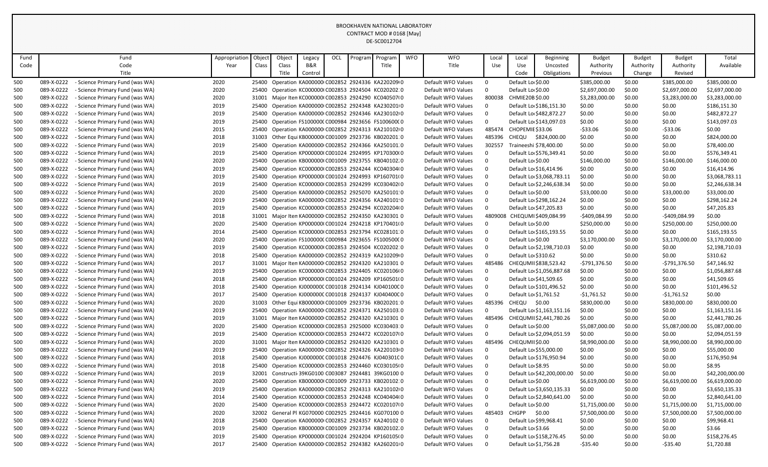BROOKHAVEN NATIONAL LABORATORY
CONTRACT MOD # 0168 [May]
DE-SC0012704

| Fund Code | Fund Code Title | Appropriation Year | Object Class | Object Class Title | Legacy B&R Control | OCL | Program | Program Title | WFO | WFO Title | Local Use | Local Use Code | Beginning Uncosted Obligations | Budget Authority Previous | Budget Authority Change | Budget Authority Revised | Total Available |
|---|---|---|---|---|---|---|---|---|---|---|---|---|---|---|---|---|---|
| 500 | 089-X-0222 - Science Primary Fund (was WA) | 2020 | 25400 | Operation | KA000000 | C002852 | 2924336 | KA220209 | 0 | Default WFO Values | 0 | Default Lo | $0.00 | $385,000.00 | $0.00 | $385,000.00 | $385,000.00 |
| 500 | 089-X-0222 - Science Primary Fund (was WA) | 2020 | 25400 | Operation | KC000000 | C002853 | 2924504 | KC020202 | 0 | Default WFO Values | 0 | Default Lo | $0.00 | $2,697,000.00 | $0.00 | $2,697,000.00 | $2,697,000.00 |
| 500 | 089-X-0222 - Science Primary Fund (was WA) | 2020 | 31001 | Major Item | KC000000 | C002853 | 2924290 | KC040507 | 0 | Default WFO Values | 800038 | CHMIE20B | $0.00 | $3,283,000.00 | $0.00 | $3,283,000.00 | $3,283,000.00 |
| 500 | 089-X-0222 - Science Primary Fund (was WA) | 2019 | 25400 | Operation | KA000000 | C002852 | 2924348 | KA230201 | 0 | Default WFO Values | 0 | Default Lo | $186,151.30 | $0.00 | $0.00 | $0.00 | $186,151.30 |
| 500 | 089-X-0222 - Science Primary Fund (was WA) | 2019 | 25400 | Operation | KA000000 | C002852 | 2924346 | KA230102 | 0 | Default WFO Values | 0 | Default Lo | $482,872.27 | $0.00 | $0.00 | $0.00 | $482,872.27 |
| 500 | 089-X-0222 - Science Primary Fund (was WA) | 2019 | 25400 | Operation | FS100000 | C000984 | 2923656 | FS100600 | 0 | Default WFO Values | 0 | Default Lo | $143,097.03 | $0.00 | $0.00 | $0.00 | $143,097.03 |
| 500 | 089-X-0222 - Science Primary Fund (was WA) | 2015 | 25400 | Operation | KA000000 | C002852 | 2924313 | KA210102 | 0 | Default WFO Values | 485474 | CHOPEMIE | $33.06 | -$33.06 | $0.00 | -$33.06 | $0.00 |
| 500 | 089-X-0222 - Science Primary Fund (was WA) | 2018 | 31003 | Other Equi | KB000000 | C001009 | 2923736 | KB020201 | 0 | Default WFO Values | 485396 | CHEQU | $824,000.00 | $0.00 | $0.00 | $0.00 | $824,000.00 |
| 500 | 089-X-0222 - Science Primary Fund (was WA) | 2019 | 25400 | Operation | KA000000 | C002852 | 2924366 | KA250101 | 0 | Default WFO Values | 302557 | Traineeshi | $78,400.00 | $0.00 | $0.00 | $0.00 | $78,400.00 |
| 500 | 089-X-0222 - Science Primary Fund (was WA) | 2019 | 25400 | Operation | KP000000 | C001024 | 2924995 | KP170300 | 0 | Default WFO Values | 0 | Default Lo | $576,349.41 | $0.00 | $0.00 | $0.00 | $576,349.41 |
| 500 | 089-X-0222 - Science Primary Fund (was WA) | 2020 | 25400 | Operation | KB000000 | C001009 | 2923755 | KB040102 | 0 | Default WFO Values | 0 | Default Lo | $0.00 | $146,000.00 | $0.00 | $146,000.00 | $146,000.00 |
| 500 | 089-X-0222 - Science Primary Fund (was WA) | 2019 | 25400 | Operation | KC000000 | C002853 | 2924244 | KC040304 | 0 | Default WFO Values | 0 | Default Lo | $16,414.96 | $0.00 | $0.00 | $0.00 | $16,414.96 |
| 500 | 089-X-0222 - Science Primary Fund (was WA) | 2019 | 25400 | Operation | KP000000 | C001024 | 2924993 | KP160701 | 0 | Default WFO Values | 0 | Default Lo | $3,068,783.11 | $0.00 | $0.00 | $0.00 | $3,068,783.11 |
| 500 | 089-X-0222 - Science Primary Fund (was WA) | 2019 | 25400 | Operation | KC000000 | C002853 | 2924299 | KC030402 | 0 | Default WFO Values | 0 | Default Lo | $2,246,638.34 | $0.00 | $0.00 | $0.00 | $2,246,638.34 |
| 500 | 089-X-0222 - Science Primary Fund (was WA) | 2020 | 25400 | Operation | KA000000 | C002852 | 2925070 | KA250101 | 0 | Default WFO Values | 0 | Default Lo | $0.00 | $33,000.00 | $0.00 | $33,000.00 | $33,000.00 |
| 500 | 089-X-0222 - Science Primary Fund (was WA) | 2019 | 25400 | Operation | KA000000 | C002852 | 2924356 | KA240101 | 0 | Default WFO Values | 0 | Default Lo | $298,162.24 | $0.00 | $0.00 | $0.00 | $298,162.24 |
| 500 | 089-X-0222 - Science Primary Fund (was WA) | 2019 | 25400 | Operation | KC000000 | C002853 | 2924294 | KC020204 | 0 | Default WFO Values | 0 | Default Lo | $47,205.83 | $0.00 | $0.00 | $0.00 | $47,205.83 |
| 500 | 089-X-0222 - Science Primary Fund (was WA) | 2018 | 31001 | Major Item | KA000000 | C002852 | 2924350 | KA230301 | 0 | Default WFO Values | 4809008 | CHEQUMI | $409,084.99 | -$409,084.99 | $0.00 | -$409,084.99 | $0.00 |
| 500 | 089-X-0222 - Science Primary Fund (was WA) | 2020 | 25400 | Operation | KP000000 | C001024 | 2924218 | KP170401 | 0 | Default WFO Values | 0 | Default Lo | $0.00 | $250,000.00 | $0.00 | $250,000.00 | $250,000.00 |
| 500 | 089-X-0222 - Science Primary Fund (was WA) | 2014 | 25400 | Operation | KC000000 | C002853 | 2923794 | KC028101 | 0 | Default WFO Values | 0 | Default Lo | $165,193.55 | $0.00 | $0.00 | $0.00 | $165,193.55 |
| 500 | 089-X-0222 - Science Primary Fund (was WA) | 2020 | 25400 | Operation | FS100000 | C000984 | 2923655 | FS100500 | 0 | Default WFO Values | 0 | Default Lo | $0.00 | $3,170,000.00 | $0.00 | $3,170,000.00 | $3,170,000.00 |
| 500 | 089-X-0222 - Science Primary Fund (was WA) | 2019 | 25400 | Operation | KC000000 | C002853 | 2924504 | KC020202 | 0 | Default WFO Values | 0 | Default Lo | $2,198,710.03 | $0.00 | $0.00 | $0.00 | $2,198,710.03 |
| 500 | 089-X-0222 - Science Primary Fund (was WA) | 2018 | 25400 | Operation | KA000000 | C002852 | 2924319 | KA210209 | 0 | Default WFO Values | 0 | Default Lo | $310.62 | $0.00 | $0.00 | $0.00 | $310.62 |
| 500 | 089-X-0222 - Science Primary Fund (was WA) | 2017 | 31001 | Major Item | KA000000 | C002852 | 2924320 | KA210301 | 0 | Default WFO Values | 485486 | CHEQUMI | $838,523.42 | -$791,376.50 | $0.00 | -$791,376.50 | $47,146.92 |
| 500 | 089-X-0222 - Science Primary Fund (was WA) | 2019 | 25400 | Operation | KC000000 | C002853 | 2924405 | KC020106 | 0 | Default WFO Values | 0 | Default Lo | $1,056,887.68 | $0.00 | $0.00 | $0.00 | $1,056,887.68 |
| 500 | 089-X-0222 - Science Primary Fund (was WA) | 2018 | 25400 | Operation | KP000000 | C001024 | 2924209 | KP160501 | 0 | Default WFO Values | 0 | Default Lo | $41,509.65 | $0.00 | $0.00 | $0.00 | $41,509.65 |
| 500 | 089-X-0222 - Science Primary Fund (was WA) | 2018 | 25400 | Operation | KJ000000 | C001018 | 2924134 | KJ040100 | 0 | Default WFO Values | 0 | Default Lo | $101,496.52 | $0.00 | $0.00 | $0.00 | $101,496.52 |
| 500 | 089-X-0222 - Science Primary Fund (was WA) | 2017 | 25400 | Operation | KJ000000 | C001018 | 2924137 | KJ040400 | 0 | Default WFO Values | 0 | Default Lo | $1,761.52 | -$1,761.52 | $0.00 | -$1,761.52 | $0.00 |
| 500 | 089-X-0222 - Science Primary Fund (was WA) | 2020 | 31003 | Other Equi | KB000000 | C001009 | 2923736 | KB020201 | 0 | Default WFO Values | 485396 | CHEQU | $0.00 | $830,000.00 | $0.00 | $830,000.00 | $830,000.00 |
| 500 | 089-X-0222 - Science Primary Fund (was WA) | 2019 | 25400 | Operation | KA000000 | C002852 | 2924371 | KA250103 | 0 | Default WFO Values | 0 | Default Lo | $1,163,151.16 | $0.00 | $0.00 | $0.00 | $1,163,151.16 |
| 500 | 089-X-0222 - Science Primary Fund (was WA) | 2019 | 31001 | Major Item | KA000000 | C002852 | 2924320 | KA210301 | 0 | Default WFO Values | 485496 | CHEQUMI | $2,441,780.26 | $0.00 | $0.00 | $0.00 | $2,441,780.26 |
| 500 | 089-X-0222 - Science Primary Fund (was WA) | 2020 | 25400 | Operation | KC000000 | C002853 | 2925000 | KC030403 | 0 | Default WFO Values | 0 | Default Lo | $0.00 | $5,087,000.00 | $0.00 | $5,087,000.00 | $5,087,000.00 |
| 500 | 089-X-0222 - Science Primary Fund (was WA) | 2019 | 25400 | Operation | KC000000 | C002853 | 2924472 | KC020107 | 0 | Default WFO Values | 0 | Default Lo | $2,094,051.59 | $0.00 | $0.00 | $0.00 | $2,094,051.59 |
| 500 | 089-X-0222 - Science Primary Fund (was WA) | 2020 | 31001 | Major Item | KA000000 | C002852 | 2924320 | KA210301 | 0 | Default WFO Values | 485496 | CHEQUMI | $0.00 | $8,990,000.00 | $0.00 | $8,990,000.00 | $8,990,000.00 |
| 500 | 089-X-0222 - Science Primary Fund (was WA) | 2019 | 25400 | Operation | KA000000 | C002852 | 2924326 | KA220103 | 0 | Default WFO Values | 0 | Default Lo | $55,000.00 | $0.00 | $0.00 | $0.00 | $55,000.00 |
| 500 | 089-X-0222 - Science Primary Fund (was WA) | 2018 | 25400 | Operation | KJ000000 | C001018 | 2924476 | KJ040301 | 0 | Default WFO Values | 0 | Default Lo | $176,950.94 | $0.00 | $0.00 | $0.00 | $176,950.94 |
| 500 | 089-X-0222 - Science Primary Fund (was WA) | 2018 | 25400 | Operation | KC000000 | C002853 | 2924460 | KC030105 | 0 | Default WFO Values | 0 | Default Lo | $8.95 | $0.00 | $0.00 | $0.00 | $8.95 |
| 500 | 089-X-0222 - Science Primary Fund (was WA) | 2019 | 32001 | Constructi | 39KG0100 | C003087 | 2924481 | 39KG0100 | 0 | Default WFO Values | 0 | Default Lo | $42,200,000.00 | $0.00 | $0.00 | $0.00 | $42,200,000.00 |
| 500 | 089-X-0222 - Science Primary Fund (was WA) | 2020 | 25400 | Operation | KB000000 | C001009 | 2923733 | KB020102 | 0 | Default WFO Values | 0 | Default Lo | $0.00 | $6,619,000.00 | $0.00 | $6,619,000.00 | $6,619,000.00 |
| 500 | 089-X-0222 - Science Primary Fund (was WA) | 2019 | 25400 | Operation | KA000000 | C002852 | 2924313 | KA210102 | 0 | Default WFO Values | 0 | Default Lo | $3,650,135.33 | $0.00 | $0.00 | $0.00 | $3,650,135.33 |
| 500 | 089-X-0222 - Science Primary Fund (was WA) | 2014 | 25400 | Operation | KC000000 | C002853 | 2924248 | KC040404 | 0 | Default WFO Values | 0 | Default Lo | $2,840,641.00 | $0.00 | $0.00 | $0.00 | $2,840,641.00 |
| 500 | 089-X-0222 - Science Primary Fund (was WA) | 2020 | 25400 | Operation | KC000000 | C002853 | 2924472 | KC020107 | 0 | Default WFO Values | 0 | Default Lo | $0.00 | $1,715,000.00 | $0.00 | $1,715,000.00 | $1,715,000.00 |
| 500 | 089-X-0222 - Science Primary Fund (was WA) | 2020 | 32002 | General Pl | KG070000 | C002925 | 2924416 | KG070100 | 0 | Default WFO Values | 485403 | CHGPP | $0.00 | $7,500,000.00 | $0.00 | $7,500,000.00 | $7,500,000.00 |
| 500 | 089-X-0222 - Science Primary Fund (was WA) | 2018 | 25400 | Operation | KA000000 | C002852 | 2924357 | KA240102 | 0 | Default WFO Values | 0 | Default Lo | $99,968.41 | $0.00 | $0.00 | $0.00 | $99,968.41 |
| 500 | 089-X-0222 - Science Primary Fund (was WA) | 2019 | 25400 | Operation | KB000000 | C001009 | 2923734 | KB020102 | 0 | Default WFO Values | 0 | Default Lo | $3.66 | $0.00 | $0.00 | $0.00 | $3.66 |
| 500 | 089-X-0222 - Science Primary Fund (was WA) | 2019 | 25400 | Operation | KP000000 | C001024 | 2924204 | KP160105 | 0 | Default WFO Values | 0 | Default Lo | $158,276.45 | $0.00 | $0.00 | $0.00 | $158,276.45 |
| 500 | 089-X-0222 - Science Primary Fund (was WA) | 2017 | 25400 | Operation | KA000000 | C002852 | 2924382 | KA260201 | 0 | Default WFO Values | 0 | Default Lo | $1,756.28 | -$35.40 | $0.00 | -$35.40 | $1,720.88 |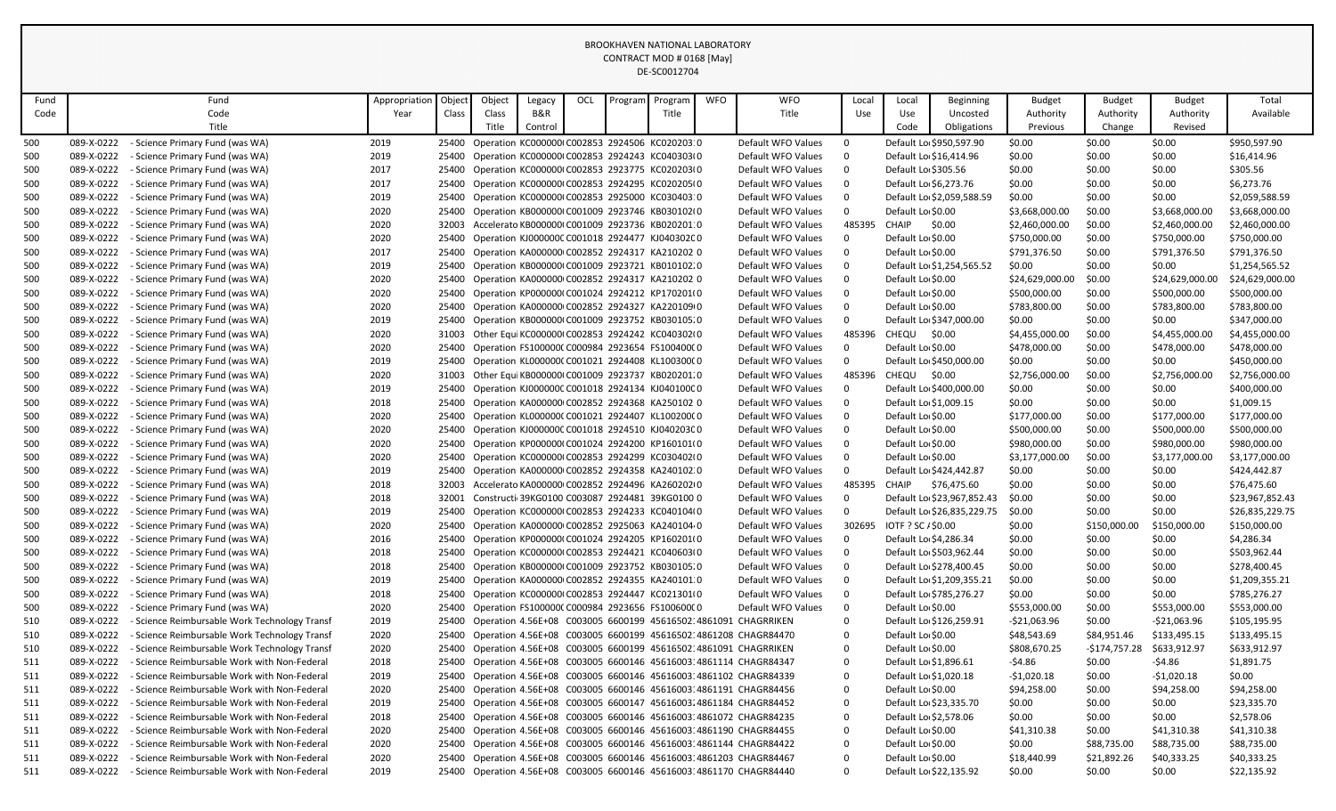BROOKHAVEN NATIONAL LABORATORY
CONTRACT MOD # 0168 [May]
DE-SC0012704

| Fund Code | Fund Code Title | Appropriation Year | Object Class | Object Class Title | Legacy B&R Control | OCL | Program | Program Title | WFO | WFO Title | Local Use | Local Use Code | Beginning Uncosted Obligations | Budget Authority Previous | Budget Authority Change | Budget Authority Revised | Total Available |
|---|---|---|---|---|---|---|---|---|---|---|---|---|---|---|---|---|---|
| 500 | 089-X-0222 - Science Primary Fund (was WA) | 2019 | 25400 | Operation | KC000000( | C002853 | 2924506 | KC020203:0 | | Default WFO Values | 0 | Default Lo | $950,597.90 | $0.00 | $0.00 | $0.00 | $950,597.90 |
| 500 | 089-X-0222 - Science Primary Fund (was WA) | 2019 | 25400 | Operation | KC000000( | C002853 | 2924243 | KC040303(0 | | Default WFO Values | 0 | Default Lo | $16,414.96 | $0.00 | $0.00 | $0.00 | $16,414.96 |
| 500 | 089-X-0222 - Science Primary Fund (was WA) | 2017 | 25400 | Operation | KC000000( | C002853 | 2923775 | KC020203(0 | | Default WFO Values | 0 | Default Lo | $305.56 | $0.00 | $0.00 | $0.00 | $305.56 |
| 500 | 089-X-0222 - Science Primary Fund (was WA) | 2017 | 25400 | Operation | KC000000( | C002853 | 2924295 | KC020205(0 | | Default WFO Values | 0 | Default Lo | $6,273.76 | $0.00 | $0.00 | $0.00 | $6,273.76 |
| 500 | 089-X-0222 - Science Primary Fund (was WA) | 2019 | 25400 | Operation | KC000000( | C002853 | 2925000 | KC030403:0 | | Default WFO Values | 0 | Default Lo | $2,059,588.59 | $0.00 | $0.00 | $0.00 | $2,059,588.59 |
| 500 | 089-X-0222 - Science Primary Fund (was WA) | 2020 | 25400 | Operation | KB000000( | C001009 | 2923746 | KB030102(0 | | Default WFO Values | 0 | Default Lo | $0.00 | $3,668,000.00 | $0.00 | $3,668,000.00 | $3,668,000.00 |
| 500 | 089-X-0222 - Science Primary Fund (was WA) | 2020 | 32003 | Accelerato | KB000000( | C001009 | 2923736 | KB020201:0 | | Default WFO Values | 485395 | CHAIP | $0.00 | $2,460,000.00 | $0.00 | $2,460,000.00 | $2,460,000.00 |
| 500 | 089-X-0222 - Science Primary Fund (was WA) | 2020 | 25400 | Operation | KJ000000C | C001018 | 2924477 | KJ040302C0 | | Default WFO Values | 0 | Default Lo | $0.00 | $750,000.00 | $0.00 | $750,000.00 | $750,000.00 |
| 500 | 089-X-0222 - Science Primary Fund (was WA) | 2017 | 25400 | Operation | KA000000( | C002852 | 2924317 | KA210202 0 | | Default WFO Values | 0 | Default Lo | $0.00 | $791,376.50 | $0.00 | $791,376.50 | $791,376.50 |
| 500 | 089-X-0222 - Science Primary Fund (was WA) | 2019 | 25400 | Operation | KB000000( | C001009 | 2923721 | KB010102:0 | | Default WFO Values | 0 | Default Lo | $1,254,565.52 | $0.00 | $0.00 | $0.00 | $1,254,565.52 |
| 500 | 089-X-0222 - Science Primary Fund (was WA) | 2020 | 25400 | Operation | KA000000( | C002852 | 2924317 | KA210202 0 | | Default WFO Values | 0 | Default Lo | $0.00 | $24,629,000.00 | $0.00 | $24,629,000.00 | $24,629,000.00 |
| 500 | 089-X-0222 - Science Primary Fund (was WA) | 2020 | 25400 | Operation | KP000000( | C001024 | 2924212 | KP170201(0 | | Default WFO Values | 0 | Default Lo | $0.00 | $500,000.00 | $0.00 | $500,000.00 | $500,000.00 |
| 500 | 089-X-0222 - Science Primary Fund (was WA) | 2020 | 25400 | Operation | KA000000( | C002852 | 2924327 | KA220109(0 | | Default WFO Values | 0 | Default Lo | $0.00 | $783,800.00 | $0.00 | $783,800.00 | $783,800.00 |
| 500 | 089-X-0222 - Science Primary Fund (was WA) | 2019 | 25400 | Operation | KB000000( | C001009 | 2923752 | KB030105:0 | | Default WFO Values | 0 | Default Lo | $347,000.00 | $0.00 | $0.00 | $0.00 | $347,000.00 |
| 500 | 089-X-0222 - Science Primary Fund (was WA) | 2020 | 31003 | Other Equi | KC000000( | C002853 | 2924242 | KC040302(0 | | Default WFO Values | 485396 | CHEQU | $0.00 | $4,455,000.00 | $0.00 | $4,455,000.00 | $4,455,000.00 |
| 500 | 089-X-0222 - Science Primary Fund (was WA) | 2020 | 25400 | Operation | FS100000C | C000984 | 2923654 | FS100400C0 | | Default WFO Values | 0 | Default Lo | $0.00 | $478,000.00 | $0.00 | $478,000.00 | $478,000.00 |
| 500 | 089-X-0222 - Science Primary Fund (was WA) | 2019 | 25400 | Operation | KL000000C | C001021 | 2924408 | KL100300C0 | | Default WFO Values | 0 | Default Lo | $450,000.00 | $0.00 | $0.00 | $0.00 | $450,000.00 |
| 500 | 089-X-0222 - Science Primary Fund (was WA) | 2020 | 31003 | Other Equi | KB000000( | C001009 | 2923737 | KB020201:0 | | Default WFO Values | 485396 | CHEQU | $0.00 | $2,756,000.00 | $0.00 | $2,756,000.00 | $2,756,000.00 |
| 500 | 089-X-0222 - Science Primary Fund (was WA) | 2019 | 25400 | Operation | KJ000000C | C001018 | 2924134 | KJ040100C0 | | Default WFO Values | 0 | Default Lo | $400,000.00 | $0.00 | $0.00 | $0.00 | $400,000.00 |
| 500 | 089-X-0222 - Science Primary Fund (was WA) | 2018 | 25400 | Operation | KA000000( | C002852 | 2924368 | KA250102 0 | | Default WFO Values | 0 | Default Lo | $1,009.15 | $0.00 | $0.00 | $0.00 | $1,009.15 |
| 500 | 089-X-0222 - Science Primary Fund (was WA) | 2020 | 25400 | Operation | KL000000C | C001021 | 2924407 | KL100200C0 | | Default WFO Values | 0 | Default Lo | $0.00 | $177,000.00 | $0.00 | $177,000.00 | $177,000.00 |
| 500 | 089-X-0222 - Science Primary Fund (was WA) | 2020 | 25400 | Operation | KJ000000C | C001018 | 2924510 | KJ040203C0 | | Default WFO Values | 0 | Default Lo | $0.00 | $500,000.00 | $0.00 | $500,000.00 | $500,000.00 |
| 500 | 089-X-0222 - Science Primary Fund (was WA) | 2020 | 25400 | Operation | KP000000( | C001024 | 2924200 | KP160101(0 | | Default WFO Values | 0 | Default Lo | $0.00 | $980,000.00 | $0.00 | $980,000.00 | $980,000.00 |
| 500 | 089-X-0222 - Science Primary Fund (was WA) | 2020 | 25400 | Operation | KC000000( | C002853 | 2924299 | KC030402(0 | | Default WFO Values | 0 | Default Lo | $0.00 | $3,177,000.00 | $0.00 | $3,177,000.00 | $3,177,000.00 |
| 500 | 089-X-0222 - Science Primary Fund (was WA) | 2019 | 25400 | Operation | KA000000( | C002852 | 2924358 | KA240102 0 | | Default WFO Values | 0 | Default Lo | $424,442.87 | $0.00 | $0.00 | $0.00 | $424,442.87 |
| 500 | 089-X-0222 - Science Primary Fund (was WA) | 2018 | 32003 | Accelerato | KA000000( | C002852 | 2924496 | KA260202(0 | | Default WFO Values | 485395 | CHAIP | $76,475.60 | $0.00 | $0.00 | $0.00 | $76,475.60 |
| 500 | 089-X-0222 - Science Primary Fund (was WA) | 2018 | 32001 | Constructi | 39KG0100 | C003087 | 2924481 | 39KG0100 0 | | Default WFO Values | 0 | Default Lo | $23,967,852.43 | $0.00 | $0.00 | $0.00 | $23,967,852.43 |
| 500 | 089-X-0222 - Science Primary Fund (was WA) | 2019 | 25400 | Operation | KC000000( | C002853 | 2924233 | KC040104(0 | | Default WFO Values | 0 | Default Lo | $26,835,229.75 | $0.00 | $0.00 | $0.00 | $26,835,229.75 |
| 500 | 089-X-0222 - Science Primary Fund (was WA) | 2020 | 25400 | Operation | KA000000( | C002852 | 2925063 | KA240104(0 | | Default WFO Values | 302695 | IOTF ? SC / | $0.00 | $0.00 | $150,000.00 | $150,000.00 | $150,000.00 |
| 500 | 089-X-0222 - Science Primary Fund (was WA) | 2016 | 25400 | Operation | KP000000( | C001024 | 2924205 | KP160201(0 | | Default WFO Values | 0 | Default Lo | $4,286.34 | $0.00 | $0.00 | $0.00 | $4,286.34 |
| 500 | 089-X-0222 - Science Primary Fund (was WA) | 2018 | 25400 | Operation | KC000000( | C002853 | 2924421 | KC040603(0 | | Default WFO Values | 0 | Default Lo | $503,962.44 | $0.00 | $0.00 | $0.00 | $503,962.44 |
| 500 | 089-X-0222 - Science Primary Fund (was WA) | 2018 | 25400 | Operation | KB000000( | C001009 | 2923752 | KB030105:0 | | Default WFO Values | 0 | Default Lo | $278,400.45 | $0.00 | $0.00 | $0.00 | $278,400.45 |
| 500 | 089-X-0222 - Science Primary Fund (was WA) | 2019 | 25400 | Operation | KA000000( | C002852 | 2924355 | KA240101:0 | | Default WFO Values | 0 | Default Lo | $1,209,355.21 | $0.00 | $0.00 | $0.00 | $1,209,355.21 |
| 500 | 089-X-0222 - Science Primary Fund (was WA) | 2018 | 25400 | Operation | KC000000( | C002853 | 2924447 | KC021301(0 | | Default WFO Values | 0 | Default Lo | $785,276.27 | $0.00 | $0.00 | $0.00 | $785,276.27 |
| 500 | 089-X-0222 - Science Primary Fund (was WA) | 2020 | 25400 | Operation | FS100000C | C000984 | 2923656 | FS100600C0 | | Default WFO Values | 0 | Default Lo | $0.00 | $553,000.00 | $0.00 | $553,000.00 | $553,000.00 |
| 510 | 089-X-0222 - Science Reimbursable Work Technology Transf | 2019 | 25400 | Operation | 4.56E+08 | C003005 | 6600199 | 45616502: | 4861091 | CHAGRRIKEN | 0 | Default Lo | $126,259.91 | -$21,063.96 | $0.00 | -$21,063.96 | $105,195.95 |
| 510 | 089-X-0222 - Science Reimbursable Work Technology Transf | 2020 | 25400 | Operation | 4.56E+08 | C003005 | 6600199 | 45616502: | 4861208 | CHAGR84470 | 0 | Default Lo | $0.00 | $48,543.69 | $84,951.46 | $133,495.15 | $133,495.15 |
| 510 | 089-X-0222 - Science Reimbursable Work Technology Transf | 2020 | 25400 | Operation | 4.56E+08 | C003005 | 6600199 | 45616502: | 4861091 | CHAGRRIKEN | 0 | Default Lo | $0.00 | $808,670.25 | -$174,757.28 | $633,912.97 | $633,912.97 |
| 511 | 089-X-0222 - Science Reimbursable Work with Non-Federal | 2018 | 25400 | Operation | 4.56E+08 | C003005 | 6600146 | 45616003: | 4861114 | CHAGR84347 | 0 | Default Lo | $1,896.61 | -$4.86 | $0.00 | -$4.86 | $1,891.75 |
| 511 | 089-X-0222 - Science Reimbursable Work with Non-Federal | 2019 | 25400 | Operation | 4.56E+08 | C003005 | 6600146 | 45616003: | 4861102 | CHAGR84339 | 0 | Default Lo | $1,020.18 | -$1,020.18 | $0.00 | -$1,020.18 | $0.00 |
| 511 | 089-X-0222 - Science Reimbursable Work with Non-Federal | 2020 | 25400 | Operation | 4.56E+08 | C003005 | 6600146 | 45616003: | 4861191 | CHAGR84456 | 0 | Default Lo | $0.00 | $94,258.00 | $0.00 | $94,258.00 | $94,258.00 |
| 511 | 089-X-0222 - Science Reimbursable Work with Non-Federal | 2019 | 25400 | Operation | 4.56E+08 | C003005 | 6600147 | 45616003: | 4861184 | CHAGR84452 | 0 | Default Lo | $23,335.70 | $0.00 | $0.00 | $0.00 | $23,335.70 |
| 511 | 089-X-0222 - Science Reimbursable Work with Non-Federal | 2018 | 25400 | Operation | 4.56E+08 | C003005 | 6600146 | 45616003: | 4861072 | CHAGR84235 | 0 | Default Lo | $2,578.06 | $0.00 | $0.00 | $0.00 | $2,578.06 |
| 511 | 089-X-0222 - Science Reimbursable Work with Non-Federal | 2020 | 25400 | Operation | 4.56E+08 | C003005 | 6600146 | 45616003: | 4861190 | CHAGR84455 | 0 | Default Lo | $0.00 | $41,310.38 | $0.00 | $41,310.38 | $41,310.38 |
| 511 | 089-X-0222 - Science Reimbursable Work with Non-Federal | 2020 | 25400 | Operation | 4.56E+08 | C003005 | 6600146 | 45616003: | 4861144 | CHAGR84422 | 0 | Default Lo | $0.00 | $0.00 | $88,735.00 | $88,735.00 | $88,735.00 |
| 511 | 089-X-0222 - Science Reimbursable Work with Non-Federal | 2020 | 25400 | Operation | 4.56E+08 | C003005 | 6600146 | 45616003: | 4861203 | CHAGR84467 | 0 | Default Lo | $0.00 | $18,440.99 | $21,892.26 | $40,333.25 | $40,333.25 |
| 511 | 089-X-0222 - Science Reimbursable Work with Non-Federal | 2019 | 25400 | Operation | 4.56E+08 | C003005 | 6600146 | 45616003: | 4861170 | CHAGR84440 | 0 | Default Lo | $22,135.92 | $0.00 | $0.00 | $0.00 | $22,135.92 |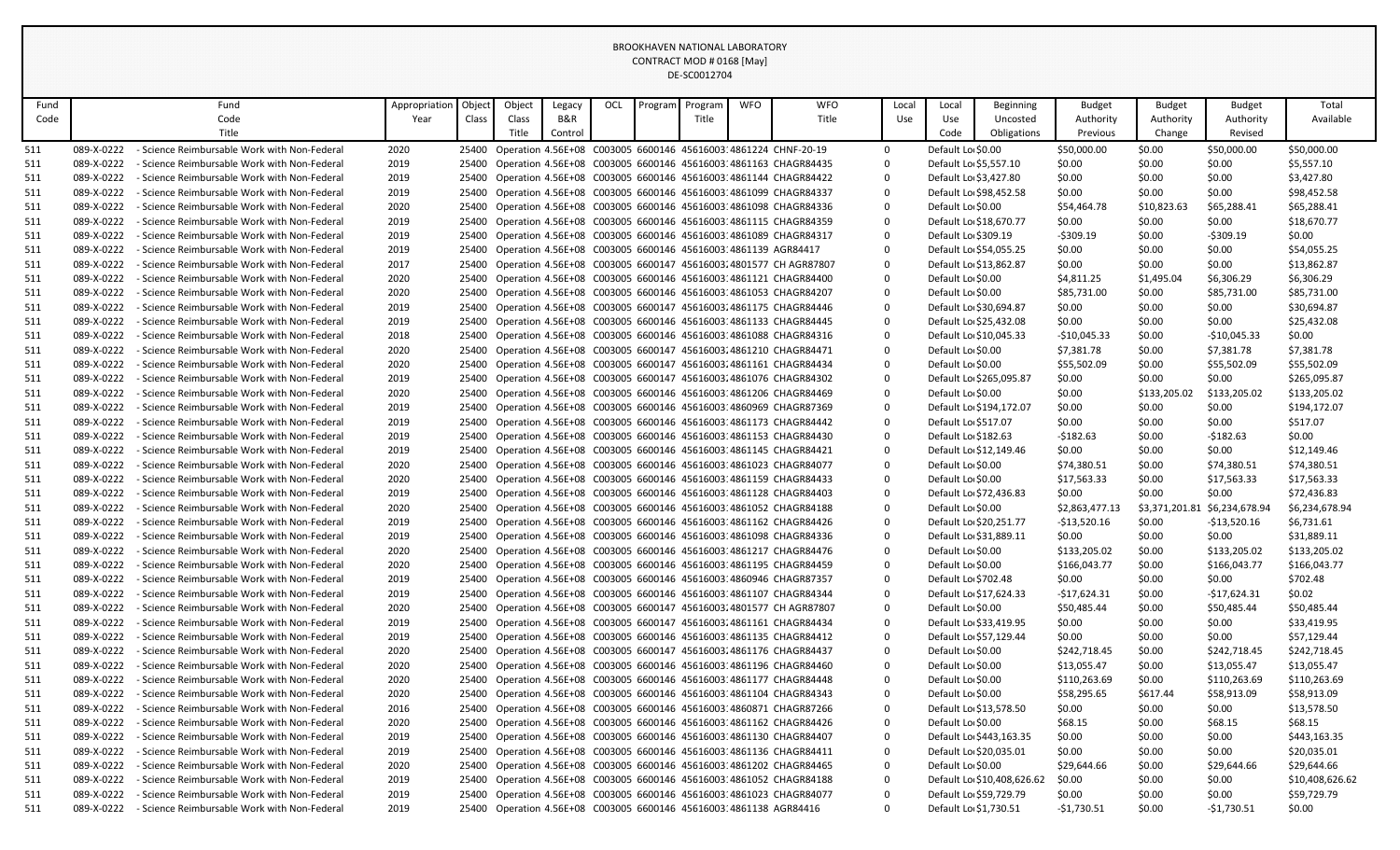BROOKHAVEN NATIONAL LABORATORY
CONTRACT MOD # 0168 [May]
DE-SC0012704

| Fund Code | Fund Code Title | Appropriation Year | Object Class | Object Class Title | Legacy B&R Control | OCL | Program | Program Title | WFO | WFO Title | Local Use | Local Use Code | Beginning Uncosted Obligations | Budget Authority Previous | Budget Authority Change | Budget Authority Revised | Total Available |
|---|---|---|---|---|---|---|---|---|---|---|---|---|---|---|---|---|---|
| 511 | 089-X-0222 - Science Reimbursable Work with Non-Federal | 2020 | 25400 | Operation | 4.56E+08 | C003005 | 6600146 | 456160031 | 4861224 | CHNF-20-19 | 0 | Default Loc | $0.00 | $50,000.00 | $0.00 | $50,000.00 | $50,000.00 |
| 511 | 089-X-0222 - Science Reimbursable Work with Non-Federal | 2019 | 25400 | Operation | 4.56E+08 | C003005 | 6600146 | 456160031 | 4861163 | CHAGR84435 | 0 | Default Loc | $5,557.10 | $0.00 | $0.00 | $0.00 | $5,557.10 |
| 511 | 089-X-0222 - Science Reimbursable Work with Non-Federal | 2019 | 25400 | Operation | 4.56E+08 | C003005 | 6600146 | 456160031 | 4861144 | CHAGR84422 | 0 | Default Loc | $3,427.80 | $0.00 | $0.00 | $0.00 | $3,427.80 |
| 511 | 089-X-0222 - Science Reimbursable Work with Non-Federal | 2019 | 25400 | Operation | 4.56E+08 | C003005 | 6600146 | 456160031 | 4861099 | CHAGR84337 | 0 | Default Loc | $98,452.58 | $0.00 | $0.00 | $0.00 | $98,452.58 |
| 511 | 089-X-0222 - Science Reimbursable Work with Non-Federal | 2020 | 25400 | Operation | 4.56E+08 | C003005 | 6600146 | 456160031 | 4861098 | CHAGR84336 | 0 | Default Loc | $0.00 | $54,464.78 | $10,823.63 | $65,288.41 | $65,288.41 |
| 511 | 089-X-0222 - Science Reimbursable Work with Non-Federal | 2019 | 25400 | Operation | 4.56E+08 | C003005 | 6600146 | 456160031 | 4861115 | CHAGR84359 | 0 | Default Loc | $18,670.77 | $0.00 | $0.00 | $0.00 | $18,670.77 |
| 511 | 089-X-0222 - Science Reimbursable Work with Non-Federal | 2019 | 25400 | Operation | 4.56E+08 | C003005 | 6600146 | 456160031 | 4861089 | CHAGR84317 | 0 | Default Loc | $309.19 | -$309.19 | $0.00 | -$309.19 | $0.00 |
| 511 | 089-X-0222 - Science Reimbursable Work with Non-Federal | 2019 | 25400 | Operation | 4.56E+08 | C003005 | 6600146 | 456160031 | 4861139 | AGR84417 | 0 | Default Loc | $54,055.25 | $0.00 | $0.00 | $0.00 | $54,055.25 |
| 511 | 089-X-0222 - Science Reimbursable Work with Non-Federal | 2017 | 25400 | Operation | 4.56E+08 | C003005 | 6600147 | 456160032 | 4801577 | CH AGR87807 | 0 | Default Loc | $13,862.87 | $0.00 | $0.00 | $0.00 | $13,862.87 |
| 511 | 089-X-0222 - Science Reimbursable Work with Non-Federal | 2020 | 25400 | Operation | 4.56E+08 | C003005 | 6600146 | 456160031 | 4861121 | CHAGR84400 | 0 | Default Loc | $0.00 | $4,811.25 | $1,495.04 | $6,306.29 | $6,306.29 |
| 511 | 089-X-0222 - Science Reimbursable Work with Non-Federal | 2020 | 25400 | Operation | 4.56E+08 | C003005 | 6600146 | 456160031 | 4861053 | CHAGR84207 | 0 | Default Loc | $0.00 | $85,731.00 | $0.00 | $85,731.00 | $85,731.00 |
| 511 | 089-X-0222 - Science Reimbursable Work with Non-Federal | 2019 | 25400 | Operation | 4.56E+08 | C003005 | 6600147 | 456160032 | 4861175 | CHAGR84446 | 0 | Default Loc | $30,694.87 | $0.00 | $0.00 | $0.00 | $30,694.87 |
| 511 | 089-X-0222 - Science Reimbursable Work with Non-Federal | 2019 | 25400 | Operation | 4.56E+08 | C003005 | 6600146 | 456160031 | 4861133 | CHAGR84445 | 0 | Default Loc | $25,432.08 | $0.00 | $0.00 | $0.00 | $25,432.08 |
| 511 | 089-X-0222 - Science Reimbursable Work with Non-Federal | 2018 | 25400 | Operation | 4.56E+08 | C003005 | 6600146 | 456160031 | 4861088 | CHAGR84316 | 0 | Default Loc | $10,045.33 | -$10,045.33 | $0.00 | -$10,045.33 | $0.00 |
| 511 | 089-X-0222 - Science Reimbursable Work with Non-Federal | 2020 | 25400 | Operation | 4.56E+08 | C003005 | 6600147 | 456160032 | 4861210 | CHAGR84471 | 0 | Default Loc | $0.00 | $7,381.78 | $0.00 | $7,381.78 | $7,381.78 |
| 511 | 089-X-0222 - Science Reimbursable Work with Non-Federal | 2020 | 25400 | Operation | 4.56E+08 | C003005 | 6600147 | 456160032 | 4861161 | CHAGR84434 | 0 | Default Loc | $0.00 | $55,502.09 | $0.00 | $55,502.09 | $55,502.09 |
| 511 | 089-X-0222 - Science Reimbursable Work with Non-Federal | 2019 | 25400 | Operation | 4.56E+08 | C003005 | 6600147 | 456160032 | 4861076 | CHAGR84302 | 0 | Default Loc | $265,095.87 | $0.00 | $0.00 | $0.00 | $265,095.87 |
| 511 | 089-X-0222 - Science Reimbursable Work with Non-Federal | 2020 | 25400 | Operation | 4.56E+08 | C003005 | 6600146 | 456160031 | 4861206 | CHAGR84469 | 0 | Default Loc | $0.00 | $0.00 | $133,205.02 | $133,205.02 | $133,205.02 |
| 511 | 089-X-0222 - Science Reimbursable Work with Non-Federal | 2019 | 25400 | Operation | 4.56E+08 | C003005 | 6600146 | 456160031 | 4860969 | CHAGR87369 | 0 | Default Loc | $194,172.07 | $0.00 | $0.00 | $0.00 | $194,172.07 |
| 511 | 089-X-0222 - Science Reimbursable Work with Non-Federal | 2019 | 25400 | Operation | 4.56E+08 | C003005 | 6600146 | 456160031 | 4861173 | CHAGR84442 | 0 | Default Loc | $517.07 | $0.00 | $0.00 | $0.00 | $517.07 |
| 511 | 089-X-0222 - Science Reimbursable Work with Non-Federal | 2019 | 25400 | Operation | 4.56E+08 | C003005 | 6600146 | 456160031 | 4861153 | CHAGR84430 | 0 | Default Loc | $182.63 | -$182.63 | $0.00 | -$182.63 | $0.00 |
| 511 | 089-X-0222 - Science Reimbursable Work with Non-Federal | 2019 | 25400 | Operation | 4.56E+08 | C003005 | 6600146 | 456160031 | 4861145 | CHAGR84421 | 0 | Default Loc | $12,149.46 | $0.00 | $0.00 | $0.00 | $12,149.46 |
| 511 | 089-X-0222 - Science Reimbursable Work with Non-Federal | 2020 | 25400 | Operation | 4.56E+08 | C003005 | 6600146 | 456160031 | 4861023 | CHAGR84077 | 0 | Default Loc | $0.00 | $74,380.51 | $0.00 | $74,380.51 | $74,380.51 |
| 511 | 089-X-0222 - Science Reimbursable Work with Non-Federal | 2020 | 25400 | Operation | 4.56E+08 | C003005 | 6600146 | 456160031 | 4861159 | CHAGR84433 | 0 | Default Loc | $0.00 | $17,563.33 | $0.00 | $17,563.33 | $17,563.33 |
| 511 | 089-X-0222 - Science Reimbursable Work with Non-Federal | 2019 | 25400 | Operation | 4.56E+08 | C003005 | 6600146 | 456160031 | 4861128 | CHAGR84403 | 0 | Default Loc | $72,436.83 | $0.00 | $0.00 | $0.00 | $72,436.83 |
| 511 | 089-X-0222 - Science Reimbursable Work with Non-Federal | 2020 | 25400 | Operation | 4.56E+08 | C003005 | 6600146 | 456160031 | 4861052 | CHAGR84188 | 0 | Default Loc | $0.00 | $2,863,477.13 | $3,371,201.81 | $6,234,678.94 | $6,234,678.94 |
| 511 | 089-X-0222 - Science Reimbursable Work with Non-Federal | 2019 | 25400 | Operation | 4.56E+08 | C003005 | 6600146 | 456160031 | 4861162 | CHAGR84426 | 0 | Default Loc | $20,251.77 | -$13,520.16 | $0.00 | -$13,520.16 | $6,731.61 |
| 511 | 089-X-0222 - Science Reimbursable Work with Non-Federal | 2019 | 25400 | Operation | 4.56E+08 | C003005 | 6600146 | 456160031 | 4861098 | CHAGR84336 | 0 | Default Loc | $31,889.11 | $0.00 | $0.00 | $0.00 | $31,889.11 |
| 511 | 089-X-0222 - Science Reimbursable Work with Non-Federal | 2020 | 25400 | Operation | 4.56E+08 | C003005 | 6600146 | 456160031 | 4861217 | CHAGR84476 | 0 | Default Loc | $0.00 | $133,205.02 | $0.00 | $133,205.02 | $133,205.02 |
| 511 | 089-X-0222 - Science Reimbursable Work with Non-Federal | 2020 | 25400 | Operation | 4.56E+08 | C003005 | 6600146 | 456160031 | 4861195 | CHAGR84459 | 0 | Default Loc | $0.00 | $166,043.77 | $0.00 | $166,043.77 | $166,043.77 |
| 511 | 089-X-0222 - Science Reimbursable Work with Non-Federal | 2019 | 25400 | Operation | 4.56E+08 | C003005 | 6600146 | 456160031 | 4860946 | CHAGR87357 | 0 | Default Loc | $702.48 | $0.00 | $0.00 | $0.00 | $702.48 |
| 511 | 089-X-0222 - Science Reimbursable Work with Non-Federal | 2019 | 25400 | Operation | 4.56E+08 | C003005 | 6600146 | 456160031 | 4861107 | CHAGR84344 | 0 | Default Loc | $17,624.33 | -$17,624.31 | $0.00 | -$17,624.31 | $0.02 |
| 511 | 089-X-0222 - Science Reimbursable Work with Non-Federal | 2020 | 25400 | Operation | 4.56E+08 | C003005 | 6600147 | 456160032 | 4801577 | CH AGR87807 | 0 | Default Loc | $0.00 | $50,485.44 | $0.00 | $50,485.44 | $50,485.44 |
| 511 | 089-X-0222 - Science Reimbursable Work with Non-Federal | 2019 | 25400 | Operation | 4.56E+08 | C003005 | 6600147 | 456160032 | 4861161 | CHAGR84434 | 0 | Default Loc | $33,419.95 | $0.00 | $0.00 | $0.00 | $33,419.95 |
| 511 | 089-X-0222 - Science Reimbursable Work with Non-Federal | 2019 | 25400 | Operation | 4.56E+08 | C003005 | 6600146 | 456160031 | 4861135 | CHAGR84412 | 0 | Default Loc | $57,129.44 | $0.00 | $0.00 | $0.00 | $57,129.44 |
| 511 | 089-X-0222 - Science Reimbursable Work with Non-Federal | 2020 | 25400 | Operation | 4.56E+08 | C003005 | 6600147 | 456160032 | 4861176 | CHAGR84437 | 0 | Default Loc | $0.00 | $242,718.45 | $0.00 | $242,718.45 | $242,718.45 |
| 511 | 089-X-0222 - Science Reimbursable Work with Non-Federal | 2020 | 25400 | Operation | 4.56E+08 | C003005 | 6600146 | 456160031 | 4861196 | CHAGR84460 | 0 | Default Loc | $0.00 | $13,055.47 | $0.00 | $13,055.47 | $13,055.47 |
| 511 | 089-X-0222 - Science Reimbursable Work with Non-Federal | 2020 | 25400 | Operation | 4.56E+08 | C003005 | 6600146 | 456160031 | 4861177 | CHAGR84448 | 0 | Default Loc | $0.00 | $110,263.69 | $0.00 | $110,263.69 | $110,263.69 |
| 511 | 089-X-0222 - Science Reimbursable Work with Non-Federal | 2020 | 25400 | Operation | 4.56E+08 | C003005 | 6600146 | 456160031 | 4861104 | CHAGR84343 | 0 | Default Loc | $0.00 | $58,295.65 | $617.44 | $58,913.09 | $58,913.09 |
| 511 | 089-X-0222 - Science Reimbursable Work with Non-Federal | 2016 | 25400 | Operation | 4.56E+08 | C003005 | 6600146 | 456160031 | 4860871 | CHAGR87266 | 0 | Default Loc | $13,578.50 | $0.00 | $0.00 | $0.00 | $13,578.50 |
| 511 | 089-X-0222 - Science Reimbursable Work with Non-Federal | 2020 | 25400 | Operation | 4.56E+08 | C003005 | 6600146 | 456160031 | 4861162 | CHAGR84426 | 0 | Default Loc | $0.00 | $68.15 | $0.00 | $68.15 | $68.15 |
| 511 | 089-X-0222 - Science Reimbursable Work with Non-Federal | 2019 | 25400 | Operation | 4.56E+08 | C003005 | 6600146 | 456160031 | 4861130 | CHAGR84407 | 0 | Default Loc | $443,163.35 | $0.00 | $0.00 | $0.00 | $443,163.35 |
| 511 | 089-X-0222 - Science Reimbursable Work with Non-Federal | 2019 | 25400 | Operation | 4.56E+08 | C003005 | 6600146 | 456160031 | 4861136 | CHAGR84411 | 0 | Default Loc | $20,035.01 | $0.00 | $0.00 | $0.00 | $20,035.01 |
| 511 | 089-X-0222 - Science Reimbursable Work with Non-Federal | 2020 | 25400 | Operation | 4.56E+08 | C003005 | 6600146 | 456160031 | 4861202 | CHAGR84465 | 0 | Default Loc | $0.00 | $29,644.66 | $0.00 | $29,644.66 | $29,644.66 |
| 511 | 089-X-0222 - Science Reimbursable Work with Non-Federal | 2019 | 25400 | Operation | 4.56E+08 | C003005 | 6600146 | 456160031 | 4861052 | CHAGR84188 | 0 | Default Loc | $10,408,626.62 | $0.00 | $0.00 | $0.00 | $10,408,626.62 |
| 511 | 089-X-0222 - Science Reimbursable Work with Non-Federal | 2019 | 25400 | Operation | 4.56E+08 | C003005 | 6600146 | 456160031 | 4861023 | CHAGR84077 | 0 | Default Loc | $59,729.79 | $0.00 | $0.00 | $0.00 | $59,729.79 |
| 511 | 089-X-0222 - Science Reimbursable Work with Non-Federal | 2019 | 25400 | Operation | 4.56E+08 | C003005 | 6600146 | 456160031 | 4861138 | AGR84416 | 0 | Default Loc | $1,730.51 | -$1,730.51 | $0.00 | -$1,730.51 | $0.00 |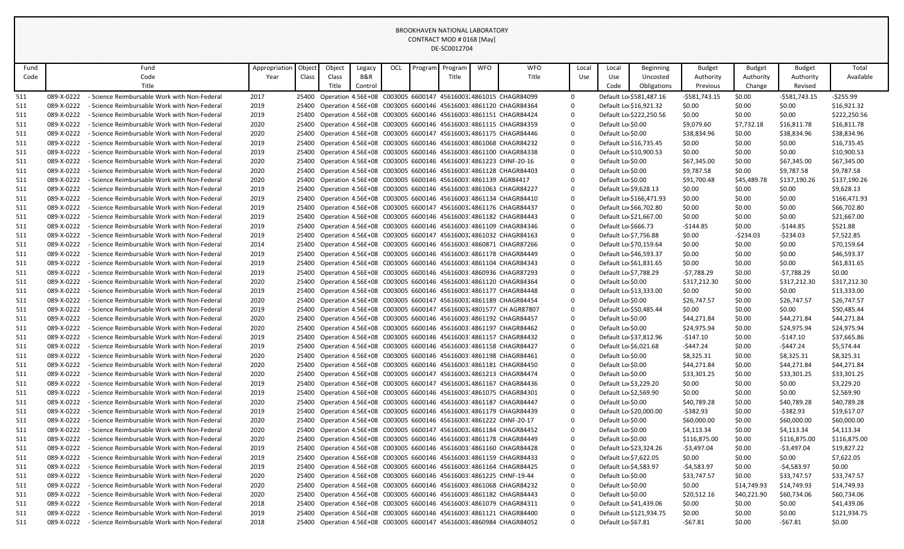BROOKHAVEN NATIONAL LABORATORY
CONTRACT MOD # 0168 [May]
DE-SC0012704

| Fund Code | Fund Code Title | Appropriation Year | Object Class | Object Class Title | Legacy B&R Control | OCL | Program | Program Title | WFO | WFO Title | Local Use | Local Use Code | Beginning Uncosted Obligations | Budget Authority Previous | Budget Authority Change | Budget Authority Revised | Total Available |
|---|---|---|---|---|---|---|---|---|---|---|---|---|---|---|---|---|---|
| 511 | 089-X-0222 - Science Reimbursable Work with Non-Federal | 2017 | 25400 | Operation | 4.56E+08 | C003005 | 6600147 | 456160034 | 4861015 | CHAGR84099 | 0 | Default Loc | $581,487.16 | -$581,743.15 | $0.00 | -$581,743.15 | -$255.99 |
| 511 | 089-X-0222 - Science Reimbursable Work with Non-Federal | 2019 | 25400 | Operation | 4.56E+08 | C003005 | 6600146 | 456160031 | 4861120 | CHAGR84364 | 0 | Default Loc | $16,921.32 | $0.00 | $0.00 | $0.00 | $16,921.32 |
| 511 | 089-X-0222 - Science Reimbursable Work with Non-Federal | 2019 | 25400 | Operation | 4.56E+08 | C003005 | 6600146 | 456160031 | 4861151 | CHAGR84424 | 0 | Default Loc | $222,250.56 | $0.00 | $0.00 | $0.00 | $222,250.56 |
| 511 | 089-X-0222 - Science Reimbursable Work with Non-Federal | 2020 | 25400 | Operation | 4.56E+08 | C003005 | 6600146 | 456160031 | 4861115 | CHAGR84359 | 0 | Default Loc | $0.00 | $9,079.60 | $7,732.18 | $16,811.78 | $16,811.78 |
| 511 | 089-X-0222 - Science Reimbursable Work with Non-Federal | 2020 | 25400 | Operation | 4.56E+08 | C003005 | 6600147 | 456160034 | 4861175 | CHAGR84446 | 0 | Default Loc | $0.00 | $38,834.96 | $0.00 | $38,834.96 | $38,834.96 |
| 511 | 089-X-0222 - Science Reimbursable Work with Non-Federal | 2019 | 25400 | Operation | 4.56E+08 | C003005 | 6600146 | 456160031 | 4861068 | CHAGR84232 | 0 | Default Loc | $16,735.45 | $0.00 | $0.00 | $0.00 | $16,735.45 |
| 511 | 089-X-0222 - Science Reimbursable Work with Non-Federal | 2019 | 25400 | Operation | 4.56E+08 | C003005 | 6600146 | 456160031 | 4861100 | CHAGR84338 | 0 | Default Loc | $10,900.53 | $0.00 | $0.00 | $0.00 | $10,900.53 |
| 511 | 089-X-0222 - Science Reimbursable Work with Non-Federal | 2020 | 25400 | Operation | 4.56E+08 | C003005 | 6600146 | 456160031 | 4861223 | CHNF-20-16 | 0 | Default Loc | $0.00 | $67,345.00 | $0.00 | $67,345.00 | $67,345.00 |
| 511 | 089-X-0222 - Science Reimbursable Work with Non-Federal | 2020 | 25400 | Operation | 4.56E+08 | C003005 | 6600146 | 456160031 | 4861128 | CHAGR84403 | 0 | Default Loc | $0.00 | $9,787.58 | $0.00 | $9,787.58 | $9,787.58 |
| 511 | 089-X-0222 - Science Reimbursable Work with Non-Federal | 2020 | 25400 | Operation | 4.56E+08 | C003005 | 6600146 | 456160031 | 4861139 | AGR84417 | 0 | Default Loc | $0.00 | $91,700.48 | $45,489.78 | $137,190.26 | $137,190.26 |
| 511 | 089-X-0222 - Science Reimbursable Work with Non-Federal | 2019 | 25400 | Operation | 4.56E+08 | C003005 | 6600146 | 456160031 | 4861063 | CHAGR84227 | 0 | Default Loc | $9,628.13 | $0.00 | $0.00 | $0.00 | $9,628.13 |
| 511 | 089-X-0222 - Science Reimbursable Work with Non-Federal | 2019 | 25400 | Operation | 4.56E+08 | C003005 | 6600146 | 456160031 | 4861134 | CHAGR84410 | 0 | Default Loc | $166,471.93 | $0.00 | $0.00 | $0.00 | $166,471.93 |
| 511 | 089-X-0222 - Science Reimbursable Work with Non-Federal | 2019 | 25400 | Operation | 4.56E+08 | C003005 | 6600147 | 456160034 | 4861176 | CHAGR84437 | 0 | Default Loc | $66,702.80 | $0.00 | $0.00 | $0.00 | $66,702.80 |
| 511 | 089-X-0222 - Science Reimbursable Work with Non-Federal | 2019 | 25400 | Operation | 4.56E+08 | C003005 | 6600146 | 456160031 | 4861182 | CHAGR84443 | 0 | Default Loc | $21,667.00 | $0.00 | $0.00 | $0.00 | $21,667.00 |
| 511 | 089-X-0222 - Science Reimbursable Work with Non-Federal | 2019 | 25400 | Operation | 4.56E+08 | C003005 | 6600146 | 456160031 | 4861109 | CHAGR84346 | 0 | Default Loc | $666.73 | -$144.85 | $0.00 | -$144.85 | $521.88 |
| 511 | 089-X-0222 - Science Reimbursable Work with Non-Federal | 2019 | 25400 | Operation | 4.56E+08 | C003005 | 6600147 | 456160034 | 4861032 | CHAGR84163 | 0 | Default Loc | $7,756.88 | $0.00 | -$234.03 | -$234.03 | $7,522.85 |
| 511 | 089-X-0222 - Science Reimbursable Work with Non-Federal | 2014 | 25400 | Operation | 4.56E+08 | C003005 | 6600146 | 456160031 | 4860871 | CHAGR87266 | 0 | Default Loc | $70,159.64 | $0.00 | $0.00 | $0.00 | $70,159.64 |
| 511 | 089-X-0222 - Science Reimbursable Work with Non-Federal | 2019 | 25400 | Operation | 4.56E+08 | C003005 | 6600146 | 456160031 | 4861178 | CHAGR84449 | 0 | Default Loc | $46,593.37 | $0.00 | $0.00 | $0.00 | $46,593.37 |
| 511 | 089-X-0222 - Science Reimbursable Work with Non-Federal | 2019 | 25400 | Operation | 4.56E+08 | C003005 | 6600146 | 456160031 | 4861104 | CHAGR84343 | 0 | Default Loc | $61,831.65 | $0.00 | $0.00 | $0.00 | $61,831.65 |
| 511 | 089-X-0222 - Science Reimbursable Work with Non-Federal | 2019 | 25400 | Operation | 4.56E+08 | C003005 | 6600146 | 456160031 | 4860936 | CHAGR87293 | 0 | Default Loc | $7,788.29 | -$7,788.29 | $0.00 | -$7,788.29 | $0.00 |
| 511 | 089-X-0222 - Science Reimbursable Work with Non-Federal | 2020 | 25400 | Operation | 4.56E+08 | C003005 | 6600146 | 456160031 | 4861120 | CHAGR84364 | 0 | Default Loc | $0.00 | $317,212.30 | $0.00 | $317,212.30 | $317,212.30 |
| 511 | 089-X-0222 - Science Reimbursable Work with Non-Federal | 2019 | 25400 | Operation | 4.56E+08 | C003005 | 6600146 | 456160031 | 4861177 | CHAGR84448 | 0 | Default Loc | $13,333.00 | $0.00 | $0.00 | $0.00 | $13,333.00 |
| 511 | 089-X-0222 - Science Reimbursable Work with Non-Federal | 2020 | 25400 | Operation | 4.56E+08 | C003005 | 6600147 | 456160034 | 4861189 | CHAGR84454 | 0 | Default Loc | $0.00 | $26,747.57 | $0.00 | $26,747.57 | $26,747.57 |
| 511 | 089-X-0222 - Science Reimbursable Work with Non-Federal | 2019 | 25400 | Operation | 4.56E+08 | C003005 | 6600147 | 456160034 | 4801577 | CH AGR87807 | 0 | Default Loc | $50,485.44 | $0.00 | $0.00 | $0.00 | $50,485.44 |
| 511 | 089-X-0222 - Science Reimbursable Work with Non-Federal | 2020 | 25400 | Operation | 4.56E+08 | C003005 | 6600146 | 456160031 | 4861192 | CHAGR84457 | 0 | Default Loc | $0.00 | $44,271.84 | $0.00 | $44,271.84 | $44,271.84 |
| 511 | 089-X-0222 - Science Reimbursable Work with Non-Federal | 2020 | 25400 | Operation | 4.56E+08 | C003005 | 6600146 | 456160031 | 4861197 | CHAGR84462 | 0 | Default Loc | $0.00 | $24,975.94 | $0.00 | $24,975.94 | $24,975.94 |
| 511 | 089-X-0222 - Science Reimbursable Work with Non-Federal | 2019 | 25400 | Operation | 4.56E+08 | C003005 | 6600146 | 456160031 | 4861157 | CHAGR84432 | 0 | Default Loc | $37,812.96 | -$147.10 | $0.00 | -$147.10 | $37,665.86 |
| 511 | 089-X-0222 - Science Reimbursable Work with Non-Federal | 2019 | 25400 | Operation | 4.56E+08 | C003005 | 6600146 | 456160031 | 4861158 | CHAGR84427 | 0 | Default Loc | $6,021.68 | -$447.24 | $0.00 | -$447.24 | $5,574.44 |
| 511 | 089-X-0222 - Science Reimbursable Work with Non-Federal | 2020 | 25400 | Operation | 4.56E+08 | C003005 | 6600146 | 456160031 | 4861198 | CHAGR84461 | 0 | Default Loc | $0.00 | $8,325.31 | $0.00 | $8,325.31 | $8,325.31 |
| 511 | 089-X-0222 - Science Reimbursable Work with Non-Federal | 2020 | 25400 | Operation | 4.56E+08 | C003005 | 6600146 | 456160031 | 4861181 | CHAGR84450 | 0 | Default Loc | $0.00 | $44,271.84 | $0.00 | $44,271.84 | $44,271.84 |
| 511 | 089-X-0222 - Science Reimbursable Work with Non-Federal | 2020 | 25400 | Operation | 4.56E+08 | C003005 | 6600147 | 456160034 | 4861213 | CHAGR84474 | 0 | Default Loc | $0.00 | $33,301.25 | $0.00 | $33,301.25 | $33,301.25 |
| 511 | 089-X-0222 - Science Reimbursable Work with Non-Federal | 2019 | 25400 | Operation | 4.56E+08 | C003005 | 6600147 | 456160034 | 4861167 | CHAGR84436 | 0 | Default Loc | $3,229.20 | $0.00 | $0.00 | $0.00 | $3,229.20 |
| 511 | 089-X-0222 - Science Reimbursable Work with Non-Federal | 2019 | 25400 | Operation | 4.56E+08 | C003005 | 6600146 | 456160031 | 4861075 | CHAGR84301 | 0 | Default Loc | $2,569.90 | $0.00 | $0.00 | $0.00 | $2,569.90 |
| 511 | 089-X-0222 - Science Reimbursable Work with Non-Federal | 2020 | 25400 | Operation | 4.56E+08 | C003005 | 6600146 | 456160031 | 4861187 | CHAGR84447 | 0 | Default Loc | $0.00 | $40,789.28 | $0.00 | $40,789.28 | $40,789.28 |
| 511 | 089-X-0222 - Science Reimbursable Work with Non-Federal | 2019 | 25400 | Operation | 4.56E+08 | C003005 | 6600146 | 456160031 | 4861179 | CHAGR84439 | 0 | Default Loc | $20,000.00 | -$382.93 | $0.00 | -$382.93 | $19,617.07 |
| 511 | 089-X-0222 - Science Reimbursable Work with Non-Federal | 2020 | 25400 | Operation | 4.56E+08 | C003005 | 6600146 | 456160031 | 4861222 | CHNF-20-17 | 0 | Default Loc | $0.00 | $60,000.00 | $0.00 | $60,000.00 | $60,000.00 |
| 511 | 089-X-0222 - Science Reimbursable Work with Non-Federal | 2020 | 25400 | Operation | 4.56E+08 | C003005 | 6600147 | 456160034 | 4861184 | CHAGR84452 | 0 | Default Loc | $0.00 | $4,113.34 | $0.00 | $4,113.34 | $4,113.34 |
| 511 | 089-X-0222 - Science Reimbursable Work with Non-Federal | 2020 | 25400 | Operation | 4.56E+08 | C003005 | 6600146 | 456160031 | 4861178 | CHAGR84449 | 0 | Default Loc | $0.00 | $116,875.00 | $0.00 | $116,875.00 | $116,875.00 |
| 511 | 089-X-0222 - Science Reimbursable Work with Non-Federal | 2019 | 25400 | Operation | 4.56E+08 | C003005 | 6600146 | 456160031 | 4861160 | CHAGR84428 | 0 | Default Loc | $23,324.26 | -$3,497.04 | $0.00 | -$3,497.04 | $19,827.22 |
| 511 | 089-X-0222 - Science Reimbursable Work with Non-Federal | 2019 | 25400 | Operation | 4.56E+08 | C003005 | 6600146 | 456160031 | 4861159 | CHAGR84433 | 0 | Default Loc | $7,622.05 | $0.00 | $0.00 | $0.00 | $7,622.05 |
| 511 | 089-X-0222 - Science Reimbursable Work with Non-Federal | 2019 | 25400 | Operation | 4.56E+08 | C003005 | 6600146 | 456160031 | 4861164 | CHAGR84425 | 0 | Default Loc | $4,583.97 | -$4,583.97 | $0.00 | -$4,583.97 | $0.00 |
| 511 | 089-X-0222 - Science Reimbursable Work with Non-Federal | 2020 | 25400 | Operation | 4.56E+08 | C003005 | 6600146 | 456160031 | 4861225 | CHNF-19-44 | 0 | Default Loc | $0.00 | $33,747.57 | $0.00 | $33,747.57 | $33,747.57 |
| 511 | 089-X-0222 - Science Reimbursable Work with Non-Federal | 2020 | 25400 | Operation | 4.56E+08 | C003005 | 6600146 | 456160031 | 4861068 | CHAGR84232 | 0 | Default Loc | $0.00 | $0.00 | $14,749.93 | $14,749.93 | $14,749.93 |
| 511 | 089-X-0222 - Science Reimbursable Work with Non-Federal | 2020 | 25400 | Operation | 4.56E+08 | C003005 | 6600146 | 456160031 | 4861182 | CHAGR84443 | 0 | Default Loc | $0.00 | $20,512.16 | $40,221.90 | $60,734.06 | $60,734.06 |
| 511 | 089-X-0222 - Science Reimbursable Work with Non-Federal | 2018 | 25400 | Operation | 4.56E+08 | C003005 | 6600146 | 456160031 | 4861079 | CHAGR84311 | 0 | Default Loc | $41,439.06 | $0.00 | $0.00 | $0.00 | $41,439.06 |
| 511 | 089-X-0222 - Science Reimbursable Work with Non-Federal | 2019 | 25400 | Operation | 4.56E+08 | C003005 | 6600146 | 456160031 | 4861121 | CHAGR84400 | 0 | Default Loc | $121,934.75 | $0.00 | $0.00 | $0.00 | $121,934.75 |
| 511 | 089-X-0222 - Science Reimbursable Work with Non-Federal | 2018 | 25400 | Operation | 4.56E+08 | C003005 | 6600147 | 456160034 | 4860984 | CHAGR84052 | 0 | Default Loc | $67.81 | -$67.81 | $0.00 | -$67.81 | $0.00 |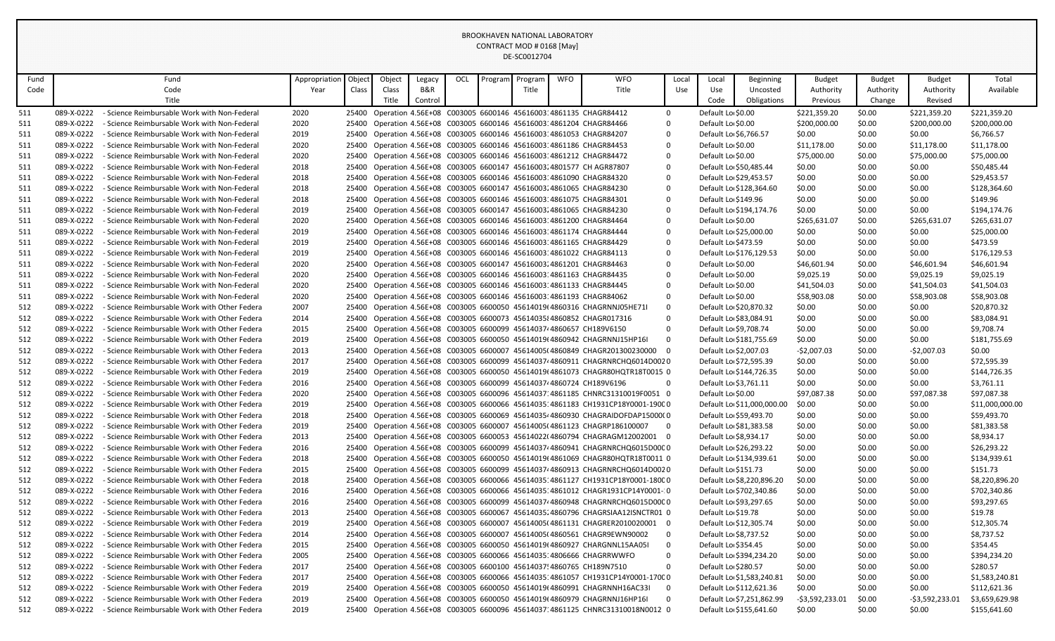BROOKHAVEN NATIONAL LABORATORY
CONTRACT MOD # 0168 [May]
DE-SC0012704

| Fund Code | Fund Code Title | Appropriation Year | Object Class | Object Class Title | Legacy B&R Control | OCL | Program | Program Title | WFO | WFO Title | Local Use | Local Use Code | Beginning Uncosted Obligations | Budget Authority Previous | Budget Authority Change | Budget Authority Revised | Total Available |
|---|---|---|---|---|---|---|---|---|---|---|---|---|---|---|---|---|---|
| 511 | 089-X-0222 - Science Reimbursable Work with Non-Federal | 2020 | 25400 | Operation | 4.56E+08 | C003005 | 6600146 | 456160031 | 4861135 | CHAGR84412 | 0 | Default Lo | $0.00 | $221,359.20 | $0.00 | $221,359.20 | $221,359.20 |
| 511 | 089-X-0222 - Science Reimbursable Work with Non-Federal | 2020 | 25400 | Operation | 4.56E+08 | C003005 | 6600146 | 456160031 | 4861204 | CHAGR84466 | 0 | Default Lo | $0.00 | $200,000.00 | $0.00 | $200,000.00 | $200,000.00 |
| 511 | 089-X-0222 - Science Reimbursable Work with Non-Federal | 2019 | 25400 | Operation | 4.56E+08 | C003005 | 6600146 | 456160031 | 4861053 | CHAGR84207 | 0 | Default Lo | $6,766.57 | $0.00 | $0.00 | $0.00 | $6,766.57 |
| 511 | 089-X-0222 - Science Reimbursable Work with Non-Federal | 2020 | 25400 | Operation | 4.56E+08 | C003005 | 6600146 | 456160031 | 4861186 | CHAGR84453 | 0 | Default Lo | $0.00 | $11,178.00 | $0.00 | $11,178.00 | $11,178.00 |
| 511 | 089-X-0222 - Science Reimbursable Work with Non-Federal | 2020 | 25400 | Operation | 4.56E+08 | C003005 | 6600146 | 456160031 | 4861212 | CHAGR84472 | 0 | Default Lo | $0.00 | $75,000.00 | $0.00 | $75,000.00 | $75,000.00 |
| 511 | 089-X-0222 - Science Reimbursable Work with Non-Federal | 2018 | 25400 | Operation | 4.56E+08 | C003005 | 6600147 | 456160032 | 4801577 | CH AGR87807 | 0 | Default Lo | $50,485.44 | $0.00 | $0.00 | $0.00 | $50,485.44 |
| 511 | 089-X-0222 - Science Reimbursable Work with Non-Federal | 2018 | 25400 | Operation | 4.56E+08 | C003005 | 6600146 | 456160031 | 4861090 | CHAGR84320 | 0 | Default Lo | $29,453.57 | $0.00 | $0.00 | $0.00 | $29,453.57 |
| 511 | 089-X-0222 - Science Reimbursable Work with Non-Federal | 2018 | 25400 | Operation | 4.56E+08 | C003005 | 6600147 | 456160032 | 4861065 | CHAGR84230 | 0 | Default Lo | $128,364.60 | $0.00 | $0.00 | $0.00 | $128,364.60 |
| 511 | 089-X-0222 - Science Reimbursable Work with Non-Federal | 2018 | 25400 | Operation | 4.56E+08 | C003005 | 6600146 | 456160031 | 4861075 | CHAGR84301 | 0 | Default Lo | $149.96 | $0.00 | $0.00 | $0.00 | $149.96 |
| 511 | 089-X-0222 - Science Reimbursable Work with Non-Federal | 2019 | 25400 | Operation | 4.56E+08 | C003005 | 6600147 | 456160032 | 4861065 | CHAGR84230 | 0 | Default Lo | $194,174.76 | $0.00 | $0.00 | $0.00 | $194,174.76 |
| 511 | 089-X-0222 - Science Reimbursable Work with Non-Federal | 2020 | 25400 | Operation | 4.56E+08 | C003005 | 6600146 | 456160031 | 4861200 | CHAGR84464 | 0 | Default Lo | $0.00 | $265,631.07 | $0.00 | $265,631.07 | $265,631.07 |
| 511 | 089-X-0222 - Science Reimbursable Work with Non-Federal | 2019 | 25400 | Operation | 4.56E+08 | C003005 | 6600146 | 456160031 | 4861174 | CHAGR84444 | 0 | Default Lo | $25,000.00 | $0.00 | $0.00 | $0.00 | $25,000.00 |
| 511 | 089-X-0222 - Science Reimbursable Work with Non-Federal | 2019 | 25400 | Operation | 4.56E+08 | C003005 | 6600146 | 456160031 | 4861165 | CHAGR84429 | 0 | Default Lo | $473.59 | $0.00 | $0.00 | $0.00 | $473.59 |
| 511 | 089-X-0222 - Science Reimbursable Work with Non-Federal | 2019 | 25400 | Operation | 4.56E+08 | C003005 | 6600146 | 456160031 | 4861022 | CHAGR84113 | 0 | Default Lo | $176,129.53 | $0.00 | $0.00 | $0.00 | $176,129.53 |
| 511 | 089-X-0222 - Science Reimbursable Work with Non-Federal | 2020 | 25400 | Operation | 4.56E+08 | C003005 | 6600147 | 456160032 | 4861201 | CHAGR84463 | 0 | Default Lo | $0.00 | $46,601.94 | $0.00 | $46,601.94 | $46,601.94 |
| 511 | 089-X-0222 - Science Reimbursable Work with Non-Federal | 2020 | 25400 | Operation | 4.56E+08 | C003005 | 6600146 | 456160031 | 4861163 | CHAGR84435 | 0 | Default Lo | $0.00 | $9,025.19 | $0.00 | $9,025.19 | $9,025.19 |
| 511 | 089-X-0222 - Science Reimbursable Work with Non-Federal | 2020 | 25400 | Operation | 4.56E+08 | C003005 | 6600146 | 456160031 | 4861133 | CHAGR84445 | 0 | Default Lo | $0.00 | $41,504.03 | $0.00 | $41,504.03 | $41,504.03 |
| 511 | 089-X-0222 - Science Reimbursable Work with Non-Federal | 2020 | 25400 | Operation | 4.56E+08 | C003005 | 6600146 | 456160031 | 4861193 | CHAGR84062 | 0 | Default Lo | $0.00 | $58,903.08 | $0.00 | $58,903.08 | $58,903.08 |
| 512 | 089-X-0222 - Science Reimbursable Work with Other Federa | 2007 | 25400 | Operation | 4.56E+08 | C003005 | 6600050 | 456140190 | 4860316 | CHAGRNNJ05HE71I | 0 | Default Lo | $20,870.32 | $0.00 | $0.00 | $0.00 | $20,870.32 |
| 512 | 089-X-0222 - Science Reimbursable Work with Other Federa | 2014 | 25400 | Operation | 4.56E+08 | C003005 | 6600073 | 456140358 | 4860852 | CHAGR017316 | 0 | Default Lo | $83,084.91 | $0.00 | $0.00 | $0.00 | $83,084.91 |
| 512 | 089-X-0222 - Science Reimbursable Work with Other Federa | 2015 | 25400 | Operation | 4.56E+08 | C003005 | 6600099 | 456140374 | 4860657 | CH189V6150 | 0 | Default Lo | $9,708.74 | $0.00 | $0.00 | $0.00 | $9,708.74 |
| 512 | 089-X-0222 - Science Reimbursable Work with Other Federa | 2019 | 25400 | Operation | 4.56E+08 | C003005 | 6600050 | 456140190 | 4860942 | CHAGRNNJ15HP16I | 0 | Default Lo | $181,755.69 | $0.00 | $0.00 | $0.00 | $181,755.69 |
| 512 | 089-X-0222 - Science Reimbursable Work with Other Federa | 2013 | 25400 | Operation | 4.56E+08 | C003005 | 6600007 | 456140050 | 4860849 | CHAGR201300230000 | 0 | Default Lo | $2,007.03 | -$2,007.03 | $0.00 | -$2,007.03 | $0.00 |
| 512 | 089-X-0222 - Science Reimbursable Work with Other Federa | 2017 | 25400 | Operation | 4.56E+08 | C003005 | 6600099 | 456140374 | 4860911 | CHAGRNRCHQ6014D002 | 0 | Default Lo | $72,595.39 | $0.00 | $0.00 | $0.00 | $72,595.39 |
| 512 | 089-X-0222 - Science Reimbursable Work with Other Federa | 2019 | 25400 | Operation | 4.56E+08 | C003005 | 6600050 | 456140190 | 4861073 | CHAGR80HQTR18T0015 | 0 | Default Lo | $144,726.35 | $0.00 | $0.00 | $0.00 | $144,726.35 |
| 512 | 089-X-0222 - Science Reimbursable Work with Other Federa | 2016 | 25400 | Operation | 4.56E+08 | C003005 | 6600099 | 456140374 | 4860724 | CH189V6196 | 0 | Default Lo | $3,761.11 | $0.00 | $0.00 | $0.00 | $3,761.11 |
| 512 | 089-X-0222 - Science Reimbursable Work with Other Federa | 2020 | 25400 | Operation | 4.56E+08 | C003005 | 6600096 | 456140371 | 4861185 | CHNRC31310019F0051 | 0 | Default Lo | $0.00 | $97,087.38 | $0.00 | $97,087.38 | $97,087.38 |
| 512 | 089-X-0222 - Science Reimbursable Work with Other Federa | 2019 | 25400 | Operation | 4.56E+08 | C003005 | 6600066 | 456140351 | 4861183 | CH1931CP18Y0001-190C | 0 | Default Lo | $11,000,000.00 | $0.00 | $0.00 | $0.00 | $11,000,000.00 |
| 512 | 089-X-0222 - Science Reimbursable Work with Other Federa | 2018 | 25400 | Operation | 4.56E+08 | C003005 | 6600069 | 456140354 | 4860930 | CHAGRAIDOFDAP15000 | 0 | Default Lo | $59,493.70 | $0.00 | $0.00 | $0.00 | $59,493.70 |
| 512 | 089-X-0222 - Science Reimbursable Work with Other Federa | 2019 | 25400 | Operation | 4.56E+08 | C003005 | 6600007 | 456140050 | 4861123 | CHAGRP186100007 | 0 | Default Lo | $81,383.58 | $0.00 | $0.00 | $0.00 | $81,383.58 |
| 512 | 089-X-0222 - Science Reimbursable Work with Other Federa | 2013 | 25400 | Operation | 4.56E+08 | C003005 | 6600053 | 456140220 | 4860794 | CHAGRAGM12002001 | 0 | Default Lo | $8,934.17 | $0.00 | $0.00 | $0.00 | $8,934.17 |
| 512 | 089-X-0222 - Science Reimbursable Work with Other Federa | 2016 | 25400 | Operation | 4.56E+08 | C003005 | 6600099 | 456140374 | 4860941 | CHAGRNRCHQ6015D000 | 0 | Default Lo | $26,293.22 | $0.00 | $0.00 | $0.00 | $26,293.22 |
| 512 | 089-X-0222 - Science Reimbursable Work with Other Federa | 2018 | 25400 | Operation | 4.56E+08 | C003005 | 6600050 | 456140190 | 4861069 | CHAGR80HQTR18T0011 | 0 | Default Lo | $134,939.61 | $0.00 | $0.00 | $0.00 | $134,939.61 |
| 512 | 089-X-0222 - Science Reimbursable Work with Other Federa | 2015 | 25400 | Operation | 4.56E+08 | C003005 | 6600099 | 456140374 | 4860913 | CHAGRNRCHQ6014D002 | 0 | Default Lo | $151.73 | $0.00 | $0.00 | $0.00 | $151.73 |
| 512 | 089-X-0222 - Science Reimbursable Work with Other Federa | 2018 | 25400 | Operation | 4.56E+08 | C003005 | 6600066 | 456140351 | 4861127 | CH1931CP18Y0001-180C | 0 | Default Lo | $8,220,896.20 | $0.00 | $0.00 | $0.00 | $8,220,896.20 |
| 512 | 089-X-0222 - Science Reimbursable Work with Other Federa | 2016 | 25400 | Operation | 4.56E+08 | C003005 | 6600066 | 456140351 | 4861012 | CHAGR1931CP14Y0001- | 0 | Default Lo | $702,340.86 | $0.00 | $0.00 | $0.00 | $702,340.86 |
| 512 | 089-X-0222 - Science Reimbursable Work with Other Federa | 2016 | 25400 | Operation | 4.56E+08 | C003005 | 6600099 | 456140374 | 4860948 | CHAGRNRCHQ6015D000 | 0 | Default Lo | $93,297.65 | $0.00 | $0.00 | $0.00 | $93,297.65 |
| 512 | 089-X-0222 - Science Reimbursable Work with Other Federa | 2013 | 25400 | Operation | 4.56E+08 | C003005 | 6600067 | 456140352 | 4860796 | CHAGRSIAA12ISNCTR01 | 0 | Default Lo | $19.78 | $0.00 | $0.00 | $0.00 | $19.78 |
| 512 | 089-X-0222 - Science Reimbursable Work with Other Federa | 2019 | 25400 | Operation | 4.56E+08 | C003005 | 6600007 | 456140050 | 4861131 | CHAGRER2010020001 | 0 | Default Lo | $12,305.74 | $0.00 | $0.00 | $0.00 | $12,305.74 |
| 512 | 089-X-0222 - Science Reimbursable Work with Other Federa | 2014 | 25400 | Operation | 4.56E+08 | C003005 | 6600007 | 456140050 | 4860561 | CHAGR9EWN90002 | 0 | Default Lo | $8,737.52 | $0.00 | $0.00 | $0.00 | $8,737.52 |
| 512 | 089-X-0222 - Science Reimbursable Work with Other Federa | 2015 | 25400 | Operation | 4.56E+08 | C003005 | 6600050 | 456140190 | 4860927 | CHARGNNL15AA05I | 0 | Default Lo | $354.45 | $0.00 | $0.00 | $0.00 | $354.45 |
| 512 | 089-X-0222 - Science Reimbursable Work with Other Federa | 2005 | 25400 | Operation | 4.56E+08 | C003005 | 6600066 | 456140351 | 4806666 | CHAGRRWWFO | 0 | Default Lo | $394,234.20 | $0.00 | $0.00 | $0.00 | $394,234.20 |
| 512 | 089-X-0222 - Science Reimbursable Work with Other Federa | 2017 | 25400 | Operation | 4.56E+08 | C003005 | 6600100 | 456140375 | 4860765 | CH189N7510 | 0 | Default Lo | $280.57 | $0.00 | $0.00 | $0.00 | $280.57 |
| 512 | 089-X-0222 - Science Reimbursable Work with Other Federa | 2017 | 25400 | Operation | 4.56E+08 | C003005 | 6600066 | 456140351 | 4861057 | CH1931CP14Y0001-170C | 0 | Default Lo | $1,583,240.81 | $0.00 | $0.00 | $0.00 | $1,583,240.81 |
| 512 | 089-X-0222 - Science Reimbursable Work with Other Federa | 2019 | 25400 | Operation | 4.56E+08 | C003005 | 6600050 | 456140190 | 4860991 | CHAGRNNH16AC33I | 0 | Default Lo | $112,621.36 | $0.00 | $0.00 | $0.00 | $112,621.36 |
| 512 | 089-X-0222 - Science Reimbursable Work with Other Federa | 2019 | 25400 | Operation | 4.56E+08 | C003005 | 6600050 | 456140190 | 4860979 | CHAGRNNJ16HP16I | 0 | Default Lo | $7,251,862.99 | -$3,592,233.01 | $0.00 | -$3,592,233.01 | $3,659,629.98 |
| 512 | 089-X-0222 - Science Reimbursable Work with Other Federa | 2019 | 25400 | Operation | 4.56E+08 | C003005 | 6600096 | 456140371 | 4861125 | CHNRC31310018N0012 | 0 | Default Lo | $155,641.60 | $0.00 | $0.00 | $0.00 | $155,641.60 |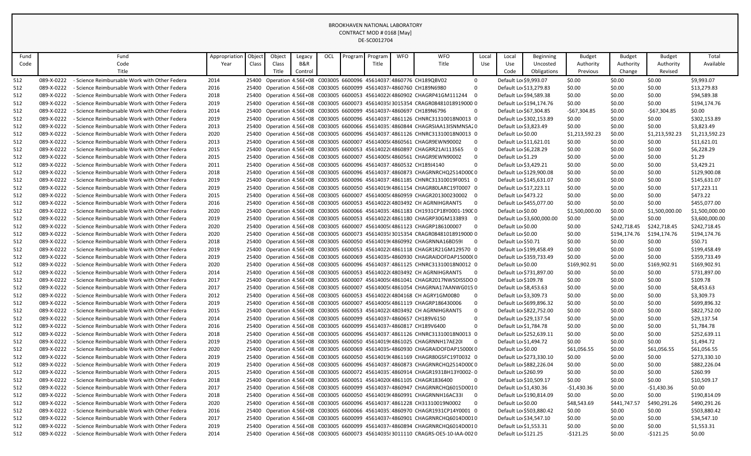BROOKHAVEN NATIONAL LABORATORY
CONTRACT MOD # 0168 [May]
DE-SC0012704

| Fund Code | Fund Code Title | Appropriation Year | Object Class | Object Class Title | Legacy B&R Control | OCL | Program | Program Title | WFO | WFO Title | Local Use | Local Use Code | Beginning Uncosted Obligations | Budget Authority Previous | Budget Authority Change | Budget Authority Revised | Total Available |
|---|---|---|---|---|---|---|---|---|---|---|---|---|---|---|---|---|---|
| 512 | 089-X-0222 - Science Reimbursable Work with Other Federa | 2014 | 25400 | Operation | 4.56E+08 | C003005 | 6600096 | 456140371 | 4860776 | CH189QBV02 | 0 | Default Lo | $9,993.07 | $0.00 | $0.00 | $0.00 | $9,993.07 |
| 512 | 089-X-0222 - Science Reimbursable Work with Other Federa | 2016 | 25400 | Operation | 4.56E+08 | C003005 | 6600099 | 456140374 | 4860760 | CH189N6980 | 0 | Default Lo | $13,279.83 | $0.00 | $0.00 | $0.00 | $13,279.83 |
| 512 | 089-X-0222 - Science Reimbursable Work with Other Federa | 2018 | 25400 | Operation | 4.56E+08 | C003005 | 6600053 | 456140220 | 4860902 | CHAGRP41GM111244 | 0 | Default Lo | $94,589.38 | $0.00 | $0.00 | $0.00 | $94,589.38 |
| 512 | 089-X-0222 - Science Reimbursable Work with Other Federa | 2019 | 25400 | Operation | 4.56E+08 | C003005 | 6600073 | 456140358 | 3015354 | CRAGR08481018919000 | 0 | Default Lo | $194,174.76 | $0.00 | $0.00 | $0.00 | $194,174.76 |
| 512 | 089-X-0222 - Science Reimbursable Work with Other Federa | 2014 | 25400 | Operation | 4.56E+08 | C003005 | 6600099 | 456140374 | 4860697 | CH189N6796 | 0 | Default Lo | $67,304.85 | -$67,304.85 | $0.00 | -$67,304.85 | $0.00 |
| 512 | 089-X-0222 - Science Reimbursable Work with Other Federa | 2019 | 25400 | Operation | 4.56E+08 | C003005 | 6600096 | 456140371 | 4861126 | CHNRC31310018N0013 | 0 | Default Lo | $302,153.89 | $0.00 | $0.00 | $0.00 | $302,153.89 |
| 512 | 089-X-0222 - Science Reimbursable Work with Other Federa | 2013 | 25400 | Operation | 4.56E+08 | C003005 | 6600066 | 456140351 | 4860844 | CHAGRSIAA13ISNMNSA | 0 | Default Lo | $3,823.49 | $0.00 | $0.00 | $0.00 | $3,823.49 |
| 512 | 089-X-0222 - Science Reimbursable Work with Other Federa | 2020 | 25400 | Operation | 4.56E+08 | C003005 | 6600096 | 456140371 | 4861126 | CHNRC31310018N0013 | 0 | Default Lo | $0.00 | $1,213,592.23 | $0.00 | $1,213,592.23 | $1,213,592.23 |
| 512 | 089-X-0222 - Science Reimbursable Work with Other Federa | 2013 | 25400 | Operation | 4.56E+08 | C003005 | 6600007 | 456140050 | 4860561 | CHAGR9EWN90002 | 0 | Default Lo | $11,621.01 | $0.00 | $0.00 | $0.00 | $11,621.01 |
| 512 | 089-X-0222 - Science Reimbursable Work with Other Federa | 2015 | 25400 | Operation | 4.56E+08 | C003005 | 6600053 | 456140220 | 4860897 | CHAGRR21AI113565 | 0 | Default Lo | $6,228.29 | $0.00 | $0.00 | $0.00 | $6,228.29 |
| 512 | 089-X-0222 - Science Reimbursable Work with Other Federa | 2015 | 25400 | Operation | 4.56E+08 | C003005 | 6600007 | 456140050 | 4860561 | CHAGR9EWN90002 | 0 | Default Lo | $1.29 | $0.00 | $0.00 | $0.00 | $1.29 |
| 512 | 089-X-0222 - Science Reimbursable Work with Other Federa | 2011 | 25400 | Operation | 4.56E+08 | C003005 | 6600096 | 456140371 | 4860532 | CH189J4140 | 0 | Default Lo | $3,429.21 | $0.00 | $0.00 | $0.00 | $3,429.21 |
| 512 | 089-X-0222 - Science Reimbursable Work with Other Federa | 2018 | 25400 | Operation | 4.56E+08 | C003005 | 6600096 | 456140371 | 4860873 | CHAGRNRCHQ2514D000 | 0 | Default Lo | $129,900.08 | $0.00 | $0.00 | $0.00 | $129,900.08 |
| 512 | 089-X-0222 - Science Reimbursable Work with Other Federa | 2019 | 25400 | Operation | 4.56E+08 | C003005 | 6600096 | 456140371 | 4861185 | CHNRC31310019F0051 | 0 | Default Lo | $145,631.07 | $0.00 | $0.00 | $0.00 | $145,631.07 |
| 512 | 089-X-0222 - Science Reimbursable Work with Other Federa | 2019 | 25400 | Operation | 4.56E+08 | C003005 | 6600050 | 456140190 | 4861154 | CHAGR80LARC19T0007 | 0 | Default Lo | $17,223.11 | $0.00 | $0.00 | $0.00 | $17,223.11 |
| 512 | 089-X-0222 - Science Reimbursable Work with Other Federa | 2015 | 25400 | Operation | 4.56E+08 | C003005 | 6600007 | 456140050 | 4860959 | CHAGR201300230002 | 0 | Default Lo | $473.22 | $0.00 | $0.00 | $0.00 | $473.22 |
| 512 | 089-X-0222 - Science Reimbursable Work with Other Federa | 2016 | 25400 | Operation | 4.56E+08 | C003005 | 6600053 | 456140220 | 4803492 | CH AGRNIHGRANTS | 0 | Default Lo | $455,077.00 | $0.00 | $0.00 | $0.00 | $455,077.00 |
| 512 | 089-X-0222 - Science Reimbursable Work with Other Federa | 2020 | 25400 | Operation | 4.56E+08 | C003005 | 6600066 | 456140351 | 4861183 | CH1931CP18Y0001-1900 | 0 | Default Lo | $0.00 | $1,500,000.00 | $0.00 | $1,500,000.00 | $1,500,000.00 |
| 512 | 089-X-0222 - Science Reimbursable Work with Other Federa | 2019 | 25400 | Operation | 4.56E+08 | C003005 | 6600053 | 456140220 | 4861180 | CHAGRP30GM133893 | 0 | Default Lo | $3,600,000.00 | $0.00 | $0.00 | $0.00 | $3,600,000.00 |
| 512 | 089-X-0222 - Science Reimbursable Work with Other Federa | 2020 | 25400 | Operation | 4.56E+08 | C003005 | 6600007 | 456140050 | 4861123 | CHAGRP186100007 | 0 | Default Lo | $0.00 | $0.00 | $242,718.45 | $242,718.45 | $242,718.45 |
| 512 | 089-X-0222 - Science Reimbursable Work with Other Federa | 2020 | 25400 | Operation | 4.56E+08 | C003005 | 6600073 | 456140358 | 3015354 | CRAGR08481018919000 | 0 | Default Lo | $0.00 | $0.00 | $194,174.76 | $194,174.76 | $194,174.76 |
| 512 | 089-X-0222 - Science Reimbursable Work with Other Federa | 2018 | 25400 | Operation | 4.56E+08 | C003005 | 6600050 | 456140190 | 4860992 | CHAGRNNA16BD59I | 0 | Default Lo | $50.71 | $0.00 | $0.00 | $0.00 | $50.71 |
| 512 | 089-X-0222 - Science Reimbursable Work with Other Federa | 2019 | 25400 | Operation | 4.56E+08 | C003005 | 6600053 | 456140220 | 4861118 | CHAGR1R21GM129570 | 0 | Default Lo | $199,458.49 | $0.00 | $0.00 | $0.00 | $199,458.49 |
| 512 | 089-X-0222 - Science Reimbursable Work with Other Federa | 2019 | 25400 | Operation | 4.56E+08 | C003005 | 6600069 | 456140354 | 4860930 | CHAGRAIDOFDAP15000 | 0 | Default Lo | $359,733.49 | $0.00 | $0.00 | $0.00 | $359,733.49 |
| 512 | 089-X-0222 - Science Reimbursable Work with Other Federa | 2020 | 25400 | Operation | 4.56E+08 | C003005 | 6600096 | 456140371 | 4861125 | CHNRC31310018N0012 | 0 | Default Lo | $0.00 | $169,902.91 | $0.00 | $169,902.91 | $169,902.91 |
| 512 | 089-X-0222 - Science Reimbursable Work with Other Federa | 2014 | 25400 | Operation | 4.56E+08 | C003005 | 6600053 | 456140220 | 4803492 | CH AGRNIHGRANTS | 0 | Default Lo | $731,897.00 | $0.00 | $0.00 | $0.00 | $731,897.00 |
| 512 | 089-X-0222 - Science Reimbursable Work with Other Federa | 2017 | 25400 | Operation | 4.56E+08 | C003005 | 6600007 | 456140050 | 4861041 | CHAGR2017NWSDISSDO | 0 | Default Lo | $109.78 | $0.00 | $0.00 | $0.00 | $109.78 |
| 512 | 089-X-0222 - Science Reimbursable Work with Other Federa | 2017 | 25400 | Operation | 4.56E+08 | C003005 | 6600007 | 456140050 | 4861054 | CHAGRNA17AANWG015 | 0 | Default Lo | $8,453.63 | $0.00 | $0.00 | $0.00 | $8,453.63 |
| 512 | 089-X-0222 - Science Reimbursable Work with Other Federa | 2012 | 25400 | Operation | 4.56E+08 | C003005 | 6600053 | 456140220 | 4804168 | CH AGRY1GM0080 | 0 | Default Lo | $3,309.73 | $0.00 | $0.00 | $0.00 | $3,309.73 |
| 512 | 089-X-0222 - Science Reimbursable Work with Other Federa | 2019 | 25400 | Operation | 4.56E+08 | C003005 | 6600007 | 456140050 | 4861119 | CHAGRP186430006 | 0 | Default Lo | $699,896.32 | $0.00 | $0.00 | $0.00 | $699,896.32 |
| 512 | 089-X-0222 - Science Reimbursable Work with Other Federa | 2015 | 25400 | Operation | 4.56E+08 | C003005 | 6600053 | 456140220 | 4803492 | CH AGRNIHGRANTS | 0 | Default Lo | $822,752.00 | $0.00 | $0.00 | $0.00 | $822,752.00 |
| 512 | 089-X-0222 - Science Reimbursable Work with Other Federa | 2014 | 25400 | Operation | 4.56E+08 | C003005 | 6600099 | 456140374 | 4860657 | CH189V6150 | 0 | Default Lo | $29,137.54 | $0.00 | $0.00 | $0.00 | $29,137.54 |
| 512 | 089-X-0222 - Science Reimbursable Work with Other Federa | 2016 | 25400 | Operation | 4.56E+08 | C003005 | 6600099 | 456140374 | 4860817 | CH189V6400 | 0 | Default Lo | $1,784.78 | $0.00 | $0.00 | $0.00 | $1,784.78 |
| 512 | 089-X-0222 - Science Reimbursable Work with Other Federa | 2018 | 25400 | Operation | 4.56E+08 | C003005 | 6600096 | 456140371 | 4861126 | CHNRC31310018N0013 | 0 | Default Lo | $252,639.11 | $0.00 | $0.00 | $0.00 | $252,639.11 |
| 512 | 089-X-0222 - Science Reimbursable Work with Other Federa | 2019 | 25400 | Operation | 4.56E+08 | C003005 | 6600050 | 456140190 | 4861025 | CHAGRNNH17AE20I | 0 | Default Lo | $1,494.72 | $0.00 | $0.00 | $0.00 | $1,494.72 |
| 512 | 089-X-0222 - Science Reimbursable Work with Other Federa | 2020 | 25400 | Operation | 4.56E+08 | C003005 | 6600069 | 456140354 | 4860930 | CHAGRAIDOFDAP15000 | 0 | Default Lo | $0.00 | $61,056.55 | $0.00 | $61,056.55 | $61,056.55 |
| 512 | 089-X-0222 - Science Reimbursable Work with Other Federa | 2019 | 25400 | Operation | 4.56E+08 | C003005 | 6600050 | 456140190 | 4861169 | CHAGR80GSFC19T0032 | 0 | Default Lo | $273,330.10 | $0.00 | $0.00 | $0.00 | $273,330.10 |
| 512 | 089-X-0222 - Science Reimbursable Work with Other Federa | 2019 | 25400 | Operation | 4.56E+08 | C003005 | 6600096 | 456140371 | 4860873 | CHAGRNRCHQ2514D000 | 0 | Default Lo | $882,226.04 | $0.00 | $0.00 | $0.00 | $882,226.04 |
| 512 | 089-X-0222 - Science Reimbursable Work with Other Federa | 2015 | 25400 | Operation | 4.56E+08 | C003005 | 6600072 | 456140357 | 4860914 | CHAGR1931BH13Y0002- | 0 | Default Lo | $260.99 | $0.00 | $0.00 | $0.00 | $260.99 |
| 512 | 089-X-0222 - Science Reimbursable Work with Other Federa | 2018 | 25400 | Operation | 4.56E+08 | C003005 | 6600051 | 456140201 | 4861105 | CHAGR1836400 | 0 | Default Lo | $10,509.17 | $0.00 | $0.00 | $0.00 | $10,509.17 |
| 512 | 089-X-0222 - Science Reimbursable Work with Other Federa | 2017 | 25400 | Operation | 4.56E+08 | C003005 | 6600099 | 456140374 | 4860947 | CHAGRNRCHQ6015D001 | 0 | Default Lo | $1,430.36 | -$1,430.36 | $0.00 | -$1,430.36 | $0.00 |
| 512 | 089-X-0222 - Science Reimbursable Work with Other Federa | 2018 | 25400 | Operation | 4.56E+08 | C003005 | 6600050 | 456140190 | 4860991 | CHAGRNNH16AC33I | 0 | Default Lo | $190,814.09 | $0.00 | $0.00 | $0.00 | $190,814.09 |
| 512 | 089-X-0222 - Science Reimbursable Work with Other Federa | 2020 | 25400 | Operation | 4.56E+08 | C003005 | 6600096 | 456140371 | 4861228 | CH31310019N0002 | 0 | Default Lo | $0.00 | $48,543.69 | $441,747.57 | $490,291.26 | $490,291.26 |
| 512 | 089-X-0222 - Science Reimbursable Work with Other Federa | 2016 | 25400 | Operation | 4.56E+08 | C003005 | 6600066 | 456140351 | 4860970 | CHAGR1931CP14Y0001 | 0 | Default Lo | $503,880.42 | $0.00 | $0.00 | $0.00 | $503,880.42 |
| 512 | 089-X-0222 - Science Reimbursable Work with Other Federa | 2017 | 25400 | Operation | 4.56E+08 | C003005 | 6600099 | 456140374 | 4860901 | CHAGRNRCHQ6014D001 | 0 | Default Lo | $34,547.10 | $0.00 | $0.00 | $0.00 | $34,547.10 |
| 512 | 089-X-0222 - Science Reimbursable Work with Other Federa | 2019 | 25400 | Operation | 4.56E+08 | C003005 | 6600099 | 456140374 | 4860894 | CHAGRNRCHQ6014D001 | 0 | Default Lo | $1,553.31 | $0.00 | $0.00 | $0.00 | $1,553.31 |
| 512 | 089-X-0222 - Science Reimbursable Work with Other Federa | 2014 | 25400 | Operation | 4.56E+08 | C003005 | 6600073 | 456140358 | 3011110 | CRAGRS-OES-10-IAA-002 | 0 | Default Lo | $121.25 | -$121.25 | $0.00 | -$121.25 | $0.00 |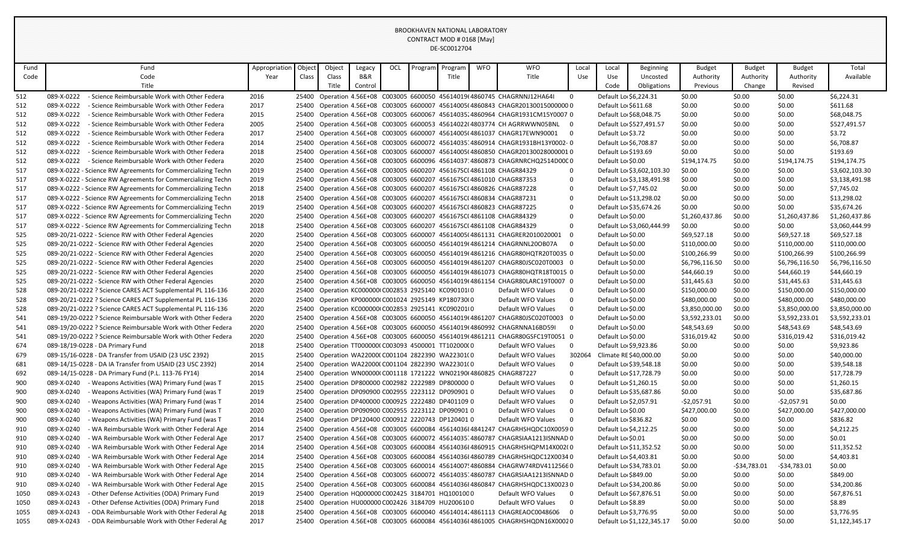BROOKHAVEN NATIONAL LABORATORY
CONTRACT MOD # 0168 [May]
DE-SC0012704

| Fund Code | Fund Code Title | Appropriation Year | Object Class | Object Class Title | Legacy B&R Control | OCL | Program | Program Title | WFO | WFO Title | Local Use | Local Use Code | Beginning Uncosted Obligations | Budget Authority Previous | Budget Authority Change | Budget Authority Revised | Total Available |
|---|---|---|---|---|---|---|---|---|---|---|---|---|---|---|---|---|---|
| 512 | 089-X-0222 - Science Reimbursable Work with Other Federa | 2016 | 25400 | Operation | 4.56E+08 | C003005 | 6600050 | 45614019( | 4860745 | CHAGRNNJ12HA64I | 0 | Default Lo | $6,224.31 | $0.00 | $0.00 | $0.00 | $6,224.31 |
| 512 | 089-X-0222 - Science Reimbursable Work with Other Federa | 2017 | 25400 | Operation | 4.56E+08 | C003005 | 6600007 | 45614005( | 4860843 | CHAGR20130015000000 | 0 | Default Lo | $611.68 | $0.00 | $0.00 | $0.00 | $611.68 |
| 512 | 089-X-0222 - Science Reimbursable Work with Other Federa | 2015 | 25400 | Operation | 4.56E+08 | C003005 | 6600067 | 45614035 | 4860964 | CHAGR1931CM15Y0007 | 0 | Default Lo | $68,048.75 | $0.00 | $0.00 | $0.00 | $68,048.75 |
| 512 | 089-X-0222 - Science Reimbursable Work with Other Federa | 2005 | 25400 | Operation | 4.56E+08 | C003005 | 6600053 | 45614022( | 4803774 | CH AGRRWWN05BNL | 0 | Default Lo | $527,491.57 | $0.00 | $0.00 | $0.00 | $527,491.57 |
| 512 | 089-X-0222 - Science Reimbursable Work with Other Federa | 2017 | 25400 | Operation | 4.56E+08 | C003005 | 6600007 | 45614005( | 4861037 | CHAGR17EWN90001 | 0 | Default Lo | $3.72 | $0.00 | $0.00 | $0.00 | $3.72 |
| 512 | 089-X-0222 - Science Reimbursable Work with Other Federa | 2014 | 25400 | Operation | 4.56E+08 | C003005 | 6600072 | 45614035 | 4860914 | CHAGR1931BH13Y0002- | 0 | Default Lo | $6,708.87 | $0.00 | $0.00 | $0.00 | $6,708.87 |
| 512 | 089-X-0222 - Science Reimbursable Work with Other Federa | 2018 | 25400 | Operation | 4.56E+08 | C003005 | 6600007 | 45614005( | 4860850 | CHAGR20130028000001 | 0 | Default Lo | $193.69 | $0.00 | $0.00 | $0.00 | $193.69 |
| 512 | 089-X-0222 - Science Reimbursable Work with Other Federa | 2020 | 25400 | Operation | 4.56E+08 | C003005 | 6600096 | 45614037 | 4860873 | CHAGRNRCHQ2514D00C | 0 | Default Lo | $0.00 | $194,174.75 | $0.00 | $194,174.75 | $194,174.75 |
| 517 | 089-X-0222 - Science RW Agreements for Commercializing Techn | 2019 | 25400 | Operation | 4.56E+08 | C003005 | 6600207 | 456167SC( | 4861108 | CHAGR84329 | 0 | Default Lo | $3,602,103.30 | $0.00 | $0.00 | $0.00 | $3,602,103.30 |
| 517 | 089-X-0222 - Science RW Agreements for Commercializing Techn | 2019 | 25400 | Operation | 4.56E+08 | C003005 | 6600207 | 456167SC( | 4861010 | CHAGR87353 | 0 | Default Lo | $3,138,491.98 | $0.00 | $0.00 | $0.00 | $3,138,491.98 |
| 517 | 089-X-0222 - Science RW Agreements for Commercializing Techn | 2018 | 25400 | Operation | 4.56E+08 | C003005 | 6600207 | 456167SC( | 4860826 | CHAGR87228 | 0 | Default Lo | $7,745.02 | $0.00 | $0.00 | $0.00 | $7,745.02 |
| 517 | 089-X-0222 - Science RW Agreements for Commercializing Techn | 2018 | 25400 | Operation | 4.56E+08 | C003005 | 6600207 | 456167SC( | 4860834 | CHAGR87231 | 0 | Default Lo | $13,298.02 | $0.00 | $0.00 | $0.00 | $13,298.02 |
| 517 | 089-X-0222 - Science RW Agreements for Commercializing Techn | 2019 | 25400 | Operation | 4.56E+08 | C003005 | 6600207 | 456167SC( | 4860823 | CHAGR87225 | 0 | Default Lo | $35,674.26 | $0.00 | $0.00 | $0.00 | $35,674.26 |
| 517 | 089-X-0222 - Science RW Agreements for Commercializing Techn | 2020 | 25400 | Operation | 4.56E+08 | C003005 | 6600207 | 456167SC( | 4861108 | CHAGR84329 | 0 | Default Lo | $0.00 | $1,260,437.86 | $0.00 | $1,260,437.86 | $1,260,437.86 |
| 517 | 089-X-0222 - Science RW Agreements for Commercializing Techn | 2018 | 25400 | Operation | 4.56E+08 | C003005 | 6600207 | 456167SC( | 4861108 | CHAGR84329 | 0 | Default Lo | $3,060,444.99 | $0.00 | $0.00 | $0.00 | $3,060,444.99 |
| 525 | 089-20/21-0222 - Science RW with Other Federal Agencies | 2020 | 25400 | Operation | 4.56E+08 | C003005 | 6600007 | 45614005( | 4861131 | CHAGRER2010020001 | 0 | Default Lo | $0.00 | $69,527.18 | $0.00 | $69,527.18 | $69,527.18 |
| 525 | 089-20/21-0222 - Science RW with Other Federal Agencies | 2020 | 25400 | Operation | 4.56E+08 | C003005 | 6600050 | 45614019( | 4861214 | CHAGRNNL20OB07A | 0 | Default Lo | $0.00 | $110,000.00 | $0.00 | $110,000.00 | $110,000.00 |
| 525 | 089-20/21-0222 - Science RW with Other Federal Agencies | 2020 | 25400 | Operation | 4.56E+08 | C003005 | 6600050 | 45614019( | 4861216 | CHAGR80HQTR20T0035 | 0 | Default Lo | $0.00 | $100,266.99 | $0.00 | $100,266.99 | $100,266.99 |
| 525 | 089-20/21-0222 - Science RW with Other Federal Agencies | 2020 | 25400 | Operation | 4.56E+08 | C003005 | 6600050 | 45614019( | 4861207 | CHAGR80JSC020T0003 | 0 | Default Lo | $0.00 | $6,796,116.50 | $0.00 | $6,796,116.50 | $6,796,116.50 |
| 525 | 089-20/21-0222 - Science RW with Other Federal Agencies | 2020 | 25400 | Operation | 4.56E+08 | C003005 | 6600050 | 45614019( | 4861073 | CHAGR80HQTR18T0015 | 0 | Default Lo | $0.00 | $44,660.19 | $0.00 | $44,660.19 | $44,660.19 |
| 525 | 089-20/21-0222 - Science RW with Other Federal Agencies | 2020 | 25400 | Operation | 4.56E+08 | C003005 | 6600050 | 45614019( | 4861154 | CHAGR80LARC19T0007 | 0 | Default Lo | $0.00 | $31,445.63 | $0.00 | $31,445.63 | $31,445.63 |
| 528 | 089-20/21-0222 ? Science CARES ACT Supplemental PL 116-136 | 2020 | 25400 | Operation | KC000000( | C002853 | 2925140 | KC090101( | 0 | Default WFO Values | 0 | Default Lo | $0.00 | $150,000.00 | $0.00 | $150,000.00 | $150,000.00 |
| 528 | 089-20/21-0222 ? Science CARES ACT Supplemental PL 116-136 | 2020 | 25400 | Operation | KP000000( | C001024 | 2925149 | KP180730( | 0 | Default WFO Values | 0 | Default Lo | $0.00 | $480,000.00 | $0.00 | $480,000.00 | $480,000.00 |
| 528 | 089-20/21-0222 ? Science CARES ACT Supplemental PL 116-136 | 2020 | 25400 | Operation | KC000000( | C002853 | 2925141 | KC090201( | 0 | Default WFO Values | 0 | Default Lo | $0.00 | $3,850,000.00 | $0.00 | $3,850,000.00 | $3,850,000.00 |
| 541 | 089-19/20-0222 ? Science Reimbursable Work with Other Federa | 2020 | 25400 | Operation | 4.56E+08 | C003005 | 6600050 | 45614019( | 4861207 | CHAGR80JSC020T0003 | 0 | Default Lo | $0.00 | $3,592,233.01 | $0.00 | $3,592,233.01 | $3,592,233.01 |
| 541 | 089-19/20-0222 ? Science Reimbursable Work with Other Federa | 2020 | 25400 | Operation | 4.56E+08 | C003005 | 6600050 | 45614019( | 4860992 | CHAGRNNA16BD59I | 0 | Default Lo | $0.00 | $48,543.69 | $0.00 | $48,543.69 | $48,543.69 |
| 541 | 089-19/20-0222 ? Science Reimbursable Work with Other Federa | 2020 | 25400 | Operation | 4.56E+08 | C003005 | 6600050 | 45614019( | 4861211 | CHAGR80GSFC19T0051 | 0 | Default Lo | $0.00 | $316,019.42 | $0.00 | $316,019.42 | $316,019.42 |
| 674 | 089-18/19-0228 - DA Primary Fund | 2018 | 25400 | Operation | TT000000( | C003093 | 4500001 | TT102000( | 0 | Default WFO Values | 0 | Default Lo | $9,923.86 | $0.00 | $0.00 | $0.00 | $9,923.86 |
| 679 | 089-15/16-0228 - DA Transfer from USAID (23 USC 2392) | 2015 | 25400 | Operation | WA22000( | C001104 | 2822390 | WA22301( | 0 | Default WFO Values | 302064 | Climate RE | $40,000.00 | $0.00 | $0.00 | $0.00 | $40,000.00 |
| 681 | 089-14/15-0228 - DA IA Transfer from USAID (23 USC 2392) | 2014 | 25400 | Operation | WA22000( | C001104 | 2822390 | WA22301( | 0 | Default WFO Values | 0 | Default Lo | $39,548.18 | $0.00 | $0.00 | $0.00 | $39,548.18 |
| 692 | 089-14/15-0228 - DA Primary Fund (P.L. 113-76 FY14) | 2014 | 25400 | Operation | WN00000( | C001118 | 1721222 | WN02190( | 4860825 | CHAGR87227 | 0 | Default Lo | $17,728.79 | $0.00 | $0.00 | $0.00 | $17,728.79 |
| 900 | 089-X-0240 - Weapons Activities (WA) Primary Fund (was T | 2015 | 25400 | Operation | DP800000 | C002982 | 2222989 | DP800000 | 0 | Default WFO Values | 0 | Default Lo | $1,260.15 | $0.00 | $0.00 | $0.00 | $1,260.15 |
| 900 | 089-X-0240 - Weapons Activities (WA) Primary Fund (was T | 2019 | 25400 | Operation | DP090900 | C002955 | 2223112 | DP090901 | 0 | Default WFO Values | 0 | Default Lo | $35,687.86 | $0.00 | $0.00 | $0.00 | $35,687.86 |
| 900 | 089-X-0240 - Weapons Activities (WA) Primary Fund (was T | 2014 | 25400 | Operation | DP400000 | C000925 | 2222480 | DP401109 | 0 | Default WFO Values | 0 | Default Lo | $2,057.91 | -$2,057.91 | $0.00 | -$2,057.91 | $0.00 |
| 900 | 089-X-0240 - Weapons Activities (WA) Primary Fund (was T | 2020 | 25400 | Operation | DP090900 | C002955 | 2223112 | DP090901 | 0 | Default WFO Values | 0 | Default Lo | $0.00 | $427,000.00 | $0.00 | $427,000.00 | $427,000.00 |
| 900 | 089-X-0240 - Weapons Activities (WA) Primary Fund (was T | 2014 | 25400 | Operation | DP120400 | C000912 | 2220743 | DP120401 | 0 | Default WFO Values | 0 | Default Lo | $836.82 | $0.00 | $0.00 | $0.00 | $836.82 |
| 910 | 089-X-0240 - WA Reimbursable Work with Other Federal Age | 2014 | 25400 | Operation | 4.56E+08 | C003005 | 6600084 | 45614036 | 4841247 | CHAGRHSHQDC10X0059 | 0 | Default Lo | $4,212.25 | $0.00 | $0.00 | $0.00 | $4,212.25 |
| 910 | 089-X-0240 - WA Reimbursable Work with Other Federal Age | 2017 | 25400 | Operation | 4.56E+08 | C003005 | 6600072 | 45614035 | 4860787 | CHAGRSIAA1213ISNNAD | 0 | Default Lo | $0.01 | $0.00 | $0.00 | $0.00 | $0.01 |
| 910 | 089-X-0240 - WA Reimbursable Work with Other Federal Age | 2014 | 25400 | Operation | 4.56E+08 | C003005 | 6600084 | 45614036 | 4860915 | CHAGRHSHQPM14X002( | 0 | Default Lo | $11,352.52 | $0.00 | $0.00 | $0.00 | $11,352.52 |
| 910 | 089-X-0240 - WA Reimbursable Work with Other Federal Age | 2014 | 25400 | Operation | 4.56E+08 | C003005 | 6600084 | 45614036 | 4860789 | CHAGRHSHQDC12X0034 | 0 | Default Lo | $4,403.81 | $0.00 | $0.00 | $0.00 | $4,403.81 |
| 910 | 089-X-0240 - WA Reimbursable Work with Other Federal Age | 2015 | 25400 | Operation | 4.56E+08 | C003005 | 6600014 | 45614007 | 4860884 | CHAGRW74RDV4112566 | 0 | Default Lo | $34,783.01 | $0.00 | -$34,783.01 | -$34,783.01 | $0.00 |
| 910 | 089-X-0240 - WA Reimbursable Work with Other Federal Age | 2014 | 25400 | Operation | 4.56E+08 | C003005 | 6600072 | 45614035 | 4860787 | CHAGRSIAA1213ISNNAD | 0 | Default Lo | $849.00 | $0.00 | $0.00 | $0.00 | $849.00 |
| 910 | 089-X-0240 - WA Reimbursable Work with Other Federal Age | 2015 | 25400 | Operation | 4.56E+08 | C003005 | 6600084 | 45614036 | 4860847 | CHAGRHSHQDC13X0023 | 0 | Default Lo | $34,200.86 | $0.00 | $0.00 | $0.00 | $34,200.86 |
| 1050 | 089-X-0243 - Other Defense Activities (ODA) Primary Fund | 2019 | 25400 | Operation | HQ000000 | C002425 | 3184701 | HQ100100 | 0 | Default WFO Values | 0 | Default Lo | $67,876.51 | $0.00 | $0.00 | $0.00 | $67,876.51 |
| 1050 | 089-X-0243 - Other Defense Activities (ODA) Primary Fund | 2018 | 25400 | Operation | HU000000 | C002426 | 3184709 | HU200610 | 0 | Default WFO Values | 0 | Default Lo | $8.89 | $0.00 | $0.00 | $0.00 | $8.89 |
| 1055 | 089-X-0243 - ODA Reimbursable Work with Other Federal Ag | 2018 | 25400 | Operation | 4.56E+08 | C003005 | 6600040 | 45614014 | 4861113 | CHAGREAOC0048606 | 0 | Default Lo | $3,776.95 | $0.00 | $0.00 | $0.00 | $3,776.95 |
| 1055 | 089-X-0243 - ODA Reimbursable Work with Other Federal Ag | 2017 | 25400 | Operation | 4.56E+08 | C003005 | 6600084 | 45614036 | 4861005 | CHAGRHSHQDN16X0002 | 0 | Default Lo | $1,122,345.17 | $0.00 | $0.00 | $0.00 | $1,122,345.17 |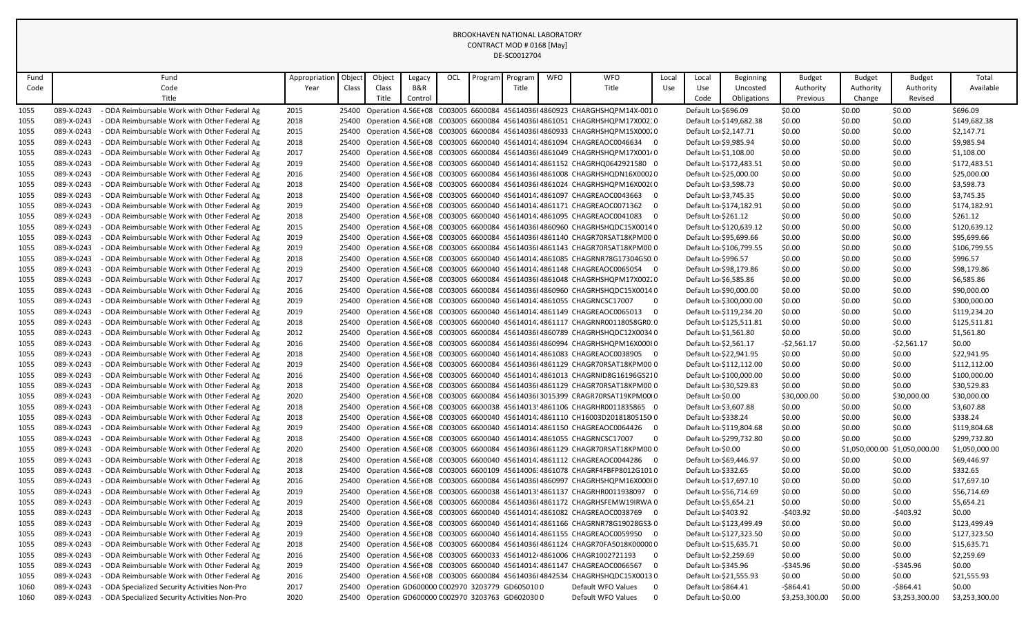BROOKHAVEN NATIONAL LABORATORY
CONTRACT MOD # 0168 [May]
DE-SC0012704

| Fund Code | Fund Code Title | Appropriation Year | Object Class | Object Class Title | Legacy B&R Control | OCL | Program | Program Title | WFO | WFO Title | Local Use | Local Use Code | Beginning Uncosted Obligations | Budget Authority Previous | Budget Authority Change | Budget Authority Revised | Total Available |
|---|---|---|---|---|---|---|---|---|---|---|---|---|---|---|---|---|---|
| 1055 | 089-X-0243 - ODA Reimbursable Work with Other Federal Ag | 2015 | 25400 | Operation | 4.56E+08 | C003005 | 6600084 | 456140368 | 4860923 | CHARGHSHQPM14X-001 | 0 | Default Loc | $696.09 | $0.00 | $0.00 | $0.00 | $696.09 |
| 1055 | 089-X-0243 - ODA Reimbursable Work with Other Federal Ag | 2018 | 25400 | Operation | 4.56E+08 | C003005 | 6600084 | 456140368 | 4861051 | CHARGHSHQPM17X002 | 0 | Default Loc | $149,682.38 | $0.00 | $0.00 | $0.00 | $149,682.38 |
| 1055 | 089-X-0243 - ODA Reimbursable Work with Other Federal Ag | 2015 | 25400 | Operation | 4.56E+08 | C003005 | 6600084 | 456140368 | 4860933 | CHAGRHSHQPM15X000 | 0 | Default Loc | $2,147.71 | $0.00 | $0.00 | $0.00 | $2,147.71 |
| 1055 | 089-X-0243 - ODA Reimbursable Work with Other Federal Ag | 2018 | 25400 | Operation | 4.56E+08 | C003005 | 6600040 | 456140142 | 4861094 | CHAGREAOC0046634 | 0 | Default Loc | $9,985.94 | $0.00 | $0.00 | $0.00 | $9,985.94 |
| 1055 | 089-X-0243 - ODA Reimbursable Work with Other Federal Ag | 2017 | 25400 | Operation | 4.56E+08 | C003005 | 6600084 | 456140368 | 4861049 | CHAGRHSHQPM17X001 | 0 | Default Loc | $1,108.00 | $0.00 | $0.00 | $0.00 | $1,108.00 |
| 1055 | 089-X-0243 - ODA Reimbursable Work with Other Federal Ag | 2019 | 25400 | Operation | 4.56E+08 | C003005 | 6600040 | 456140142 | 4861152 | CHAGRHQ0642921580 | 0 | Default Loc | $172,483.51 | $0.00 | $0.00 | $0.00 | $172,483.51 |
| 1055 | 089-X-0243 - ODA Reimbursable Work with Other Federal Ag | 2016 | 25400 | Operation | 4.56E+08 | C003005 | 6600084 | 456140368 | 4861008 | CHAGRHSHQDN16X0002 | 0 | Default Loc | $25,000.00 | $0.00 | $0.00 | $0.00 | $25,000.00 |
| 1055 | 089-X-0243 - ODA Reimbursable Work with Other Federal Ag | 2018 | 25400 | Operation | 4.56E+08 | C003005 | 6600084 | 456140368 | 4861024 | CHAGRHSHQPM16X002 | 0 | Default Loc | $3,598.73 | $0.00 | $0.00 | $0.00 | $3,598.73 |
| 1055 | 089-X-0243 - ODA Reimbursable Work with Other Federal Ag | 2018 | 25400 | Operation | 4.56E+08 | C003005 | 6600040 | 456140142 | 4861097 | CHAGREAOC0043663 | 0 | Default Loc | $3,745.35 | $0.00 | $0.00 | $0.00 | $3,745.35 |
| 1055 | 089-X-0243 - ODA Reimbursable Work with Other Federal Ag | 2019 | 25400 | Operation | 4.56E+08 | C003005 | 6600040 | 456140142 | 4861171 | CHAGREAOC0071362 | 0 | Default Loc | $174,182.91 | $0.00 | $0.00 | $0.00 | $174,182.91 |
| 1055 | 089-X-0243 - ODA Reimbursable Work with Other Federal Ag | 2018 | 25400 | Operation | 4.56E+08 | C003005 | 6600040 | 456140142 | 4861095 | CHAGREAOC0041083 | 0 | Default Loc | $261.12 | $0.00 | $0.00 | $0.00 | $261.12 |
| 1055 | 089-X-0243 - ODA Reimbursable Work with Other Federal Ag | 2015 | 25400 | Operation | 4.56E+08 | C003005 | 6600084 | 456140368 | 4860960 | CHAGRHSHQDC15X0014 | 0 | Default Loc | $120,639.12 | $0.00 | $0.00 | $0.00 | $120,639.12 |
| 1055 | 089-X-0243 - ODA Reimbursable Work with Other Federal Ag | 2019 | 25400 | Operation | 4.56E+08 | C003005 | 6600084 | 456140368 | 4861140 | CHAGR70RSAT18KPM00 | 0 | Default Loc | $95,699.66 | $0.00 | $0.00 | $0.00 | $95,699.66 |
| 1055 | 089-X-0243 - ODA Reimbursable Work with Other Federal Ag | 2019 | 25400 | Operation | 4.56E+08 | C003005 | 6600084 | 456140368 | 4861143 | CHAGR70RSAT18KPM00 | 0 | Default Loc | $106,799.55 | $0.00 | $0.00 | $0.00 | $106,799.55 |
| 1055 | 089-X-0243 - ODA Reimbursable Work with Other Federal Ag | 2018 | 25400 | Operation | 4.56E+08 | C003005 | 6600040 | 456140142 | 4861085 | CHAGRNR78G17304GS0 | 0 | Default Loc | $996.57 | $0.00 | $0.00 | $0.00 | $996.57 |
| 1055 | 089-X-0243 - ODA Reimbursable Work with Other Federal Ag | 2019 | 25400 | Operation | 4.56E+08 | C003005 | 6600040 | 456140142 | 4861148 | CHAGREAOC0065054 | 0 | Default Loc | $98,179.86 | $0.00 | $0.00 | $0.00 | $98,179.86 |
| 1055 | 089-X-0243 - ODA Reimbursable Work with Other Federal Ag | 2017 | 25400 | Operation | 4.56E+08 | C003005 | 6600084 | 456140368 | 4861048 | CHAGRHSHQPM17X002 | 0 | Default Loc | $6,585.86 | $0.00 | $0.00 | $0.00 | $6,585.86 |
| 1055 | 089-X-0243 - ODA Reimbursable Work with Other Federal Ag | 2016 | 25400 | Operation | 4.56E+08 | C003005 | 6600084 | 456140368 | 4860960 | CHAGRHSHQDC15X0014 | 0 | Default Loc | $90,000.00 | $0.00 | $0.00 | $0.00 | $90,000.00 |
| 1055 | 089-X-0243 - ODA Reimbursable Work with Other Federal Ag | 2019 | 25400 | Operation | 4.56E+08 | C003005 | 6600040 | 456140142 | 4861055 | CHAGRNCSC17007 | 0 | Default Loc | $300,000.00 | $0.00 | $0.00 | $0.00 | $300,000.00 |
| 1055 | 089-X-0243 - ODA Reimbursable Work with Other Federal Ag | 2019 | 25400 | Operation | 4.56E+08 | C003005 | 6600040 | 456140142 | 4861149 | CHAGREAOC0065013 | 0 | Default Loc | $119,234.20 | $0.00 | $0.00 | $0.00 | $119,234.20 |
| 1055 | 089-X-0243 - ODA Reimbursable Work with Other Federal Ag | 2018 | 25400 | Operation | 4.56E+08 | C003005 | 6600040 | 456140142 | 4861117 | CHAGRNR0118058GR0 | 0 | Default Loc | $125,511.81 | $0.00 | $0.00 | $0.00 | $125,511.81 |
| 1055 | 089-X-0243 - ODA Reimbursable Work with Other Federal Ag | 2012 | 25400 | Operation | 4.56E+08 | C003005 | 6600084 | 456140368 | 4860789 | CHAGRHSHQDC12X0034 | 0 | Default Loc | $1,561.80 | $0.00 | $0.00 | $0.00 | $1,561.80 |
| 1055 | 089-X-0243 - ODA Reimbursable Work with Other Federal Ag | 2016 | 25400 | Operation | 4.56E+08 | C003005 | 6600084 | 456140368 | 4860994 | CHAGRHSHQPM16X000 | 0 | Default Loc | $2,561.17 | -$2,561.17 | $0.00 | -$2,561.17 | $0.00 |
| 1055 | 089-X-0243 - ODA Reimbursable Work with Other Federal Ag | 2018 | 25400 | Operation | 4.56E+08 | C003005 | 6600040 | 456140142 | 4861083 | CHAGREAOC0038905 | 0 | Default Loc | $22,941.95 | $0.00 | $0.00 | $0.00 | $22,941.95 |
| 1055 | 089-X-0243 - ODA Reimbursable Work with Other Federal Ag | 2019 | 25400 | Operation | 4.56E+08 | C003005 | 6600084 | 456140368 | 4861129 | CHAGR70RSAT18KPM00 | 0 | Default Loc | $112,112.00 | $0.00 | $0.00 | $0.00 | $112,112.00 |
| 1055 | 089-X-0243 - ODA Reimbursable Work with Other Federal Ag | 2016 | 25400 | Operation | 4.56E+08 | C003005 | 6600040 | 456140142 | 4861013 | CHAGRNID8G16196GS21 | 0 | Default Loc | $100,000.00 | $0.00 | $0.00 | $0.00 | $100,000.00 |
| 1055 | 089-X-0243 - ODA Reimbursable Work with Other Federal Ag | 2018 | 25400 | Operation | 4.56E+08 | C003005 | 6600084 | 456140368 | 4861129 | CHAGR70RSAT18KPM00 | 0 | Default Loc | $30,529.83 | $0.00 | $0.00 | $0.00 | $30,529.83 |
| 1055 | 089-X-0243 - ODA Reimbursable Work with Other Federal Ag | 2020 | 25400 | Operation | 4.56E+08 | C003005 | 6600084 | 456140368 | 3015399 | CRAGR70RSAT19KPM00 | 0 | Default Loc | $0.00 | $30,000.00 | $0.00 | $30,000.00 | $30,000.00 |
| 1055 | 089-X-0243 - ODA Reimbursable Work with Other Federal Ag | 2018 | 25400 | Operation | 4.56E+08 | C003005 | 6600038 | 456140135 | 4861106 | CHAGRHR0011835865 | 0 | Default Loc | $3,607.88 | $0.00 | $0.00 | $0.00 | $3,607.88 |
| 1055 | 089-X-0243 - ODA Reimbursable Work with Other Federal Ag | 2018 | 25400 | Operation | 4.56E+08 | C003005 | 6600040 | 456140142 | 4861110 | CH16003D20181805150 | 0 | Default Loc | $338.24 | $0.00 | $0.00 | $0.00 | $338.24 |
| 1055 | 089-X-0243 - ODA Reimbursable Work with Other Federal Ag | 2019 | 25400 | Operation | 4.56E+08 | C003005 | 6600040 | 456140142 | 4861150 | CHAGREAOC0064426 | 0 | Default Loc | $119,804.68 | $0.00 | $0.00 | $0.00 | $119,804.68 |
| 1055 | 089-X-0243 - ODA Reimbursable Work with Other Federal Ag | 2018 | 25400 | Operation | 4.56E+08 | C003005 | 6600040 | 456140142 | 4861055 | CHAGRNCSC17007 | 0 | Default Loc | $299,732.80 | $0.00 | $0.00 | $0.00 | $299,732.80 |
| 1055 | 089-X-0243 - ODA Reimbursable Work with Other Federal Ag | 2020 | 25400 | Operation | 4.56E+08 | C003005 | 6600084 | 456140368 | 4861129 | CHAGR70RSAT18KPM00 | 0 | Default Loc | $0.00 | $0.00 | $1,050,000.00 | $1,050,000.00 | $1,050,000.00 |
| 1055 | 089-X-0243 - ODA Reimbursable Work with Other Federal Ag | 2018 | 25400 | Operation | 4.56E+08 | C003005 | 6600040 | 456140142 | 4861112 | CHAGREAOC0044286 | 0 | Default Loc | $69,446.97 | $0.00 | $0.00 | $0.00 | $69,446.97 |
| 1055 | 089-X-0243 - ODA Reimbursable Work with Other Federal Ag | 2018 | 25400 | Operation | 4.56E+08 | C003005 | 6600109 | 456140063 | 4861078 | CHAGRF4FBFP8012G101 | 0 | Default Loc | $332.65 | $0.00 | $0.00 | $0.00 | $332.65 |
| 1055 | 089-X-0243 - ODA Reimbursable Work with Other Federal Ag | 2016 | 25400 | Operation | 4.56E+08 | C003005 | 6600084 | 456140368 | 4860997 | CHAGRHSHQPM16X000 | 0 | Default Loc | $17,697.10 | $0.00 | $0.00 | $0.00 | $17,697.10 |
| 1055 | 089-X-0243 - ODA Reimbursable Work with Other Federal Ag | 2019 | 25400 | Operation | 4.56E+08 | C003005 | 6600038 | 456140135 | 4861137 | CHAGRHR0011938097 | 0 | Default Loc | $56,714.69 | $0.00 | $0.00 | $0.00 | $56,714.69 |
| 1055 | 089-X-0243 - ODA Reimbursable Work with Other Federal Ag | 2019 | 25400 | Operation | 4.56E+08 | C003005 | 6600084 | 456140368 | 4861172 | CHAGRHSFEMW19IRWA | 0 | Default Loc | $5,654.21 | $0.00 | $0.00 | $0.00 | $5,654.21 |
| 1055 | 089-X-0243 - ODA Reimbursable Work with Other Federal Ag | 2018 | 25400 | Operation | 4.56E+08 | C003005 | 6600040 | 456140142 | 4861082 | CHAGREAOC0038769 | 0 | Default Loc | $403.92 | -$403.92 | $0.00 | -$403.92 | $0.00 |
| 1055 | 089-X-0243 - ODA Reimbursable Work with Other Federal Ag | 2019 | 25400 | Operation | 4.56E+08 | C003005 | 6600040 | 456140142 | 4861166 | CHAGRNR78G19028GS3 | 0 | Default Loc | $123,499.49 | $0.00 | $0.00 | $0.00 | $123,499.49 |
| 1055 | 089-X-0243 - ODA Reimbursable Work with Other Federal Ag | 2019 | 25400 | Operation | 4.56E+08 | C003005 | 6600040 | 456140142 | 4861155 | CHAGREAOC0059950 | 0 | Default Loc | $127,323.50 | $0.00 | $0.00 | $0.00 | $127,323.50 |
| 1055 | 089-X-0243 - ODA Reimbursable Work with Other Federal Ag | 2018 | 25400 | Operation | 4.56E+08 | C003005 | 6600084 | 456140368 | 4861124 | CHAGR70FA5018K00000 | 0 | Default Loc | $15,635.71 | $0.00 | $0.00 | $0.00 | $15,635.71 |
| 1055 | 089-X-0243 - ODA Reimbursable Work with Other Federal Ag | 2016 | 25400 | Operation | 4.56E+08 | C003005 | 6600033 | 456140124 | 4861006 | CHAGR1002721193 | 0 | Default Loc | $2,259.69 | $0.00 | $0.00 | $0.00 | $2,259.69 |
| 1055 | 089-X-0243 - ODA Reimbursable Work with Other Federal Ag | 2019 | 25400 | Operation | 4.56E+08 | C003005 | 6600040 | 456140142 | 4861147 | CHAGREAOC0066567 | 0 | Default Loc | $345.96 | -$345.96 | $0.00 | -$345.96 | $0.00 |
| 1055 | 089-X-0243 - ODA Reimbursable Work with Other Federal Ag | 2016 | 25400 | Operation | 4.56E+08 | C003005 | 6600084 | 456140368 | 4842534 | CHAGRHSHQDC15X0013 | 0 | Default Loc | $21,555.93 | $0.00 | $0.00 | $0.00 | $21,555.93 |
| 1060 | 089-X-0243 - ODA Specialized Security Activities Non-Pro | 2017 | 25400 | Operation | GD600000 | C002970 | 3203779 | GD605010 | 0 | Default WFO Values | 0 | Default Loc | $864.41 | -$864.41 | $0.00 | -$864.41 | $0.00 |
| 1060 | 089-X-0243 - ODA Specialized Security Activities Non-Pro | 2020 | 25400 | Operation | GD600000 | C002970 | 3203763 | GD602030 | 0 | Default WFO Values | 0 | Default Loc | $0.00 | $3,253,300.00 | $0.00 | $3,253,300.00 | $3,253,300.00 |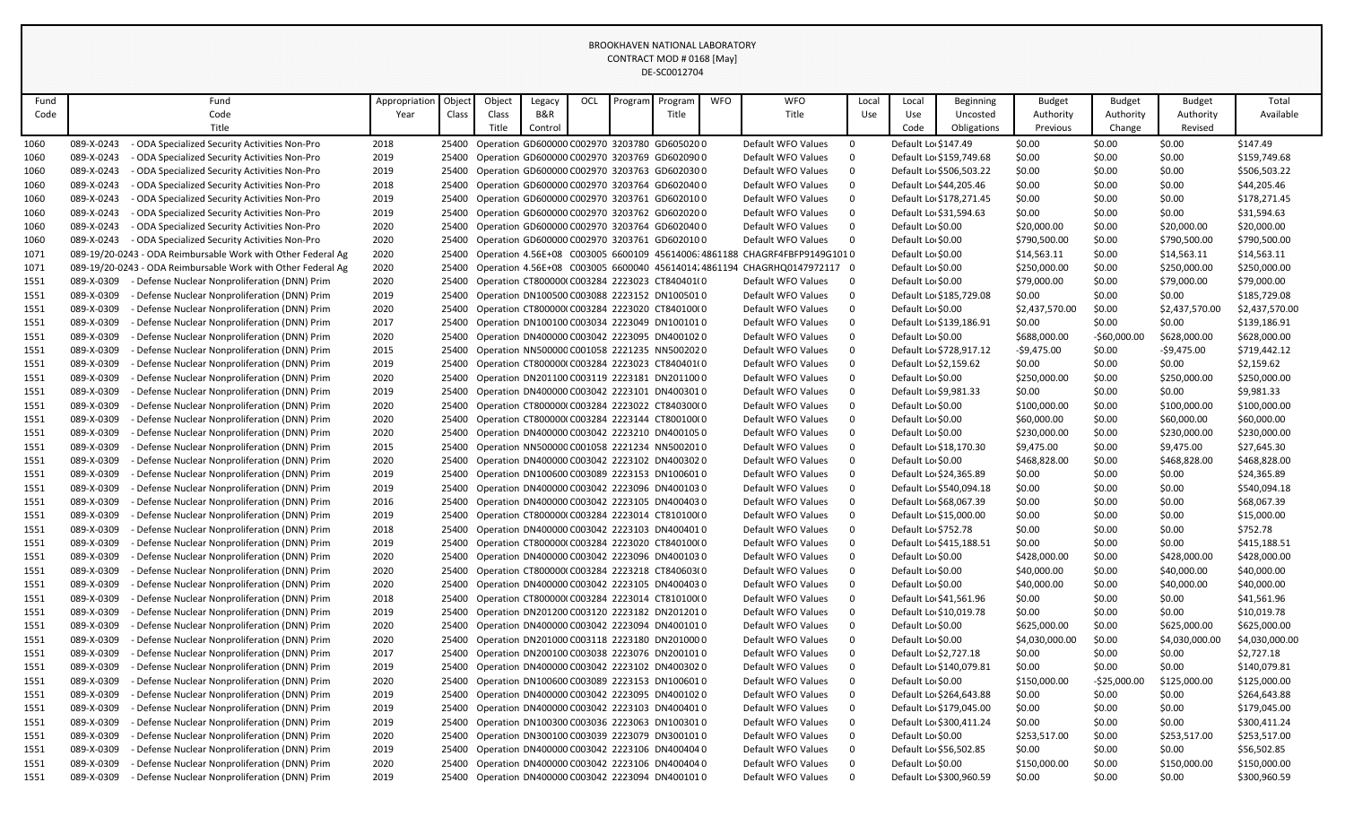BROOKHAVEN NATIONAL LABORATORY
CONTRACT MOD # 0168 [May]
DE-SC0012704

| Fund Code | Fund Code Title | Appropriation Year | Object Class | Object Class Title | Legacy B&R Control | OCL | Program | Program Title | WFO | WFO Title | Local Use | Local Use Code | Beginning Uncosted Obligations | Budget Authority Previous | Budget Authority Change | Budget Authority Revised | Total Available |
|---|---|---|---|---|---|---|---|---|---|---|---|---|---|---|---|---|---|
| 1060 | 089-X-0243 - ODA Specialized Security Activities Non-Pro | 2018 | 25400 | Operation | GD600000 | C002970 | 3203780 | GD605020 | 0 | Default WFO Values | 0 | Default Loc | $147.49 | $0.00 | $0.00 | $0.00 | $147.49 |
| 1060 | 089-X-0243 - ODA Specialized Security Activities Non-Pro | 2019 | 25400 | Operation | GD600000 | C002970 | 3203769 | GD602090 | 0 | Default WFO Values | 0 | Default Loc | $159,749.68 | $0.00 | $0.00 | $0.00 | $159,749.68 |
| 1060 | 089-X-0243 - ODA Specialized Security Activities Non-Pro | 2019 | 25400 | Operation | GD600000 | C002970 | 3203763 | GD602030 | 0 | Default WFO Values | 0 | Default Loc | $506,503.22 | $0.00 | $0.00 | $0.00 | $506,503.22 |
| 1060 | 089-X-0243 - ODA Specialized Security Activities Non-Pro | 2018 | 25400 | Operation | GD600000 | C002970 | 3203764 | GD602040 | 0 | Default WFO Values | 0 | Default Loc | $44,205.46 | $0.00 | $0.00 | $0.00 | $44,205.46 |
| 1060 | 089-X-0243 - ODA Specialized Security Activities Non-Pro | 2019 | 25400 | Operation | GD600000 | C002970 | 3203761 | GD602010 | 0 | Default WFO Values | 0 | Default Loc | $178,271.45 | $0.00 | $0.00 | $0.00 | $178,271.45 |
| 1060 | 089-X-0243 - ODA Specialized Security Activities Non-Pro | 2019 | 25400 | Operation | GD600000 | C002970 | 3203762 | GD602020 | 0 | Default WFO Values | 0 | Default Loc | $31,594.63 | $0.00 | $0.00 | $0.00 | $31,594.63 |
| 1060 | 089-X-0243 - ODA Specialized Security Activities Non-Pro | 2020 | 25400 | Operation | GD600000 | C002970 | 3203764 | GD602040 | 0 | Default WFO Values | 0 | Default Loc | $0.00 | $20,000.00 | $0.00 | $20,000.00 | $20,000.00 |
| 1060 | 089-X-0243 - ODA Specialized Security Activities Non-Pro | 2020 | 25400 | Operation | GD600000 | C002970 | 3203761 | GD602010 | 0 | Default WFO Values | 0 | Default Loc | $0.00 | $790,500.00 | $0.00 | $790,500.00 | $790,500.00 |
| 1071 | 089-19/20-0243 - ODA Reimbursable Work with Other Federal Ag | 2020 | 25400 | Operation | 4.56E+08 | C003005 | 6600109 | 45614006 | 4861188 | CHAGRF4FBFP9149G101 | 0 | Default Loc | $0.00 | $14,563.11 | $0.00 | $14,563.11 | $14,563.11 |
| 1071 | 089-19/20-0243 - ODA Reimbursable Work with Other Federal Ag | 2020 | 25400 | Operation | 4.56E+08 | C003005 | 6600040 | 45614014 | 4861194 | CHAGRHQ0147972117 | 0 | Default Loc | $0.00 | $250,000.00 | $0.00 | $250,000.00 | $250,000.00 |
| 1551 | 089-X-0309 - Defense Nuclear Nonproliferation (DNN) Prim | 2020 | 25400 | Operation | CT800000 | C003284 | 2223023 | CT840401 | 0 | Default WFO Values | 0 | Default Loc | $0.00 | $79,000.00 | $0.00 | $79,000.00 | $79,000.00 |
| 1551 | 089-X-0309 - Defense Nuclear Nonproliferation (DNN) Prim | 2019 | 25400 | Operation | DN100500 | C003088 | 2223152 | DN100501 | 0 | Default WFO Values | 0 | Default Loc | $185,729.08 | $0.00 | $0.00 | $0.00 | $185,729.08 |
| 1551 | 089-X-0309 - Defense Nuclear Nonproliferation (DNN) Prim | 2020 | 25400 | Operation | CT800000 | C003284 | 2223020 | CT840100 | 0 | Default WFO Values | 0 | Default Loc | $0.00 | $2,437,570.00 | $0.00 | $2,437,570.00 | $2,437,570.00 |
| 1551 | 089-X-0309 - Defense Nuclear Nonproliferation (DNN) Prim | 2017 | 25400 | Operation | DN100100 | C003034 | 2223049 | DN100101 | 0 | Default WFO Values | 0 | Default Loc | $139,186.91 | $0.00 | $0.00 | $0.00 | $139,186.91 |
| 1551 | 089-X-0309 - Defense Nuclear Nonproliferation (DNN) Prim | 2020 | 25400 | Operation | DN400000 | C003042 | 2223095 | DN400102 | 0 | Default WFO Values | 0 | Default Loc | $0.00 | $688,000.00 | -$60,000.00 | $628,000.00 | $628,000.00 |
| 1551 | 089-X-0309 - Defense Nuclear Nonproliferation (DNN) Prim | 2015 | 25400 | Operation | NN500000 | C001058 | 2221235 | NN500202 | 0 | Default WFO Values | 0 | Default Loc | $728,917.12 | -$9,475.00 | $0.00 | -$9,475.00 | $719,442.12 |
| 1551 | 089-X-0309 - Defense Nuclear Nonproliferation (DNN) Prim | 2019 | 25400 | Operation | CT800000 | C003284 | 2223023 | CT840401 | 0 | Default WFO Values | 0 | Default Loc | $2,159.62 | $0.00 | $0.00 | $0.00 | $2,159.62 |
| 1551 | 089-X-0309 - Defense Nuclear Nonproliferation (DNN) Prim | 2020 | 25400 | Operation | DN201100 | C003119 | 2223181 | DN201100 | 0 | Default WFO Values | 0 | Default Loc | $0.00 | $250,000.00 | $0.00 | $250,000.00 | $250,000.00 |
| 1551 | 089-X-0309 - Defense Nuclear Nonproliferation (DNN) Prim | 2019 | 25400 | Operation | DN400000 | C003042 | 2223101 | DN400301 | 0 | Default WFO Values | 0 | Default Loc | $9,981.33 | $0.00 | $0.00 | $0.00 | $9,981.33 |
| 1551 | 089-X-0309 - Defense Nuclear Nonproliferation (DNN) Prim | 2020 | 25400 | Operation | CT800000 | C003284 | 2223022 | CT840300 | 0 | Default WFO Values | 0 | Default Loc | $0.00 | $100,000.00 | $0.00 | $100,000.00 | $100,000.00 |
| 1551 | 089-X-0309 - Defense Nuclear Nonproliferation (DNN) Prim | 2020 | 25400 | Operation | CT800000 | C003284 | 2223144 | CT800100 | 0 | Default WFO Values | 0 | Default Loc | $0.00 | $60,000.00 | $0.00 | $60,000.00 | $60,000.00 |
| 1551 | 089-X-0309 - Defense Nuclear Nonproliferation (DNN) Prim | 2020 | 25400 | Operation | DN400000 | C003042 | 2223210 | DN400105 | 0 | Default WFO Values | 0 | Default Loc | $0.00 | $230,000.00 | $0.00 | $230,000.00 | $230,000.00 |
| 1551 | 089-X-0309 - Defense Nuclear Nonproliferation (DNN) Prim | 2015 | 25400 | Operation | NN500000 | C001058 | 2221234 | NN500201 | 0 | Default WFO Values | 0 | Default Loc | $18,170.30 | $9,475.00 | $0.00 | $9,475.00 | $27,645.30 |
| 1551 | 089-X-0309 - Defense Nuclear Nonproliferation (DNN) Prim | 2020 | 25400 | Operation | DN400000 | C003042 | 2223102 | DN400302 | 0 | Default WFO Values | 0 | Default Loc | $0.00 | $468,828.00 | $0.00 | $468,828.00 | $468,828.00 |
| 1551 | 089-X-0309 - Defense Nuclear Nonproliferation (DNN) Prim | 2019 | 25400 | Operation | DN100600 | C003089 | 2223153 | DN100601 | 0 | Default WFO Values | 0 | Default Loc | $24,365.89 | $0.00 | $0.00 | $0.00 | $24,365.89 |
| 1551 | 089-X-0309 - Defense Nuclear Nonproliferation (DNN) Prim | 2019 | 25400 | Operation | DN400000 | C003042 | 2223096 | DN400103 | 0 | Default WFO Values | 0 | Default Loc | $540,094.18 | $0.00 | $0.00 | $0.00 | $540,094.18 |
| 1551 | 089-X-0309 - Defense Nuclear Nonproliferation (DNN) Prim | 2016 | 25400 | Operation | DN400000 | C003042 | 2223105 | DN400403 | 0 | Default WFO Values | 0 | Default Loc | $68,067.39 | $0.00 | $0.00 | $0.00 | $68,067.39 |
| 1551 | 089-X-0309 - Defense Nuclear Nonproliferation (DNN) Prim | 2019 | 25400 | Operation | CT800000 | C003284 | 2223014 | CT810100 | 0 | Default WFO Values | 0 | Default Loc | $15,000.00 | $0.00 | $0.00 | $0.00 | $15,000.00 |
| 1551 | 089-X-0309 - Defense Nuclear Nonproliferation (DNN) Prim | 2018 | 25400 | Operation | DN400000 | C003042 | 2223103 | DN400401 | 0 | Default WFO Values | 0 | Default Loc | $752.78 | $0.00 | $0.00 | $0.00 | $752.78 |
| 1551 | 089-X-0309 - Defense Nuclear Nonproliferation (DNN) Prim | 2019 | 25400 | Operation | CT800000 | C003284 | 2223020 | CT840100 | 0 | Default WFO Values | 0 | Default Loc | $415,188.51 | $0.00 | $0.00 | $0.00 | $415,188.51 |
| 1551 | 089-X-0309 - Defense Nuclear Nonproliferation (DNN) Prim | 2020 | 25400 | Operation | DN400000 | C003042 | 2223096 | DN400103 | 0 | Default WFO Values | 0 | Default Loc | $0.00 | $428,000.00 | $0.00 | $428,000.00 | $428,000.00 |
| 1551 | 089-X-0309 - Defense Nuclear Nonproliferation (DNN) Prim | 2020 | 25400 | Operation | CT800000 | C003284 | 2223218 | CT840603 | 0 | Default WFO Values | 0 | Default Loc | $0.00 | $40,000.00 | $0.00 | $40,000.00 | $40,000.00 |
| 1551 | 089-X-0309 - Defense Nuclear Nonproliferation (DNN) Prim | 2020 | 25400 | Operation | DN400000 | C003042 | 2223105 | DN400403 | 0 | Default WFO Values | 0 | Default Loc | $0.00 | $40,000.00 | $0.00 | $40,000.00 | $40,000.00 |
| 1551 | 089-X-0309 - Defense Nuclear Nonproliferation (DNN) Prim | 2018 | 25400 | Operation | CT800000 | C003284 | 2223014 | CT810100 | 0 | Default WFO Values | 0 | Default Loc | $41,561.96 | $0.00 | $0.00 | $0.00 | $41,561.96 |
| 1551 | 089-X-0309 - Defense Nuclear Nonproliferation (DNN) Prim | 2019 | 25400 | Operation | DN201200 | C003120 | 2223182 | DN201201 | 0 | Default WFO Values | 0 | Default Loc | $10,019.78 | $0.00 | $0.00 | $0.00 | $10,019.78 |
| 1551 | 089-X-0309 - Defense Nuclear Nonproliferation (DNN) Prim | 2020 | 25400 | Operation | DN400000 | C003042 | 2223094 | DN400101 | 0 | Default WFO Values | 0 | Default Loc | $0.00 | $625,000.00 | $0.00 | $625,000.00 | $625,000.00 |
| 1551 | 089-X-0309 - Defense Nuclear Nonproliferation (DNN) Prim | 2020 | 25400 | Operation | DN201000 | C003118 | 2223180 | DN201000 | 0 | Default WFO Values | 0 | Default Loc | $0.00 | $4,030,000.00 | $0.00 | $4,030,000.00 | $4,030,000.00 |
| 1551 | 089-X-0309 - Defense Nuclear Nonproliferation (DNN) Prim | 2017 | 25400 | Operation | DN200100 | C003038 | 2223076 | DN200101 | 0 | Default WFO Values | 0 | Default Loc | $2,727.18 | $0.00 | $0.00 | $0.00 | $2,727.18 |
| 1551 | 089-X-0309 - Defense Nuclear Nonproliferation (DNN) Prim | 2019 | 25400 | Operation | DN400000 | C003042 | 2223102 | DN400302 | 0 | Default WFO Values | 0 | Default Loc | $140,079.81 | $0.00 | $0.00 | $0.00 | $140,079.81 |
| 1551 | 089-X-0309 - Defense Nuclear Nonproliferation (DNN) Prim | 2020 | 25400 | Operation | DN100600 | C003089 | 2223153 | DN100601 | 0 | Default WFO Values | 0 | Default Loc | $0.00 | $150,000.00 | -$25,000.00 | $125,000.00 | $125,000.00 |
| 1551 | 089-X-0309 - Defense Nuclear Nonproliferation (DNN) Prim | 2019 | 25400 | Operation | DN400000 | C003042 | 2223095 | DN400102 | 0 | Default WFO Values | 0 | Default Loc | $264,643.88 | $0.00 | $0.00 | $0.00 | $264,643.88 |
| 1551 | 089-X-0309 - Defense Nuclear Nonproliferation (DNN) Prim | 2019 | 25400 | Operation | DN400000 | C003042 | 2223103 | DN400401 | 0 | Default WFO Values | 0 | Default Loc | $179,045.00 | $0.00 | $0.00 | $0.00 | $179,045.00 |
| 1551 | 089-X-0309 - Defense Nuclear Nonproliferation (DNN) Prim | 2019 | 25400 | Operation | DN100300 | C003036 | 2223063 | DN100301 | 0 | Default WFO Values | 0 | Default Loc | $300,411.24 | $0.00 | $0.00 | $0.00 | $300,411.24 |
| 1551 | 089-X-0309 - Defense Nuclear Nonproliferation (DNN) Prim | 2020 | 25400 | Operation | DN300100 | C003039 | 2223079 | DN300101 | 0 | Default WFO Values | 0 | Default Loc | $0.00 | $253,517.00 | $0.00 | $253,517.00 | $253,517.00 |
| 1551 | 089-X-0309 - Defense Nuclear Nonproliferation (DNN) Prim | 2019 | 25400 | Operation | DN400000 | C003042 | 2223106 | DN400404 | 0 | Default WFO Values | 0 | Default Loc | $56,502.85 | $0.00 | $0.00 | $0.00 | $56,502.85 |
| 1551 | 089-X-0309 - Defense Nuclear Nonproliferation (DNN) Prim | 2020 | 25400 | Operation | DN400000 | C003042 | 2223106 | DN400404 | 0 | Default WFO Values | 0 | Default Loc | $0.00 | $150,000.00 | $0.00 | $150,000.00 | $150,000.00 |
| 1551 | 089-X-0309 - Defense Nuclear Nonproliferation (DNN) Prim | 2019 | 25400 | Operation | DN400000 | C003042 | 2223094 | DN400101 | 0 | Default WFO Values | 0 | Default Loc | $300,960.59 | $0.00 | $0.00 | $0.00 | $300,960.59 |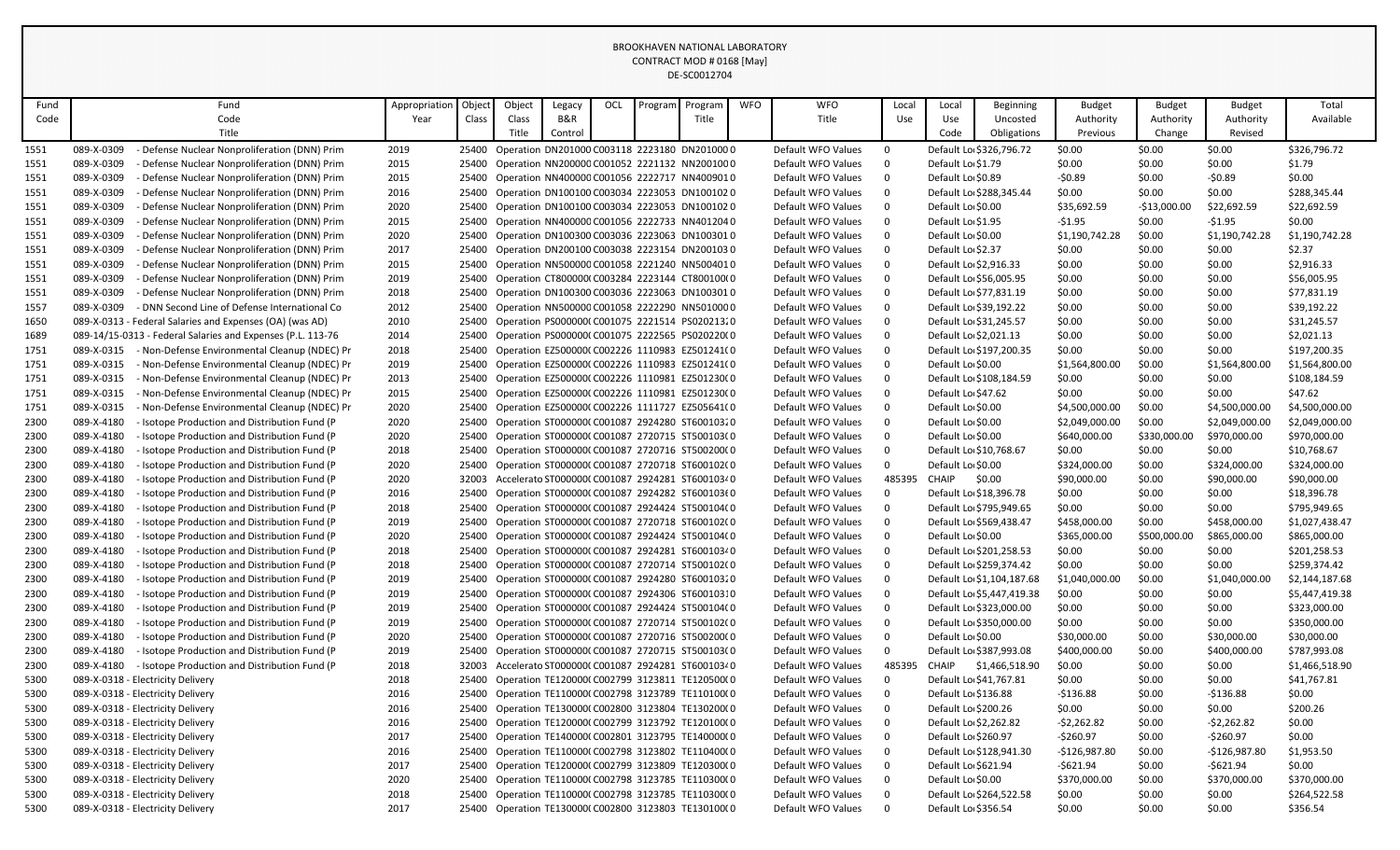BROOKHAVEN NATIONAL LABORATORY
CONTRACT MOD # 0168 [May]
DE-SC0012704

| Fund Code | Fund Code Title | Appropriation Year | Object Class | Object Class Title | Legacy B&R Control | OCL | Program | Program Title | WFO | WFO Title | Local Use | Local Use Code | Beginning Uncosted Obligations | Budget Authority Previous | Budget Authority Change | Budget Authority Revised | Total Available |
|---|---|---|---|---|---|---|---|---|---|---|---|---|---|---|---|---|---|
| 1551 | 089-X-0309 - Defense Nuclear Nonproliferation (DNN) Prim | 2019 | 25400 | Operation | DN201000 | C003118 | 2223180 | DN2010000 | | Default WFO Values | 0 | Default Loc | $326,796.72 | $0.00 | $0.00 | $0.00 | $326,796.72 |
| 1551 | 089-X-0309 - Defense Nuclear Nonproliferation (DNN) Prim | 2015 | 25400 | Operation | NN200000 | C001052 | 2221132 | NN2001000 | | Default WFO Values | 0 | Default Loc | $1.79 | $0.00 | $0.00 | $0.00 | $1.79 |
| 1551 | 089-X-0309 - Defense Nuclear Nonproliferation (DNN) Prim | 2015 | 25400 | Operation | NN400000 | C001056 | 2222717 | NN4009010 | | Default WFO Values | 0 | Default Loc | $0.89 | -$0.89 | $0.00 | -$0.89 | $0.00 |
| 1551 | 089-X-0309 - Defense Nuclear Nonproliferation (DNN) Prim | 2016 | 25400 | Operation | DN100100 | C003034 | 2223053 | DN1001020 | | Default WFO Values | 0 | Default Loc | $288,345.44 | $0.00 | $0.00 | $0.00 | $288,345.44 |
| 1551 | 089-X-0309 - Defense Nuclear Nonproliferation (DNN) Prim | 2020 | 25400 | Operation | DN100100 | C003034 | 2223053 | DN1001020 | | Default WFO Values | 0 | Default Loc | $0.00 | $35,692.59 | -$13,000.00 | $22,692.59 | $22,692.59 |
| 1551 | 089-X-0309 - Defense Nuclear Nonproliferation (DNN) Prim | 2015 | 25400 | Operation | NN400000 | C001056 | 2222733 | NN4012040 | | Default WFO Values | 0 | Default Loc | $1.95 | -$1.95 | $0.00 | -$1.95 | $0.00 |
| 1551 | 089-X-0309 - Defense Nuclear Nonproliferation (DNN) Prim | 2020 | 25400 | Operation | DN100300 | C003036 | 2223063 | DN1003010 | | Default WFO Values | 0 | Default Loc | $0.00 | $1,190,742.28 | $0.00 | $1,190,742.28 | $1,190,742.28 |
| 1551 | 089-X-0309 - Defense Nuclear Nonproliferation (DNN) Prim | 2017 | 25400 | Operation | DN200100 | C003038 | 2223154 | DN2001030 | | Default WFO Values | 0 | Default Loc | $2.37 | $0.00 | $0.00 | $0.00 | $2.37 |
| 1551 | 089-X-0309 - Defense Nuclear Nonproliferation (DNN) Prim | 2015 | 25400 | Operation | NN500000 | C001058 | 2221240 | NN5004010 | | Default WFO Values | 0 | Default Loc | $2,916.33 | $0.00 | $0.00 | $0.00 | $2,916.33 |
| 1551 | 089-X-0309 - Defense Nuclear Nonproliferation (DNN) Prim | 2019 | 25400 | Operation | CT800000 | C003284 | 2223144 | CT800100 | | Default WFO Values | 0 | Default Loc | $56,005.95 | $0.00 | $0.00 | $0.00 | $56,005.95 |
| 1551 | 089-X-0309 - Defense Nuclear Nonproliferation (DNN) Prim | 2018 | 25400 | Operation | DN100300 | C003036 | 2223063 | DN1003010 | | Default WFO Values | 0 | Default Loc | $77,831.19 | $0.00 | $0.00 | $0.00 | $77,831.19 |
| 1557 | 089-X-0309 - DNN Second Line of Defense International Co | 2012 | 25400 | Operation | NN500000 | C001058 | 2222290 | NN5010000 | | Default WFO Values | 0 | Default Loc | $39,192.22 | $0.00 | $0.00 | $0.00 | $39,192.22 |
| 1650 | 089-X-0313 - Federal Salaries and Expenses (OA) (was AD) | 2010 | 25400 | Operation | PS000000 | C001075 | 2221514 | PS020213 | | Default WFO Values | 0 | Default Loc | $31,245.57 | $0.00 | $0.00 | $0.00 | $31,245.57 |
| 1689 | 089-14/15-0313 - Federal Salaries and Expenses (P.L. 113-76 | 2014 | 25400 | Operation | PS000000 | C001075 | 2222565 | PS020220 | | Default WFO Values | 0 | Default Loc | $2,021.13 | $0.00 | $0.00 | $0.00 | $2,021.13 |
| 1751 | 089-X-0315 - Non-Defense Environmental Cleanup (NDEC) Pr | 2018 | 25400 | Operation | EZ500000 | C002226 | 1110983 | EZ501241 | | Default WFO Values | 0 | Default Loc | $197,200.35 | $0.00 | $0.00 | $0.00 | $197,200.35 |
| 1751 | 089-X-0315 - Non-Defense Environmental Cleanup (NDEC) Pr | 2019 | 25400 | Operation | EZ500000 | C002226 | 1110983 | EZ501241 | | Default WFO Values | 0 | Default Loc | $0.00 | $1,564,800.00 | $0.00 | $1,564,800.00 | $1,564,800.00 |
| 1751 | 089-X-0315 - Non-Defense Environmental Cleanup (NDEC) Pr | 2013 | 25400 | Operation | EZ500000 | C002226 | 1110981 | EZ501230 | | Default WFO Values | 0 | Default Loc | $108,184.59 | $0.00 | $0.00 | $0.00 | $108,184.59 |
| 1751 | 089-X-0315 - Non-Defense Environmental Cleanup (NDEC) Pr | 2015 | 25400 | Operation | EZ500000 | C002226 | 1110981 | EZ501230 | | Default WFO Values | 0 | Default Loc | $47.62 | $0.00 | $0.00 | $0.00 | $47.62 |
| 1751 | 089-X-0315 - Non-Defense Environmental Cleanup (NDEC) Pr | 2020 | 25400 | Operation | EZ500000 | C002226 | 1111727 | EZ505641 | | Default WFO Values | 0 | Default Loc | $0.00 | $4,500,000.00 | $0.00 | $4,500,000.00 | $4,500,000.00 |
| 2300 | 089-X-4180 - Isotope Production and Distribution Fund (P | 2020 | 25400 | Operation | ST000000 | C001087 | 2924280 | ST600103 | | Default WFO Values | 0 | Default Loc | $0.00 | $2,049,000.00 | $0.00 | $2,049,000.00 | $2,049,000.00 |
| 2300 | 089-X-4180 - Isotope Production and Distribution Fund (P | 2020 | 25400 | Operation | ST000000 | C001087 | 2720715 | ST500103 | | Default WFO Values | 0 | Default Loc | $0.00 | $640,000.00 | $330,000.00 | $970,000.00 | $970,000.00 |
| 2300 | 089-X-4180 - Isotope Production and Distribution Fund (P | 2018 | 25400 | Operation | ST000000 | C001087 | 2720716 | ST500200 | | Default WFO Values | 0 | Default Loc | $10,768.67 | $0.00 | $0.00 | $0.00 | $10,768.67 |
| 2300 | 089-X-4180 - Isotope Production and Distribution Fund (P | 2020 | 25400 | Operation | ST000000 | C001087 | 2720718 | ST600102 | | Default WFO Values | 0 | Default Loc | $0.00 | $324,000.00 | $0.00 | $324,000.00 | $324,000.00 |
| 2300 | 089-X-4180 - Isotope Production and Distribution Fund (P | 2020 | 32003 | Accelerato | ST000000 | C001087 | 2924281 | ST600103 | | Default WFO Values | 485395 | CHAIP | $0.00 | $90,000.00 | $0.00 | $90,000.00 | $90,000.00 |
| 2300 | 089-X-4180 - Isotope Production and Distribution Fund (P | 2016 | 25400 | Operation | ST000000 | C001087 | 2924282 | ST600103 | | Default WFO Values | 0 | Default Loc | $18,396.78 | $0.00 | $0.00 | $0.00 | $18,396.78 |
| 2300 | 089-X-4180 - Isotope Production and Distribution Fund (P | 2018 | 25400 | Operation | ST000000 | C001087 | 2924424 | ST500104 | | Default WFO Values | 0 | Default Loc | $795,949.65 | $0.00 | $0.00 | $0.00 | $795,949.65 |
| 2300 | 089-X-4180 - Isotope Production and Distribution Fund (P | 2019 | 25400 | Operation | ST000000 | C001087 | 2720718 | ST600102 | | Default WFO Values | 0 | Default Loc | $569,438.47 | $458,000.00 | $0.00 | $458,000.00 | $1,027,438.47 |
| 2300 | 089-X-4180 - Isotope Production and Distribution Fund (P | 2020 | 25400 | Operation | ST000000 | C001087 | 2924424 | ST500104 | | Default WFO Values | 0 | Default Loc | $0.00 | $365,000.00 | $500,000.00 | $865,000.00 | $865,000.00 |
| 2300 | 089-X-4180 - Isotope Production and Distribution Fund (P | 2018 | 25400 | Operation | ST000000 | C001087 | 2924281 | ST600103 | | Default WFO Values | 0 | Default Loc | $201,258.53 | $0.00 | $0.00 | $0.00 | $201,258.53 |
| 2300 | 089-X-4180 - Isotope Production and Distribution Fund (P | 2018 | 25400 | Operation | ST000000 | C001087 | 2720714 | ST500102 | | Default WFO Values | 0 | Default Loc | $259,374.42 | $0.00 | $0.00 | $0.00 | $259,374.42 |
| 2300 | 089-X-4180 - Isotope Production and Distribution Fund (P | 2019 | 25400 | Operation | ST000000 | C001087 | 2924280 | ST600103 | | Default WFO Values | 0 | Default Loc | $1,104,187.68 | $1,040,000.00 | $0.00 | $1,040,000.00 | $2,144,187.68 |
| 2300 | 089-X-4180 - Isotope Production and Distribution Fund (P | 2019 | 25400 | Operation | ST000000 | C001087 | 2924306 | ST600103 | | Default WFO Values | 0 | Default Loc | $5,447,419.38 | $0.00 | $0.00 | $0.00 | $5,447,419.38 |
| 2300 | 089-X-4180 - Isotope Production and Distribution Fund (P | 2019 | 25400 | Operation | ST000000 | C001087 | 2924424 | ST500104 | | Default WFO Values | 0 | Default Loc | $323,000.00 | $0.00 | $0.00 | $0.00 | $323,000.00 |
| 2300 | 089-X-4180 - Isotope Production and Distribution Fund (P | 2019 | 25400 | Operation | ST000000 | C001087 | 2720714 | ST500102 | | Default WFO Values | 0 | Default Loc | $350,000.00 | $0.00 | $0.00 | $0.00 | $350,000.00 |
| 2300 | 089-X-4180 - Isotope Production and Distribution Fund (P | 2020 | 25400 | Operation | ST000000 | C001087 | 2720716 | ST500200 | | Default WFO Values | 0 | Default Loc | $0.00 | $30,000.00 | $0.00 | $30,000.00 | $30,000.00 |
| 2300 | 089-X-4180 - Isotope Production and Distribution Fund (P | 2019 | 25400 | Operation | ST000000 | C001087 | 2720715 | ST500103 | | Default WFO Values | 0 | Default Loc | $387,993.08 | $400,000.00 | $0.00 | $400,000.00 | $787,993.08 |
| 2300 | 089-X-4180 - Isotope Production and Distribution Fund (P | 2018 | 32003 | Accelerato | ST000000 | C001087 | 2924281 | ST600103 | | Default WFO Values | 485395 | CHAIP | $1,466,518.90 | $0.00 | $0.00 | $0.00 | $1,466,518.90 |
| 5300 | 089-X-0318 - Electricity Delivery | 2018 | 25400 | Operation | TE120000 | C002799 | 3123811 | TE120500 | | Default WFO Values | 0 | Default Loc | $41,767.81 | $0.00 | $0.00 | $0.00 | $41,767.81 |
| 5300 | 089-X-0318 - Electricity Delivery | 2016 | 25400 | Operation | TE110000 | C002798 | 3123789 | TE110100 | | Default WFO Values | 0 | Default Loc | $136.88 | -$136.88 | $0.00 | -$136.88 | $0.00 |
| 5300 | 089-X-0318 - Electricity Delivery | 2016 | 25400 | Operation | TE130000 | C002800 | 3123804 | TE130200 | | Default WFO Values | 0 | Default Loc | $200.26 | $0.00 | $0.00 | $0.00 | $200.26 |
| 5300 | 089-X-0318 - Electricity Delivery | 2016 | 25400 | Operation | TE120000 | C002799 | 3123792 | TE120100 | | Default WFO Values | 0 | Default Loc | $2,262.82 | -$2,262.82 | $0.00 | -$2,262.82 | $0.00 |
| 5300 | 089-X-0318 - Electricity Delivery | 2017 | 25400 | Operation | TE140000 | C002801 | 3123795 | TE140000 | | Default WFO Values | 0 | Default Loc | $260.97 | -$260.97 | $0.00 | -$260.97 | $0.00 |
| 5300 | 089-X-0318 - Electricity Delivery | 2016 | 25400 | Operation | TE110000 | C002798 | 3123802 | TE110400 | | Default WFO Values | 0 | Default Loc | $128,941.30 | -$126,987.80 | $0.00 | -$126,987.80 | $1,953.50 |
| 5300 | 089-X-0318 - Electricity Delivery | 2017 | 25400 | Operation | TE120000 | C002799 | 3123809 | TE120300 | | Default WFO Values | 0 | Default Loc | $621.94 | -$621.94 | $0.00 | -$621.94 | $0.00 |
| 5300 | 089-X-0318 - Electricity Delivery | 2020 | 25400 | Operation | TE110000 | C002798 | 3123785 | TE110300 | | Default WFO Values | 0 | Default Loc | $0.00 | $370,000.00 | $0.00 | $370,000.00 | $370,000.00 |
| 5300 | 089-X-0318 - Electricity Delivery | 2018 | 25400 | Operation | TE110000 | C002798 | 3123785 | TE110300 | | Default WFO Values | 0 | Default Loc | $264,522.58 | $0.00 | $0.00 | $0.00 | $264,522.58 |
| 5300 | 089-X-0318 - Electricity Delivery | 2017 | 25400 | Operation | TE130000 | C002800 | 3123803 | TE130100 | | Default WFO Values | 0 | Default Loc | $356.54 | $0.00 | $0.00 | $0.00 | $356.54 |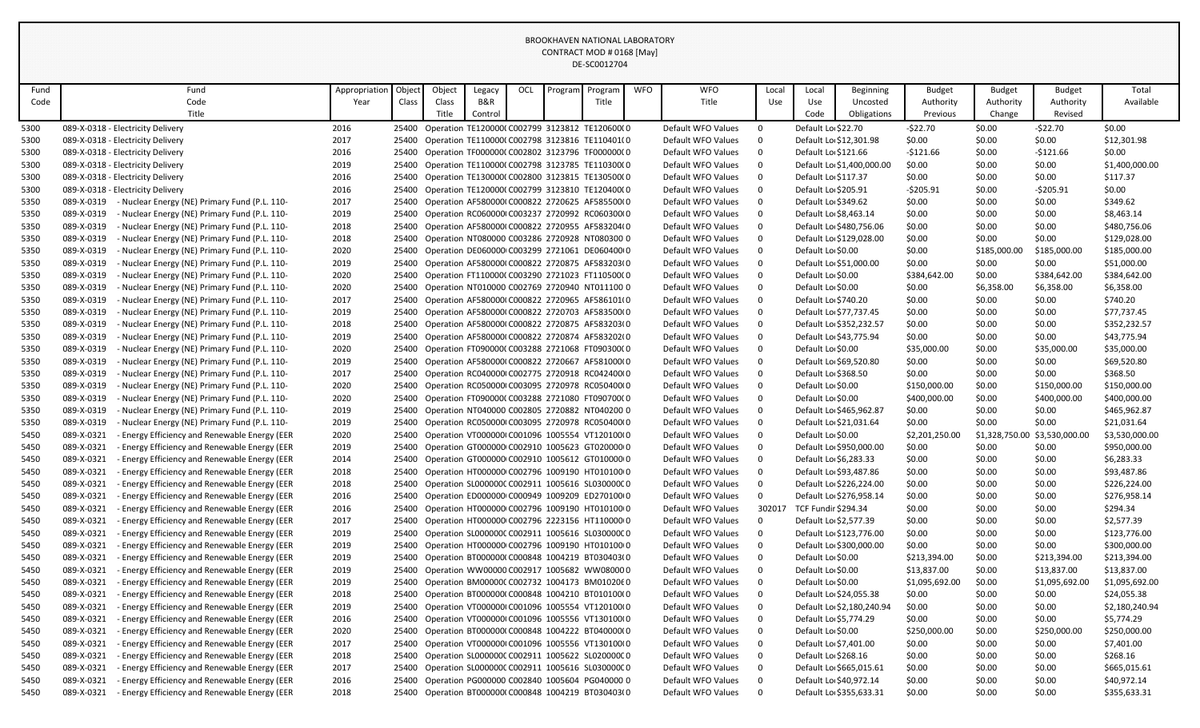BROOKHAVEN NATIONAL LABORATORY
CONTRACT MOD # 0168 [May]
DE-SC0012704

| Fund Code | Fund Code Title | Appropriation Year | Object Class | Object Class Title | Legacy B&R Control | OCL | Program | Program Title | WFO | WFO Title | Local Use | Local Use Code | Beginning Uncosted Obligations | Budget Authority Previous | Budget Authority Change | Budget Authority Revised | Total Available |
|---|---|---|---|---|---|---|---|---|---|---|---|---|---|---|---|---|---|
| 5300 | 089-X-0318 - Electricity Delivery | 2016 | 25400 | Operation | TE120000( | C002799 | 3123812 | TE120600( | 0 | Default WFO Values | 0 | Default Lo | $22.70 | -$22.70 | $0.00 | -$22.70 | $0.00 |
| 5300 | 089-X-0318 - Electricity Delivery | 2017 | 25400 | Operation | TE110000( | C002798 | 3123816 | TE110401( | 0 | Default WFO Values | 0 | Default Lo | $12,301.98 | $0.00 | $0.00 | $0.00 | $12,301.98 |
| 5300 | 089-X-0318 - Electricity Delivery | 2016 | 25400 | Operation | TF000000( | C002802 | 3123796 | TF000000( | 0 | Default WFO Values | 0 | Default Lo | $121.66 | -$121.66 | $0.00 | -$121.66 | $0.00 |
| 5300 | 089-X-0318 - Electricity Delivery | 2019 | 25400 | Operation | TE110000( | C002798 | 3123785 | TE110300( | 0 | Default WFO Values | 0 | Default Lo | $1,400,000.00 | $0.00 | $0.00 | $0.00 | $1,400,000.00 |
| 5300 | 089-X-0318 - Electricity Delivery | 2016 | 25400 | Operation | TE130000( | C002800 | 3123815 | TE130500( | 0 | Default WFO Values | 0 | Default Lo | $117.37 | $0.00 | $0.00 | $0.00 | $117.37 |
| 5300 | 089-X-0318 - Electricity Delivery | 2016 | 25400 | Operation | TE120000( | C002799 | 3123810 | TE120400( | 0 | Default WFO Values | 0 | Default Lo | $205.91 | -$205.91 | $0.00 | -$205.91 | $0.00 |
| 5350 | 089-X-0319 - Nuclear Energy (NE) Primary Fund (P.L. 110- | 2017 | 25400 | Operation | AF580000( | C000822 | 2720625 | AF585500( | 0 | Default WFO Values | 0 | Default Lo | $349.62 | $0.00 | $0.00 | $0.00 | $349.62 |
| 5350 | 089-X-0319 - Nuclear Energy (NE) Primary Fund (P.L. 110- | 2019 | 25400 | Operation | RC060000( | C003237 | 2720992 | RC060300( | 0 | Default WFO Values | 0 | Default Lo | $8,463.14 | $0.00 | $0.00 | $0.00 | $8,463.14 |
| 5350 | 089-X-0319 - Nuclear Energy (NE) Primary Fund (P.L. 110- | 2018 | 25400 | Operation | AF580000( | C000822 | 2720955 | AF583204( | 0 | Default WFO Values | 0 | Default Lo | $480,756.06 | $0.00 | $0.00 | $0.00 | $480,756.06 |
| 5350 | 089-X-0319 - Nuclear Energy (NE) Primary Fund (P.L. 110- | 2018 | 25400 | Operation | NT080000 | C003286 | 2720928 | NT080300 | 0 | Default WFO Values | 0 | Default Lo | $129,028.00 | $0.00 | $0.00 | $0.00 | $129,028.00 |
| 5350 | 089-X-0319 - Nuclear Energy (NE) Primary Fund (P.L. 110- | 2020 | 25400 | Operation | DE060000( | C003299 | 2721061 | DE060400( | 0 | Default WFO Values | 0 | Default Lo | $0.00 | $0.00 | $185,000.00 | $185,000.00 | $185,000.00 |
| 5350 | 089-X-0319 - Nuclear Energy (NE) Primary Fund (P.L. 110- | 2019 | 25400 | Operation | AF580000( | C000822 | 2720875 | AF583203( | 0 | Default WFO Values | 0 | Default Lo | $51,000.00 | $0.00 | $0.00 | $0.00 | $51,000.00 |
| 5350 | 089-X-0319 - Nuclear Energy (NE) Primary Fund (P.L. 110- | 2020 | 25400 | Operation | FT110000( | C003290 | 2721023 | FT110500( | 0 | Default WFO Values | 0 | Default Lo | $0.00 | $384,642.00 | $0.00 | $384,642.00 | $384,642.00 |
| 5350 | 089-X-0319 - Nuclear Energy (NE) Primary Fund (P.L. 110- | 2020 | 25400 | Operation | NT010000 | C002769 | 2720940 | NT011100 | 0 | Default WFO Values | 0 | Default Lo | $0.00 | $0.00 | $6,358.00 | $6,358.00 | $6,358.00 |
| 5350 | 089-X-0319 - Nuclear Energy (NE) Primary Fund (P.L. 110- | 2017 | 25400 | Operation | AF580000( | C000822 | 2720965 | AF586101( | 0 | Default WFO Values | 0 | Default Lo | $740.20 | $0.00 | $0.00 | $0.00 | $740.20 |
| 5350 | 089-X-0319 - Nuclear Energy (NE) Primary Fund (P.L. 110- | 2019 | 25400 | Operation | AF580000( | C000822 | 2720703 | AF583500( | 0 | Default WFO Values | 0 | Default Lo | $77,737.45 | $0.00 | $0.00 | $0.00 | $77,737.45 |
| 5350 | 089-X-0319 - Nuclear Energy (NE) Primary Fund (P.L. 110- | 2018 | 25400 | Operation | AF580000( | C000822 | 2720875 | AF583203( | 0 | Default WFO Values | 0 | Default Lo | $352,232.57 | $0.00 | $0.00 | $0.00 | $352,232.57 |
| 5350 | 089-X-0319 - Nuclear Energy (NE) Primary Fund (P.L. 110- | 2019 | 25400 | Operation | AF580000( | C000822 | 2720874 | AF583202( | 0 | Default WFO Values | 0 | Default Lo | $43,775.94 | $0.00 | $0.00 | $0.00 | $43,775.94 |
| 5350 | 089-X-0319 - Nuclear Energy (NE) Primary Fund (P.L. 110- | 2020 | 25400 | Operation | FT090000( | C003288 | 2721068 | FT090300( | 0 | Default WFO Values | 0 | Default Lo | $0.00 | $35,000.00 | $0.00 | $35,000.00 | $35,000.00 |
| 5350 | 089-X-0319 - Nuclear Energy (NE) Primary Fund (P.L. 110- | 2019 | 25400 | Operation | AF580000( | C000822 | 2720667 | AF581000( | 0 | Default WFO Values | 0 | Default Lo | $69,520.80 | $0.00 | $0.00 | $0.00 | $69,520.80 |
| 5350 | 089-X-0319 - Nuclear Energy (NE) Primary Fund (P.L. 110- | 2017 | 25400 | Operation | RC040000( | C002775 | 2720918 | RC042400( | 0 | Default WFO Values | 0 | Default Lo | $368.50 | $0.00 | $0.00 | $0.00 | $368.50 |
| 5350 | 089-X-0319 - Nuclear Energy (NE) Primary Fund (P.L. 110- | 2020 | 25400 | Operation | RC050000( | C003095 | 2720978 | RC050400( | 0 | Default WFO Values | 0 | Default Lo | $0.00 | $150,000.00 | $0.00 | $150,000.00 | $150,000.00 |
| 5350 | 089-X-0319 - Nuclear Energy (NE) Primary Fund (P.L. 110- | 2020 | 25400 | Operation | FT090000( | C003288 | 2721080 | FT090700( | 0 | Default WFO Values | 0 | Default Lo | $0.00 | $400,000.00 | $0.00 | $400,000.00 | $400,000.00 |
| 5350 | 089-X-0319 - Nuclear Energy (NE) Primary Fund (P.L. 110- | 2019 | 25400 | Operation | NT040000 | C002805 | 2720882 | NT040200 | 0 | Default WFO Values | 0 | Default Lo | $465,962.87 | $0.00 | $0.00 | $0.00 | $465,962.87 |
| 5350 | 089-X-0319 - Nuclear Energy (NE) Primary Fund (P.L. 110- | 2019 | 25400 | Operation | RC050000( | C003095 | 2720978 | RC050400( | 0 | Default WFO Values | 0 | Default Lo | $21,031.64 | $0.00 | $0.00 | $0.00 | $21,031.64 |
| 5450 | 089-X-0321 - Energy Efficiency and Renewable Energy (EER | 2020 | 25400 | Operation | VT000000( | C001096 | 1005554 | VT120100( | 0 | Default WFO Values | 0 | Default Lo | $0.00 | $2,201,250.00 | $1,328,750.00 | $3,530,000.00 | $3,530,000.00 |
| 5450 | 089-X-0321 - Energy Efficiency and Renewable Energy (EER | 2019 | 25400 | Operation | GT000000( | C002910 | 1005623 | GT020000( | 0 | Default WFO Values | 0 | Default Lo | $950,000.00 | $0.00 | $0.00 | $0.00 | $950,000.00 |
| 5450 | 089-X-0321 - Energy Efficiency and Renewable Energy (EER | 2014 | 25400 | Operation | GT000000( | C002910 | 1005612 | GT010000( | 0 | Default WFO Values | 0 | Default Lo | $6,283.33 | $0.00 | $0.00 | $0.00 | $6,283.33 |
| 5450 | 089-X-0321 - Energy Efficiency and Renewable Energy (EER | 2018 | 25400 | Operation | HT000000( | C002796 | 1009190 | HT010100( | 0 | Default WFO Values | 0 | Default Lo | $93,487.86 | $0.00 | $0.00 | $0.00 | $93,487.86 |
| 5450 | 089-X-0321 - Energy Efficiency and Renewable Energy (EER | 2018 | 25400 | Operation | SL000000( | C002911 | 1005616 | SL030000( | 0 | Default WFO Values | 0 | Default Lo | $226,224.00 | $0.00 | $0.00 | $0.00 | $226,224.00 |
| 5450 | 089-X-0321 - Energy Efficiency and Renewable Energy (EER | 2016 | 25400 | Operation | ED000000( | C000949 | 1009209 | ED270100( | 0 | Default WFO Values | 0 | Default Lo | $276,958.14 | $0.00 | $0.00 | $0.00 | $276,958.14 |
| 5450 | 089-X-0321 - Energy Efficiency and Renewable Energy (EER | 2016 | 25400 | Operation | HT000000( | C002796 | 1009190 | HT010100( | 0 | Default WFO Values | 302017 | TCF Fundir | $294.34 | $0.00 | $0.00 | $0.00 | $294.34 |
| 5450 | 089-X-0321 - Energy Efficiency and Renewable Energy (EER | 2017 | 25400 | Operation | HT000000( | C002796 | 2223156 | HT110000( | 0 | Default WFO Values | 0 | Default Lo | $2,577.39 | $0.00 | $0.00 | $0.00 | $2,577.39 |
| 5450 | 089-X-0321 - Energy Efficiency and Renewable Energy (EER | 2019 | 25400 | Operation | SL000000( | C002911 | 1005616 | SL030000( | 0 | Default WFO Values | 0 | Default Lo | $123,776.00 | $0.00 | $0.00 | $0.00 | $123,776.00 |
| 5450 | 089-X-0321 - Energy Efficiency and Renewable Energy (EER | 2019 | 25400 | Operation | HT000000( | C002796 | 1009190 | HT010100( | 0 | Default WFO Values | 0 | Default Lo | $300,000.00 | $0.00 | $0.00 | $0.00 | $300,000.00 |
| 5450 | 089-X-0321 - Energy Efficiency and Renewable Energy (EER | 2019 | 25400 | Operation | BT000000( | C000848 | 1004219 | BT030403( | 0 | Default WFO Values | 0 | Default Lo | $0.00 | $213,394.00 | $0.00 | $213,394.00 | $213,394.00 |
| 5450 | 089-X-0321 - Energy Efficiency and Renewable Energy (EER | 2019 | 25400 | Operation | WW00000 | C002917 | 1005682 | WW08000 | 0 | Default WFO Values | 0 | Default Lo | $0.00 | $13,837.00 | $0.00 | $13,837.00 | $13,837.00 |
| 5450 | 089-X-0321 - Energy Efficiency and Renewable Energy (EER | 2019 | 25400 | Operation | BM00000( | C002732 | 1004173 | BM01020( | 0 | Default WFO Values | 0 | Default Lo | $0.00 | $1,095,692.00 | $0.00 | $1,095,692.00 | $1,095,692.00 |
| 5450 | 089-X-0321 - Energy Efficiency and Renewable Energy (EER | 2018 | 25400 | Operation | BT000000( | C000848 | 1004210 | BT010100( | 0 | Default WFO Values | 0 | Default Lo | $24,055.38 | $0.00 | $0.00 | $0.00 | $24,055.38 |
| 5450 | 089-X-0321 - Energy Efficiency and Renewable Energy (EER | 2019 | 25400 | Operation | VT000000( | C001096 | 1005554 | VT120100( | 0 | Default WFO Values | 0 | Default Lo | $2,180,240.94 | $0.00 | $0.00 | $0.00 | $2,180,240.94 |
| 5450 | 089-X-0321 - Energy Efficiency and Renewable Energy (EER | 2016 | 25400 | Operation | VT000000( | C001096 | 1005556 | VT130100( | 0 | Default WFO Values | 0 | Default Lo | $5,774.29 | $0.00 | $0.00 | $0.00 | $5,774.29 |
| 5450 | 089-X-0321 - Energy Efficiency and Renewable Energy (EER | 2020 | 25400 | Operation | BT000000( | C000848 | 1004222 | BT040000( | 0 | Default WFO Values | 0 | Default Lo | $0.00 | $250,000.00 | $0.00 | $250,000.00 | $250,000.00 |
| 5450 | 089-X-0321 - Energy Efficiency and Renewable Energy (EER | 2017 | 25400 | Operation | VT000000( | C001096 | 1005556 | VT130100( | 0 | Default WFO Values | 0 | Default Lo | $7,401.00 | $0.00 | $0.00 | $0.00 | $7,401.00 |
| 5450 | 089-X-0321 - Energy Efficiency and Renewable Energy (EER | 2018 | 25400 | Operation | SL000000( | C002911 | 1005622 | SL020000( | 0 | Default WFO Values | 0 | Default Lo | $268.16 | $0.00 | $0.00 | $0.00 | $268.16 |
| 5450 | 089-X-0321 - Energy Efficiency and Renewable Energy (EER | 2017 | 25400 | Operation | SL000000( | C002911 | 1005616 | SL030000( | 0 | Default WFO Values | 0 | Default Lo | $665,015.61 | $0.00 | $0.00 | $0.00 | $665,015.61 |
| 5450 | 089-X-0321 - Energy Efficiency and Renewable Energy (EER | 2016 | 25400 | Operation | PG000000 | C002840 | 1005604 | PG040000 | 0 | Default WFO Values | 0 | Default Lo | $40,972.14 | $0.00 | $0.00 | $0.00 | $40,972.14 |
| 5450 | 089-X-0321 - Energy Efficiency and Renewable Energy (EER | 2018 | 25400 | Operation | BT000000( | C000848 | 1004219 | BT030403( | 0 | Default WFO Values | 0 | Default Lo | $355,633.31 | $0.00 | $0.00 | $0.00 | $355,633.31 |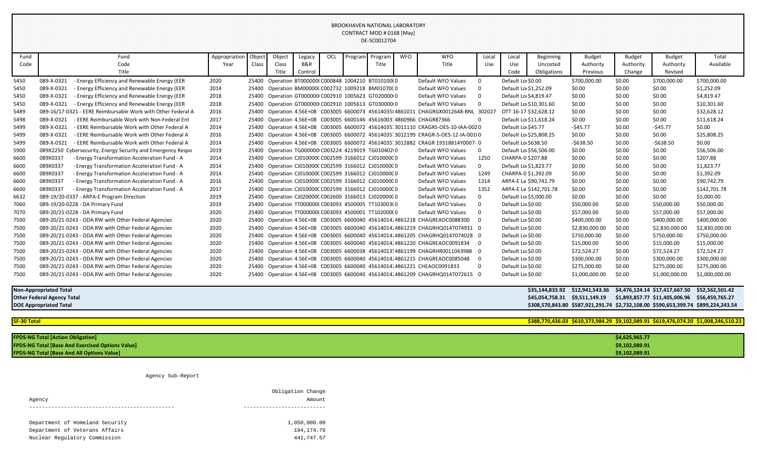BROOKHAVEN NATIONAL LABORATORY
CONTRACT MOD # 0168 [May]
DE-SC0012704

| Fund Code | Fund Code Title | Appropriation Year | Object Class | Object Class Title | Legacy B&R Control | OCL | Program | Program Title | WFO | WFO Title | Local Use | Local Use Code | Beginning Uncosted Obligations | Budget Authority Previous | Budget Authority Change | Budget Authority Revised | Total Available |
|---|---|---|---|---|---|---|---|---|---|---|---|---|---|---|---|---|---|
| 5450 | 089-X-0321 - Energy Efficiency and Renewable Energy (EER | 2020 | 25400 | Operation | BT000000( | C000848 | 1004210 | BT010100( | 0 | Default WFO Values | 0 | Default Lo | $0.00 | $700,000.00 | $0.00 | $700,000.00 | $700,000.00 |
| 5450 | 089-X-0321 - Energy Efficiency and Renewable Energy (EER | 2014 | 25400 | Operation | BM00000( | C002732 | 1009218 | BM01070( | 0 | Default WFO Values | 0 | Default Lo | $1,252.09 | $0.00 | $0.00 | $0.00 | $1,252.09 |
| 5450 | 089-X-0321 - Energy Efficiency and Renewable Energy (EER | 2018 | 25400 | Operation | GT000000 | C002910 | 1005623 | GT020000 | 0 | Default WFO Values | 0 | Default Lo | $4,819.47 | $0.00 | $0.00 | $0.00 | $4,819.47 |
| 5450 | 089-X-0321 - Energy Efficiency and Renewable Energy (EER | 2018 | 25400 | Operation | GT000000 | C002910 | 1005613 | GT030000 | 0 | Default WFO Values | 0 | Default Lo | $10,301.60 | $0.00 | $0.00 | $0.00 | $10,301.60 |
| 5489 | 089-16/17-0321 - EERE Reimbursable Work with Other Federal A | 2016 | 25400 | Operation | 4.56E+08 | C003005 | 6600073 | 45614035 | 4861011 | CHAGRGX0012648-BNL | 302027 | OTT 16-17 | $32,628.12 | $0.00 | $0.00 | $0.00 | $32,628.12 |
| 5498 | 089-X-0321 - EERE Reimbursable Work with Non-Federal Ent | 2017 | 25400 | Operation | 4.56E+08 | C003005 | 6600146 | 45616003 | 4860966 | CHAGR87366 | 0 | Default Lo | $11,618.24 | $0.00 | $0.00 | $0.00 | $11,618.24 |
| 5499 | 089-X-0321 - EERE Reimbursable Work with Other Federal A | 2014 | 25400 | Operation | 4.56E+08 | C003005 | 6600072 | 45614035 | 3011110 | CRAGRS-OES-10-IAA-002 | 0 | Default Lo | $45.77 | -$45.77 | $0.00 | -$45.77 | $0.00 |
| 5499 | 089-X-0321 - EERE Reimbursable Work with Other Federal A | 2016 | 25400 | Operation | 4.56E+08 | C003005 | 6600072 | 45614035 | 3012199 | CRAGR-S-OES-12-IA-001( | 0 | Default Lo | $25,808.25 | $0.00 | $0.00 | $0.00 | $25,808.25 |
| 5499 | 089-X-0321 - EERE Reimbursable Work with Other Federal A | 2014 | 25400 | Operation | 4.56E+08 | C003005 | 6600072 | 45614035 | 3012882 | CRAGR 19318814Y0007- | 0 | Default Lo | $638.50 | -$638.50 | $0.00 | -$638.50 | $0.00 |
| 5900 | 089X2250 Cybersecurity, Energy Security and Emergency Respo | 2019 | 25400 | Operation | TG000000 | C003224 | 4219019 | TG010402 | 0 | Default WFO Values | 0 | Default Lo | $56,506.00 | $0.00 | $0.00 | $0.00 | $56,506.00 |
| 6600 | 089X0337 - Energy Transformation Acceleration Fund - A | 2014 | 25400 | Operation | CJ010000 | C002599 | 3166012 | CJ010000 | 0 | Default WFO Values | 1250 | CHARPA-0 | $207.88 | $0.00 | $0.00 | $0.00 | $207.88 |
| 6600 | 089X0337 - Energy Transformation Acceleration Fund - A | 2014 | 25400 | Operation | CJ010000 | C002599 | 3166012 | CJ010000 | 0 | Default WFO Values | 0 | Default Lo | $1,823.77 | $0.00 | $0.00 | $0.00 | $1,823.77 |
| 6600 | 089X0337 - Energy Transformation Acceleration Fund - A | 2014 | 25400 | Operation | CJ010000 | C002599 | 3166012 | CJ010000 | 0 | Default WFO Values | 1249 | CHARPA-0 | $1,392.09 | $0.00 | $0.00 | $0.00 | $1,392.09 |
| 6600 | 089X0337 - Energy Transformation Acceleration Fund - A | 2016 | 25400 | Operation | CJ010000 | C002599 | 3166012 | CJ010000 | 0 | Default WFO Values | 1314 | ARPA-E La | $90,742.79 | $0.00 | $0.00 | $0.00 | $90,742.79 |
| 6600 | 089X0337 - Energy Transformation Acceleration Fund - A | 2017 | 25400 | Operation | CJ010000 | C002599 | 3166012 | CJ010000 | 0 | Default WFO Values | 1352 | ARPA-E La | $142,701.78 | $0.00 | $0.00 | $0.00 | $142,701.78 |
| 6632 | 089-19/20-0337 - ARPA-E Program Direction | 2019 | 25400 | Operation | CJ020000 | C002600 | 3166013 | CJ020000 | 0 | Default WFO Values | 0 | Default Lo | $5,000.00 | $0.00 | $0.00 | $0.00 | $5,000.00 |
| 7060 | 089-19/20-0228 - DA Primary Fund | 2019 | 25400 | Operation | TT000000 | C003093 | 4500005 | TT103003 | 0 | Default WFO Values | 0 | Default Lo | $0.00 | $50,000.00 | $0.00 | $50,000.00 | $50,000.00 |
| 7070 | 089-20/21-0228 - DA Primary Fund | 2020 | 25400 | Operation | TT000000 | C003093 | 4500001 | TT102000 | 0 | Default WFO Values | 0 | Default Lo | $0.00 | $57,000.00 | $0.00 | $57,000.00 | $57,000.00 |
| 7500 | 089-20/21-0243 - ODA RW with Other Federal Agencies | 2020 | 25400 | Operation | 4.56E+08 | C003005 | 6600040 | 45614014 | 4861218 | CHAGREAOC0088300 | 0 | Default Lo | $0.00 | $400,000.00 | $0.00 | $400,000.00 | $400,000.00 |
| 7500 | 089-20/21-0243 - ODA RW with Other Federal Agencies | 2020 | 25400 | Operation | 4.56E+08 | C003005 | 6600040 | 45614014 | 4861219 | CHAGRHQ0147074931 | 0 | Default Lo | $0.00 | $2,830,000.00 | $0.00 | $2,830,000.00 | $2,830,000.00 |
| 7500 | 089-20/21-0243 - ODA RW with Other Federal Agencies | 2020 | 25400 | Operation | 4.56E+08 | C003005 | 6600040 | 45614014 | 4861205 | CHAGRHQ0147074028 | 0 | Default Lo | $0.00 | $750,000.00 | $0.00 | $750,000.00 | $750,000.00 |
| 7500 | 089-20/21-0243 - ODA RW with Other Federal Agencies | 2020 | 25400 | Operation | 4.56E+08 | C003005 | 6600040 | 45614014 | 4861220 | CHAGREAOC0091834 | 0 | Default Lo | $0.00 | $15,000.00 | $0.00 | $15,000.00 | $15,000.00 |
| 7500 | 089-20/21-0243 - ODA RW with Other Federal Agencies | 2020 | 25400 | Operation | 4.56E+08 | C003005 | 6600038 | 45614013 | 4861199 | CHAGRHR0011043988 | 0 | Default Lo | $0.00 | $72,524.27 | $0.00 | $72,524.27 | $72,524.27 |
| 7500 | 089-20/21-0243 - ODA RW with Other Federal Agencies | 2020 | 25400 | Operation | 4.56E+08 | C003005 | 6600040 | 45614014 | 4861215 | CHAGREAOC0085048 | 0 | Default Lo | $0.00 | $300,000.00 | $0.00 | $300,000.00 | $300,000.00 |
| 7500 | 089-20/21-0243 - ODA RW with Other Federal Agencies | 2020 | 25400 | Operation | 4.56E+08 | C003005 | 6600040 | 45614014 | 4861221 | CHEAOC0091833 | 0 | Default Lo | $0.00 | $275,000.00 | $0.00 | $275,000.00 | $275,000.00 |
| 7500 | 089-20/21-0243 - ODA RW with Other Federal Agencies | 2020 | 25400 | Operation | 4.56E+08 | C003005 | 6600040 | 45614014 | 4861209 | CHAGRHQ0147072615 | 0 | Default Lo | $0.00 | $1,000,000.00 | $0.00 | $1,000,000.00 | $1,000,000.00 |
| **Non-Appropriated Total** | | | | | | | | | | | | | $35,144,833.92 | $12,941,543.36 | $4,476,124.14 | $17,417,667.50 | $52,562,501.42 |
| **Other Federal Agency Total** | | | | | | | | | | | | | $45,054,758.31 | $9,511,149.19 | $1,893,857.77 | $11,405,006.96 | $56,459,765.27 |
| **DOE Appropriated Total** | | | | | | | | | | | | | $308,570,843.80 | $587,921,291.74 | $2,732,108.00 | $590,653,399.74 | $899,224,243.54 |
| **SF-30 Total** | | | | | | | | | | | | | $388,770,436.03 | $610,373,984.29 | $9,102,089.91 | $619,476,074.20 | $1,008,246,510.23 |

| | |
|---|---|
| **FPDS-NG Total [Action Obligation]** | $4,625,965.77 |
| **FPDS-NG Total [Base And Exercised Options Value]** | $9,102,089.91 |
| **FPDS-NG Total [Base And All Options Value]** | $9,102,089.91 |

Agency Sub-Report

| Agency | Obligation Change Amount |
|---|---|
| Department of Homeland Security | 1,050,000.00 |
| Department of Veterans Affairs | 194,174.76 |
| Nuclear Regulatory Commission | 441,747.57 |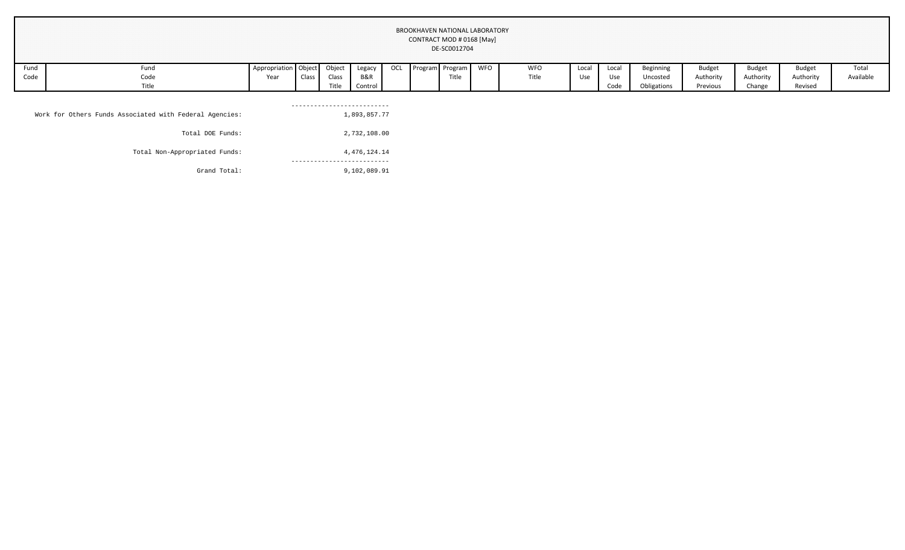BROOKHAVEN NATIONAL LABORATORY
CONTRACT MOD # 0168 [May]
DE-SC0012704

| Fund Code | Fund Code Title | Appropriation Year | Object Class | Object Class Title | Legacy B&R Control | OCL | Program | Program Title | WFO | WFO Title | Local Use | Local Use Code | Beginning Uncosted Obligations | Budget Authority Previous | Budget Authority Change | Budget Authority Revised | Total Available |
|---|---|---|---|---|---|---|---|---|---|---|---|---|---|---|---|---|---|

| | |
|---|---|
| Work for Others Funds Associated with Federal Agencies: | 1,893,857.77 |
| Total DOE Funds: | 2,732,108.00 |
| Total Non-Appropriated Funds: | 4,476,124.14 |
| Grand Total: | 9,102,089.91 |